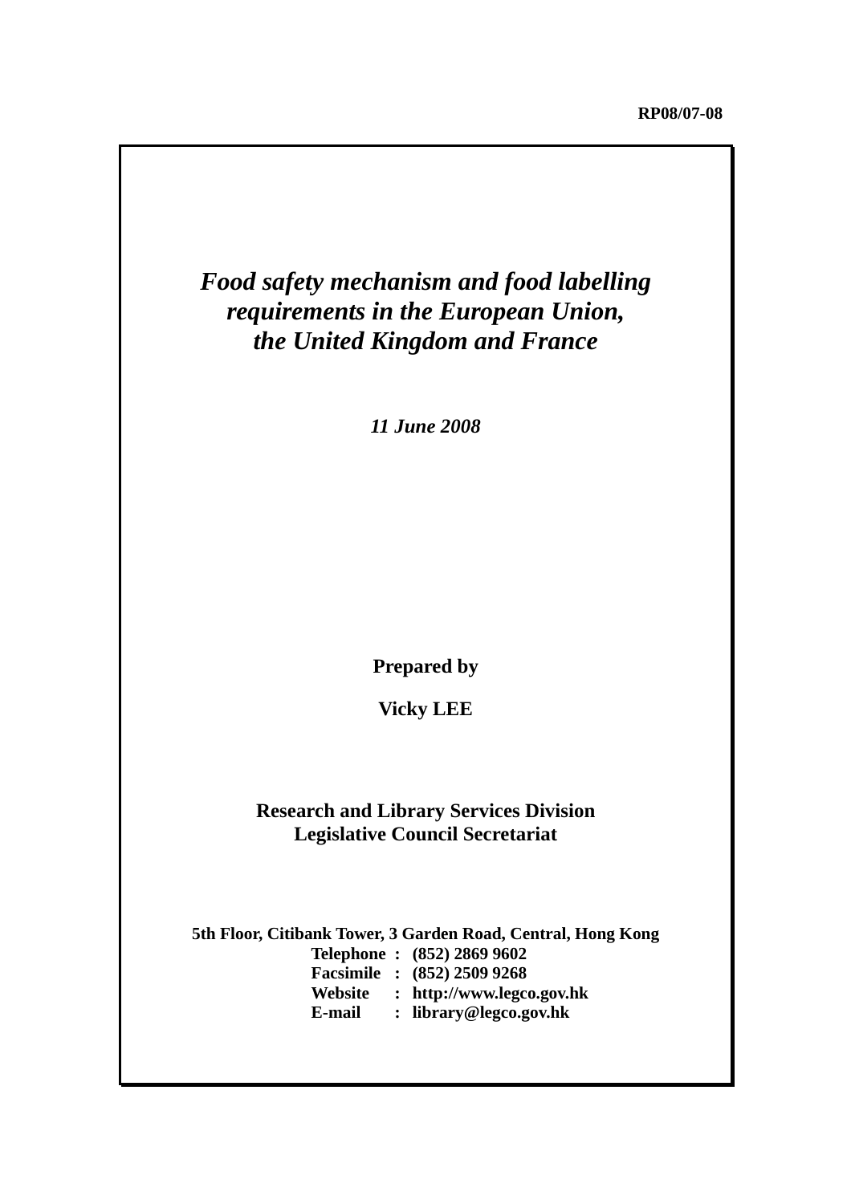RP08/07-08

# *Food safety mechanism and food labelling requirements in the European Union, the United Kingdom and France*

*11 June 2008*

**Prepared by**

**Vicky LEE**

**Research and Library Services Division**
**Legislative Council Secretariat**

**5th Floor, Citibank Tower, 3 Garden Road, Central, Hong Kong**
**Telephone : (852) 2869 9602**
**Facsimile : (852) 2509 9268**
**Website : http://www.legco.gov.hk**
**E-mail : library@legco.gov.hk**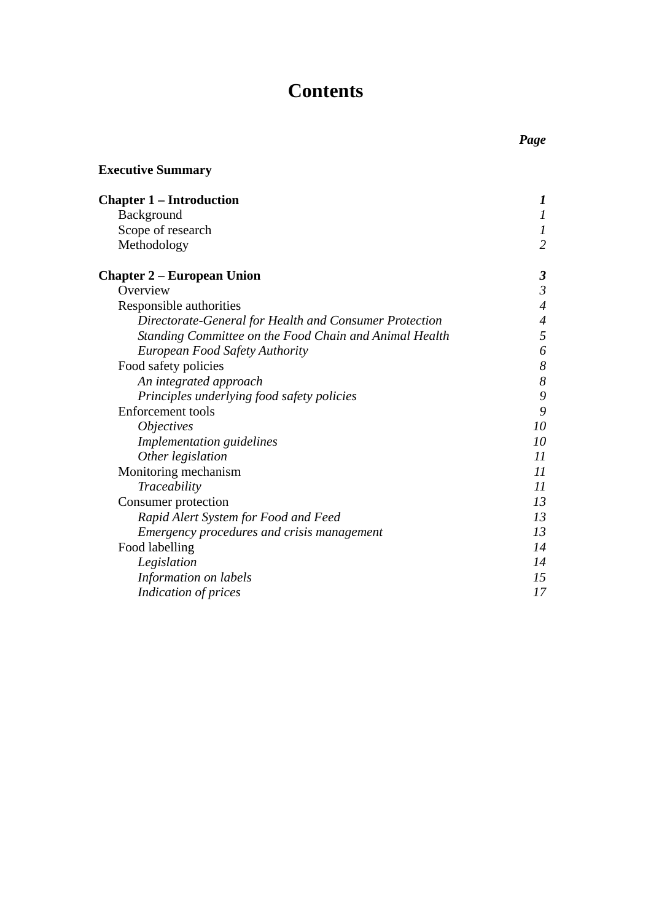# Contents

| | ***Page*** |
|---|---|
| **Executive Summary** | |
| **Chapter 1 – Introduction** | ***1*** |
| Background | *1* |
| Scope of research | *1* |
| Methodology | *2* |
| **Chapter 2 – European Union** | ***3*** |
| Overview | *3* |
| Responsible authorities | *4* |
| *Directorate-General for Health and Consumer Protection* | *4* |
| *Standing Committee on the Food Chain and Animal Health* | *5* |
| *European Food Safety Authority* | *6* |
| Food safety policies | *8* |
| *An integrated approach* | *8* |
| *Principles underlying food safety policies* | *9* |
| Enforcement tools | *9* |
| *Objectives* | *10* |
| *Implementation guidelines* | *10* |
| *Other legislation* | *11* |
| Monitoring mechanism | *11* |
| *Traceability* | *11* |
| Consumer protection | *13* |
| *Rapid Alert System for Food and Feed* | *13* |
| *Emergency procedures and crisis management* | *13* |
| Food labelling | *14* |
| *Legislation* | *14* |
| *Information on labels* | *15* |
| *Indication of prices* | *17* |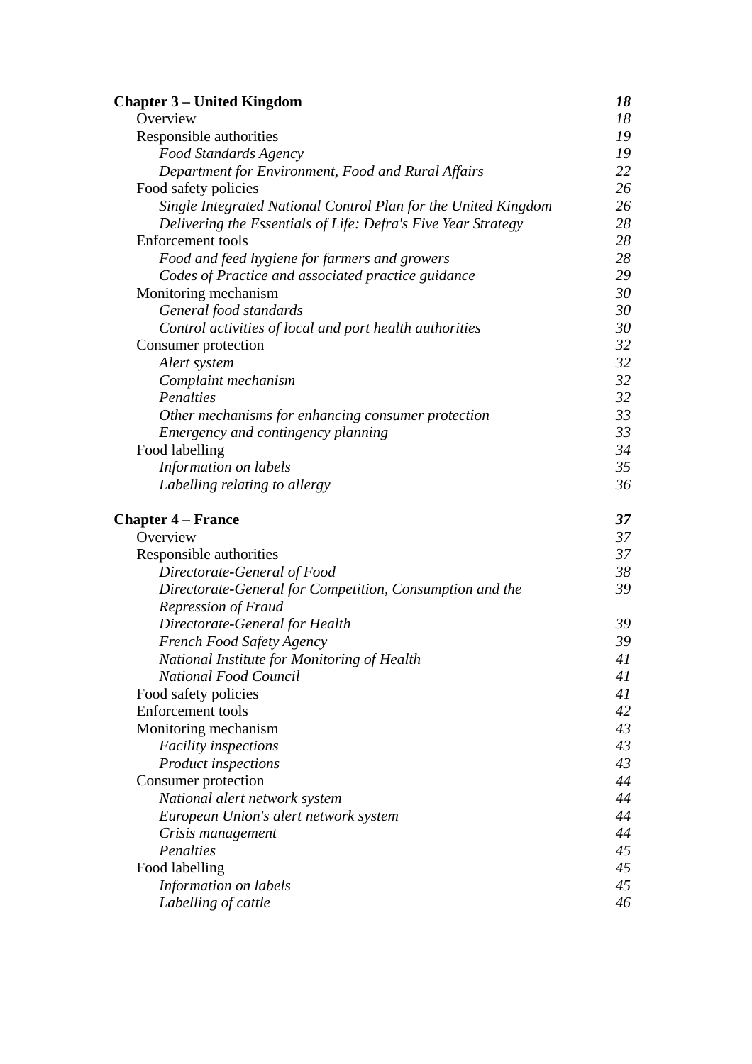| | |
|---|---|
| **Chapter 3 – United Kingdom** | ***18*** |
| Overview | *18* |
| Responsible authorities | *19* |
| *Food Standards Agency* | *19* |
| *Department for Environment, Food and Rural Affairs* | *22* |
| Food safety policies | *26* |
| *Single Integrated National Control Plan for the United Kingdom* | *26* |
| *Delivering the Essentials of Life: Defra's Five Year Strategy* | *28* |
| Enforcement tools | *28* |
| *Food and feed hygiene for farmers and growers* | *28* |
| *Codes of Practice and associated practice guidance* | *29* |
| Monitoring mechanism | *30* |
| *General food standards* | *30* |
| *Control activities of local and port health authorities* | *30* |
| Consumer protection | *32* |
| *Alert system* | *32* |
| *Complaint mechanism* | *32* |
| *Penalties* | *32* |
| *Other mechanisms for enhancing consumer protection* | *33* |
| *Emergency and contingency planning* | *33* |
| Food labelling | *34* |
| *Information on labels* | *35* |
| *Labelling relating to allergy* | *36* |
| | |
| **Chapter 4 – France** | ***37*** |
| Overview | *37* |
| Responsible authorities | *37* |
| *Directorate-General of Food* | *38* |
| *Directorate-General for Competition, Consumption and the Repression of Fraud* | *39* |
| *Directorate-General for Health* | *39* |
| *French Food Safety Agency* | *39* |
| *National Institute for Monitoring of Health* | *41* |
| *National Food Council* | *41* |
| Food safety policies | *41* |
| Enforcement tools | *42* |
| Monitoring mechanism | *43* |
| *Facility inspections* | *43* |
| *Product inspections* | *43* |
| Consumer protection | *44* |
| *National alert network system* | *44* |
| *European Union's alert network system* | *44* |
| *Crisis management* | *44* |
| *Penalties* | *45* |
| Food labelling | *45* |
| *Information on labels* | *45* |
| *Labelling of cattle* | *46* |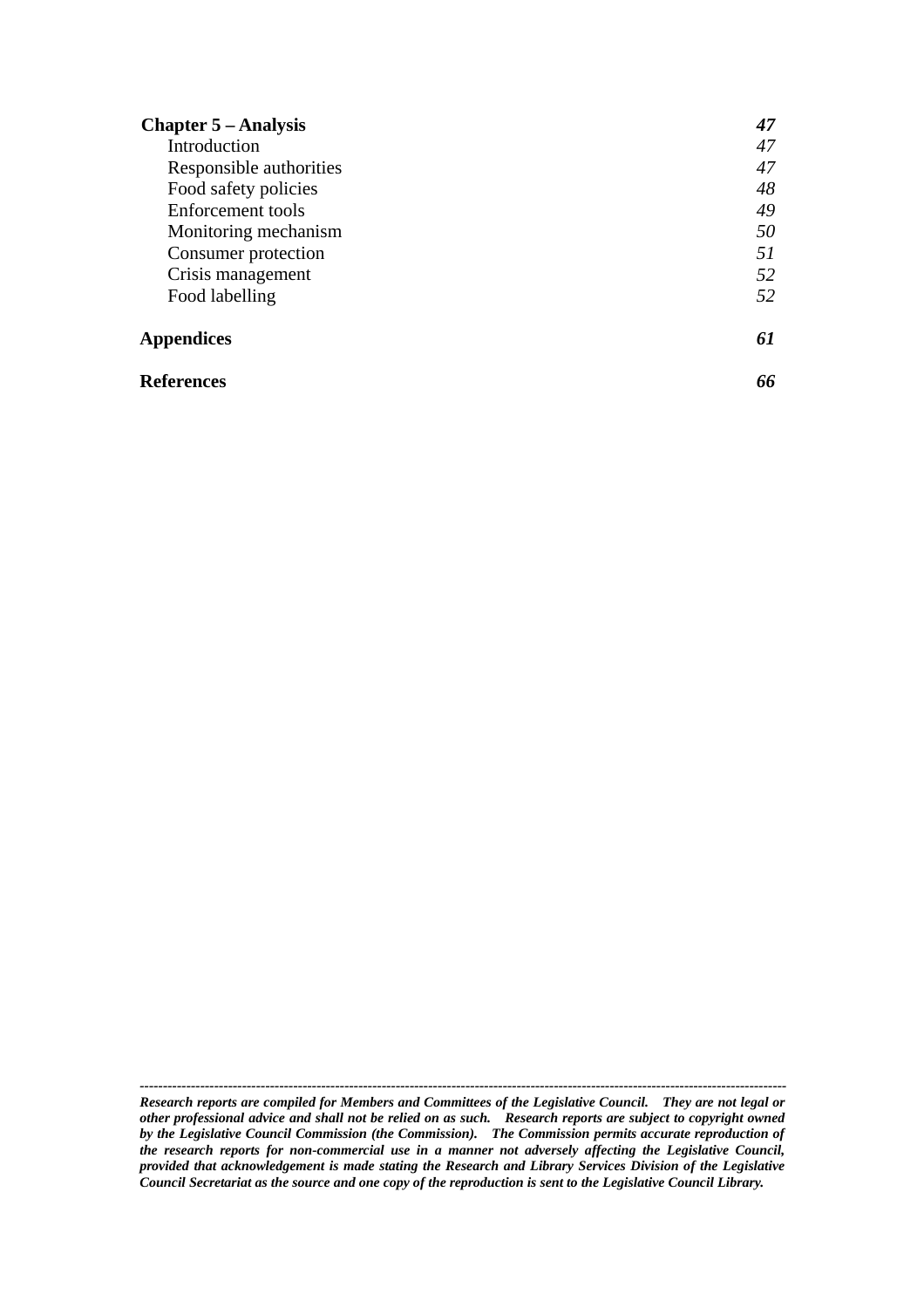| | |
|---|---|
| **Chapter 5 – Analysis** | ***47*** |
| Introduction | *47* |
| Responsible authorities | *47* |
| Food safety policies | *48* |
| Enforcement tools | *49* |
| Monitoring mechanism | *50* |
| Consumer protection | *51* |
| Crisis management | *52* |
| Food labelling | *52* |
| **Appendices** | ***61*** |
| **References** | ***66*** |

---

***Research reports are compiled for Members and Committees of the Legislative Council. They are not legal or other professional advice and shall not be relied on as such. Research reports are subject to copyright owned by the Legislative Council Commission (the Commission). The Commission permits accurate reproduction of the research reports for non-commercial use in a manner not adversely affecting the Legislative Council, provided that acknowledgement is made stating the Research and Library Services Division of the Legislative Council Secretariat as the source and one copy of the reproduction is sent to the Legislative Council Library.***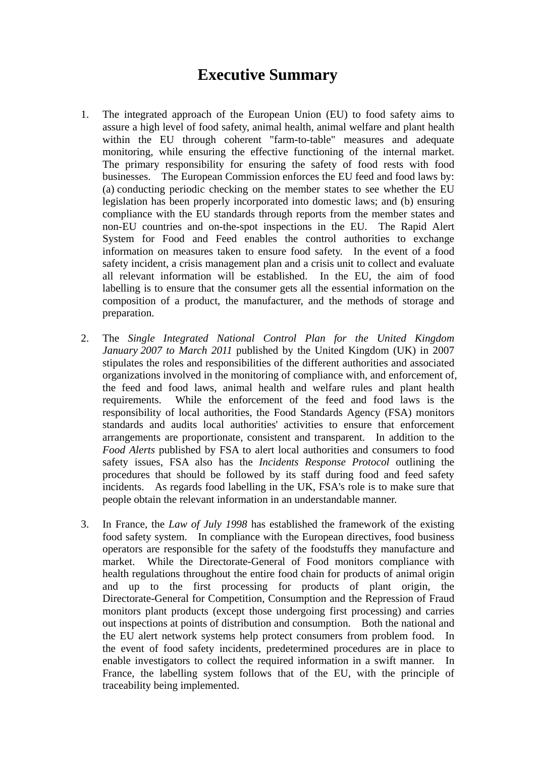# Executive Summary

1. The integrated approach of the European Union (EU) to food safety aims to assure a high level of food safety, animal health, animal welfare and plant health within the EU through coherent "farm-to-table" measures and adequate monitoring, while ensuring the effective functioning of the internal market. The primary responsibility for ensuring the safety of food rests with food businesses. The European Commission enforces the EU feed and food laws by: (a) conducting periodic checking on the member states to see whether the EU legislation has been properly incorporated into domestic laws; and (b) ensuring compliance with the EU standards through reports from the member states and non-EU countries and on-the-spot inspections in the EU. The Rapid Alert System for Food and Feed enables the control authorities to exchange information on measures taken to ensure food safety. In the event of a food safety incident, a crisis management plan and a crisis unit to collect and evaluate all relevant information will be established. In the EU, the aim of food labelling is to ensure that the consumer gets all the essential information on the composition of a product, the manufacturer, and the methods of storage and preparation.

2. The *Single Integrated National Control Plan for the United Kingdom January 2007 to March 2011* published by the United Kingdom (UK) in 2007 stipulates the roles and responsibilities of the different authorities and associated organizations involved in the monitoring of compliance with, and enforcement of, the feed and food laws, animal health and welfare rules and plant health requirements. While the enforcement of the feed and food laws is the responsibility of local authorities, the Food Standards Agency (FSA) monitors standards and audits local authorities' activities to ensure that enforcement arrangements are proportionate, consistent and transparent. In addition to the *Food Alerts* published by FSA to alert local authorities and consumers to food safety issues, FSA also has the *Incidents Response Protocol* outlining the procedures that should be followed by its staff during food and feed safety incidents. As regards food labelling in the UK, FSA's role is to make sure that people obtain the relevant information in an understandable manner.

3. In France, the *Law of July 1998* has established the framework of the existing food safety system. In compliance with the European directives, food business operators are responsible for the safety of the foodstuffs they manufacture and market. While the Directorate-General of Food monitors compliance with health regulations throughout the entire food chain for products of animal origin and up to the first processing for products of plant origin, the Directorate-General for Competition, Consumption and the Repression of Fraud monitors plant products (except those undergoing first processing) and carries out inspections at points of distribution and consumption. Both the national and the EU alert network systems help protect consumers from problem food. In the event of food safety incidents, predetermined procedures are in place to enable investigators to collect the required information in a swift manner. In France, the labelling system follows that of the EU, with the principle of traceability being implemented.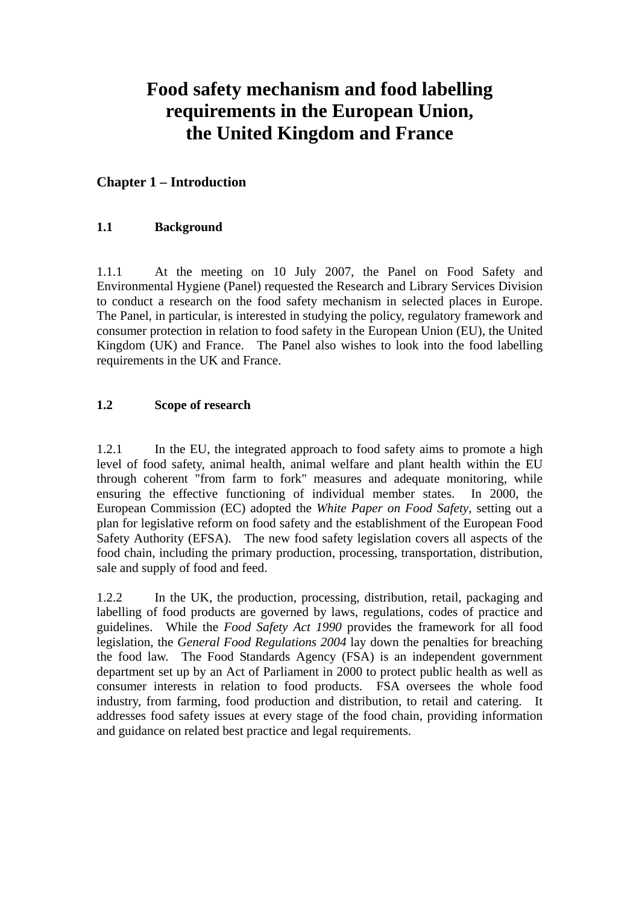# Food safety mechanism and food labelling requirements in the European Union, the United Kingdom and France

## Chapter 1 – Introduction

### 1.1 Background

1.1.1 At the meeting on 10 July 2007, the Panel on Food Safety and Environmental Hygiene (Panel) requested the Research and Library Services Division to conduct a research on the food safety mechanism in selected places in Europe. The Panel, in particular, is interested in studying the policy, regulatory framework and consumer protection in relation to food safety in the European Union (EU), the United Kingdom (UK) and France. The Panel also wishes to look into the food labelling requirements in the UK and France.

### 1.2 Scope of research

1.2.1 In the EU, the integrated approach to food safety aims to promote a high level of food safety, animal health, animal welfare and plant health within the EU through coherent "from farm to fork" measures and adequate monitoring, while ensuring the effective functioning of individual member states. In 2000, the European Commission (EC) adopted the *White Paper on Food Safety*, setting out a plan for legislative reform on food safety and the establishment of the European Food Safety Authority (EFSA). The new food safety legislation covers all aspects of the food chain, including the primary production, processing, transportation, distribution, sale and supply of food and feed.

1.2.2 In the UK, the production, processing, distribution, retail, packaging and labelling of food products are governed by laws, regulations, codes of practice and guidelines. While the *Food Safety Act 1990* provides the framework for all food legislation, the *General Food Regulations 2004* lay down the penalties for breaching the food law. The Food Standards Agency (FSA) is an independent government department set up by an Act of Parliament in 2000 to protect public health as well as consumer interests in relation to food products. FSA oversees the whole food industry, from farming, food production and distribution, to retail and catering. It addresses food safety issues at every stage of the food chain, providing information and guidance on related best practice and legal requirements.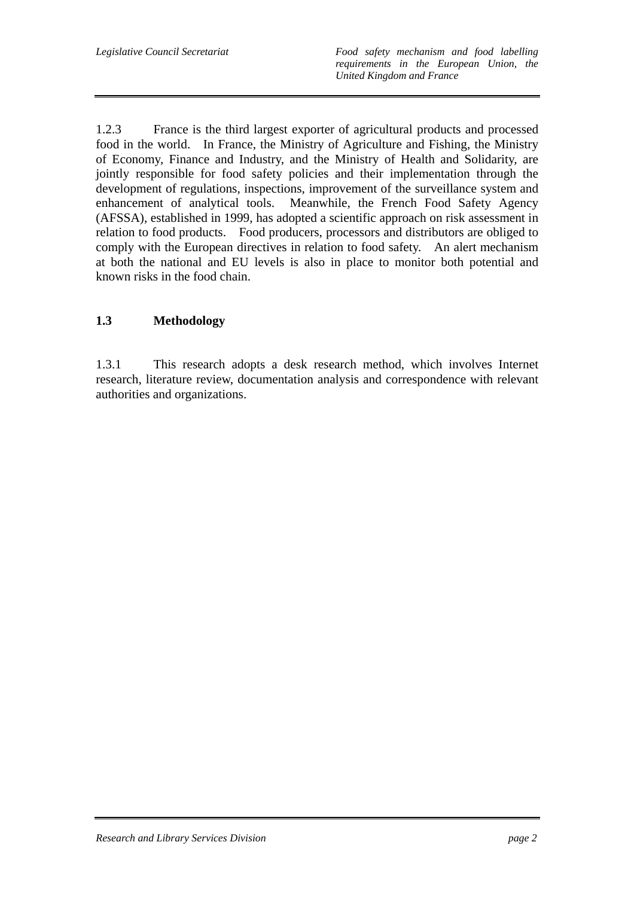1.2.3 France is the third largest exporter of agricultural products and processed food in the world. In France, the Ministry of Agriculture and Fishing, the Ministry of Economy, Finance and Industry, and the Ministry of Health and Solidarity, are jointly responsible for food safety policies and their implementation through the development of regulations, inspections, improvement of the surveillance system and enhancement of analytical tools. Meanwhile, the French Food Safety Agency (AFSSA), established in 1999, has adopted a scientific approach on risk assessment in relation to food products. Food producers, processors and distributors are obliged to comply with the European directives in relation to food safety. An alert mechanism at both the national and EU levels is also in place to monitor both potential and known risks in the food chain.

## 1.3 Methodology

1.3.1 This research adopts a desk research method, which involves Internet research, literature review, documentation analysis and correspondence with relevant authorities and organizations.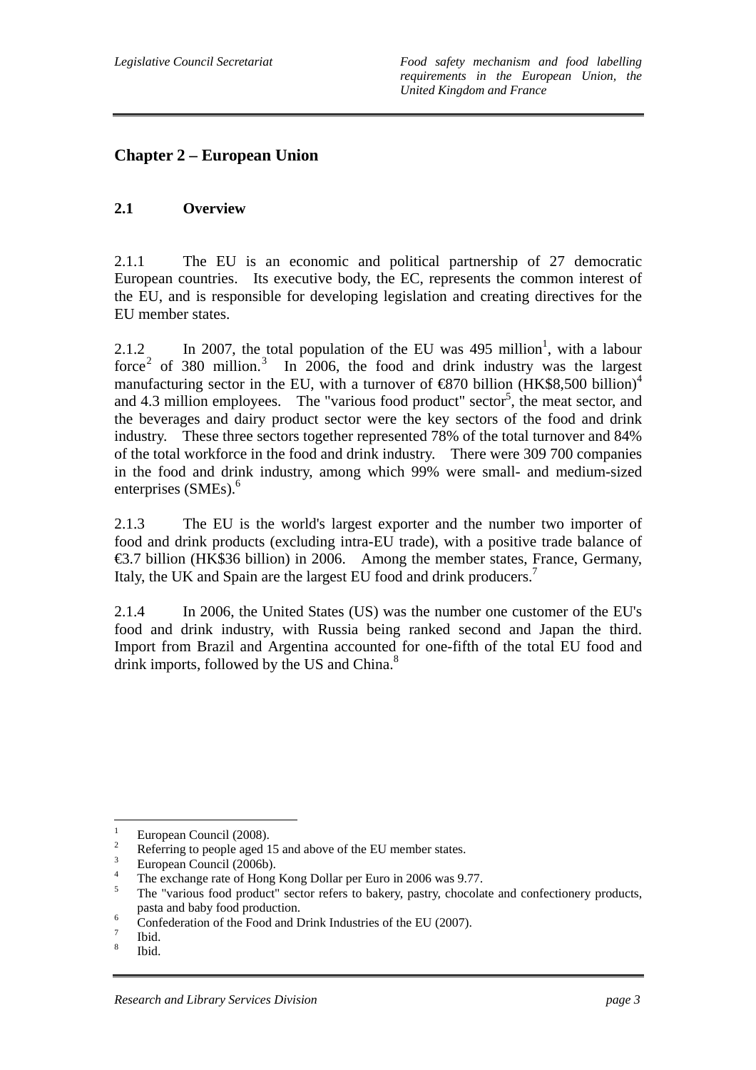## Chapter 2 – European Union

### 2.1 Overview

2.1.1 The EU is an economic and political partnership of 27 democratic European countries. Its executive body, the EC, represents the common interest of the EU, and is responsible for developing legislation and creating directives for the EU member states.

2.1.2 In 2007, the total population of the EU was 495 million[1], with a labour force[2] of 380 million.[3] In 2006, the food and drink industry was the largest manufacturing sector in the EU, with a turnover of €870 billion (HK$8,500 billion)[4] and 4.3 million employees. The "various food product" sector[5], the meat sector, and the beverages and dairy product sector were the key sectors of the food and drink industry. These three sectors together represented 78% of the total turnover and 84% of the total workforce in the food and drink industry. There were 309 700 companies in the food and drink industry, among which 99% were small- and medium-sized enterprises (SMEs).[6]

2.1.3 The EU is the world's largest exporter and the number two importer of food and drink products (excluding intra-EU trade), with a positive trade balance of €3.7 billion (HK$36 billion) in 2006. Among the member states, France, Germany, Italy, the UK and Spain are the largest EU food and drink producers.[7]

2.1.4 In 2006, the United States (US) was the number one customer of the EU's food and drink industry, with Russia being ranked second and Japan the third. Import from Brazil and Argentina accounted for one-fifth of the total EU food and drink imports, followed by the US and China.[8]

---

1. European Council (2008).
2. Referring to people aged 15 and above of the EU member states.
3. European Council (2006b).
4. The exchange rate of Hong Kong Dollar per Euro in 2006 was 9.77.
5. The "various food product" sector refers to bakery, pastry, chocolate and confectionery products, pasta and baby food production.
6. Confederation of the Food and Drink Industries of the EU (2007).
7. Ibid.
8. Ibid.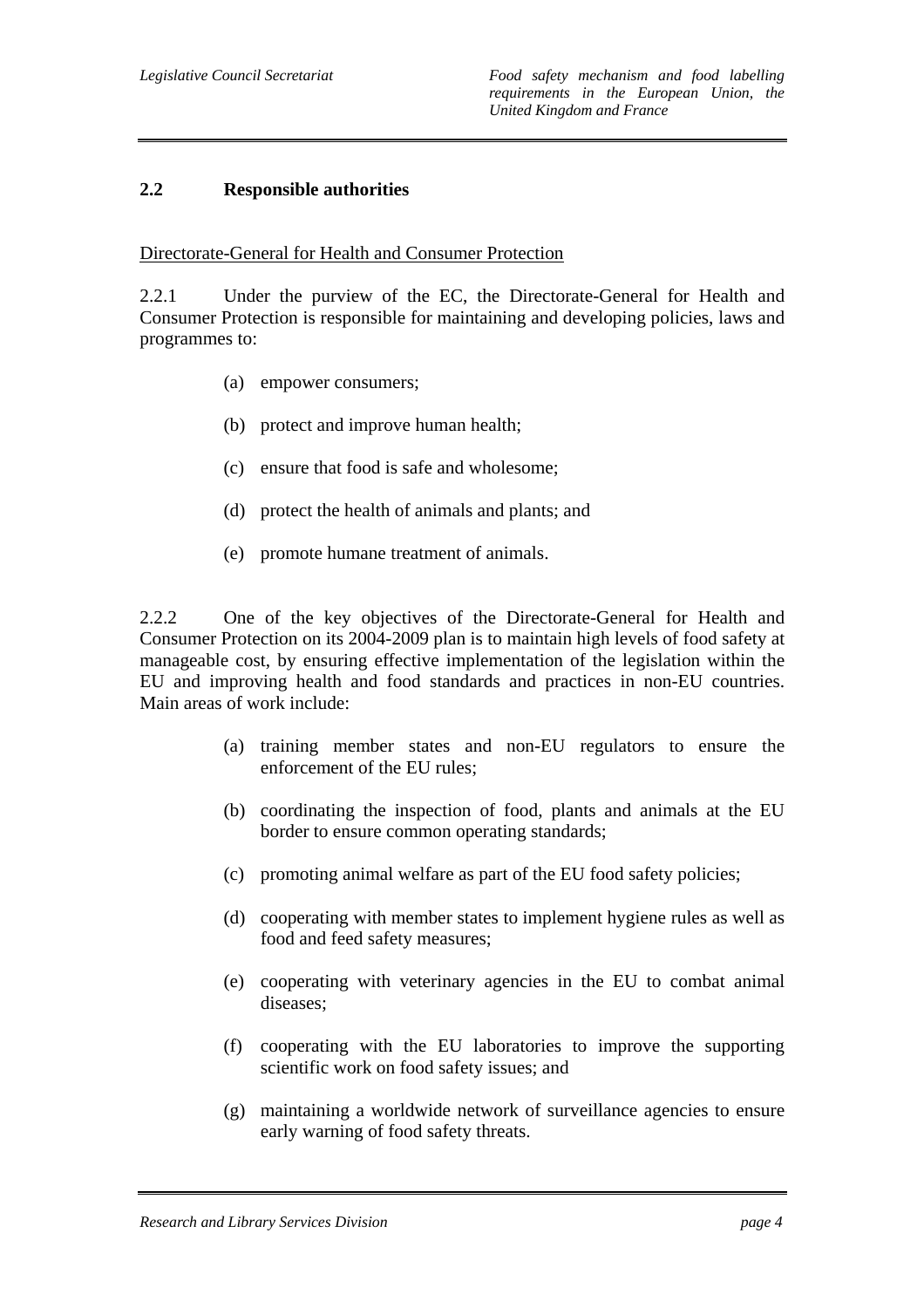## 2.2 Responsible authorities

Directorate-General for Health and Consumer Protection

2.2.1 Under the purview of the EC, the Directorate-General for Health and Consumer Protection is responsible for maintaining and developing policies, laws and programmes to:

(a) empower consumers;

(b) protect and improve human health;

(c) ensure that food is safe and wholesome;

(d) protect the health of animals and plants; and

(e) promote humane treatment of animals.

2.2.2 One of the key objectives of the Directorate-General for Health and Consumer Protection on its 2004-2009 plan is to maintain high levels of food safety at manageable cost, by ensuring effective implementation of the legislation within the EU and improving health and food standards and practices in non-EU countries. Main areas of work include:

(a) training member states and non-EU regulators to ensure the enforcement of the EU rules;

(b) coordinating the inspection of food, plants and animals at the EU border to ensure common operating standards;

(c) promoting animal welfare as part of the EU food safety policies;

(d) cooperating with member states to implement hygiene rules as well as food and feed safety measures;

(e) cooperating with veterinary agencies in the EU to combat animal diseases;

(f) cooperating with the EU laboratories to improve the supporting scientific work on food safety issues; and

(g) maintaining a worldwide network of surveillance agencies to ensure early warning of food safety threats.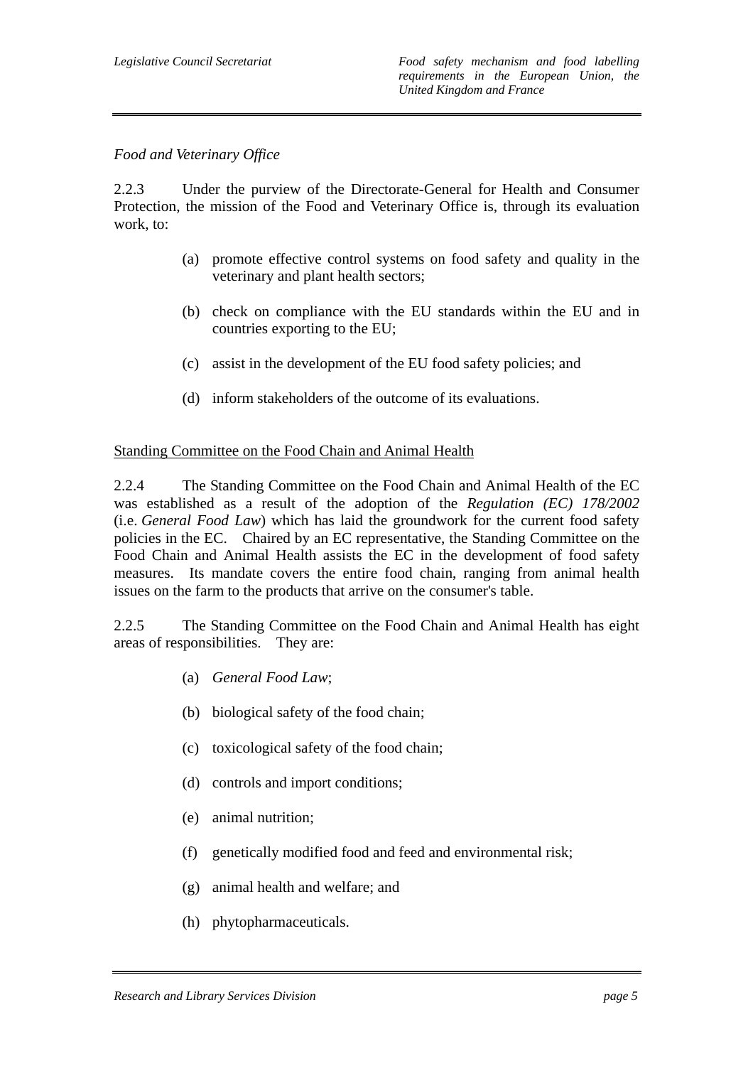*Food and Veterinary Office*

2.2.3 Under the purview of the Directorate-General for Health and Consumer Protection, the mission of the Food and Veterinary Office is, through its evaluation work, to:

(a) promote effective control systems on food safety and quality in the veterinary and plant health sectors;

(b) check on compliance with the EU standards within the EU and in countries exporting to the EU;

(c) assist in the development of the EU food safety policies; and

(d) inform stakeholders of the outcome of its evaluations.

<u>Standing Committee on the Food Chain and Animal Health</u>

2.2.4 The Standing Committee on the Food Chain and Animal Health of the EC was established as a result of the adoption of the *Regulation (EC) 178/2002* (i.e. *General Food Law*) which has laid the groundwork for the current food safety policies in the EC. Chaired by an EC representative, the Standing Committee on the Food Chain and Animal Health assists the EC in the development of food safety measures. Its mandate covers the entire food chain, ranging from animal health issues on the farm to the products that arrive on the consumer's table.

2.2.5 The Standing Committee on the Food Chain and Animal Health has eight areas of responsibilities. They are:

(a) *General Food Law*;

(b) biological safety of the food chain;

(c) toxicological safety of the food chain;

(d) controls and import conditions;

(e) animal nutrition;

(f) genetically modified food and feed and environmental risk;

(g) animal health and welfare; and

(h) phytopharmaceuticals.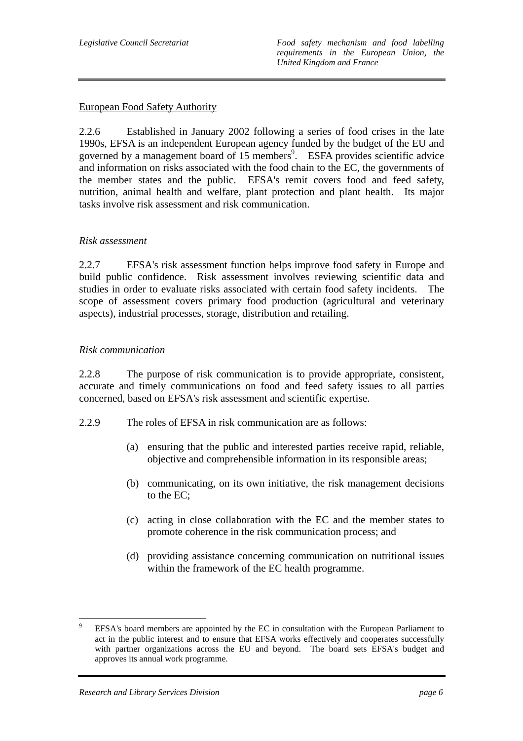European Food Safety Authority

2.2.6 Established in January 2002 following a series of food crises in the late 1990s, EFSA is an independent European agency funded by the budget of the EU and governed by a management board of 15 members[9]. ESFA provides scientific advice and information on risks associated with the food chain to the EC, the governments of the member states and the public. EFSA's remit covers food and feed safety, nutrition, animal health and welfare, plant protection and plant health. Its major tasks involve risk assessment and risk communication.

*Risk assessment*

2.2.7 EFSA's risk assessment function helps improve food safety in Europe and build public confidence. Risk assessment involves reviewing scientific data and studies in order to evaluate risks associated with certain food safety incidents. The scope of assessment covers primary food production (agricultural and veterinary aspects), industrial processes, storage, distribution and retailing.

*Risk communication*

2.2.8 The purpose of risk communication is to provide appropriate, consistent, accurate and timely communications on food and feed safety issues to all parties concerned, based on EFSA's risk assessment and scientific expertise.

2.2.9 The roles of EFSA in risk communication are as follows:

(a) ensuring that the public and interested parties receive rapid, reliable, objective and comprehensible information in its responsible areas;

(b) communicating, on its own initiative, the risk management decisions to the EC;

(c) acting in close collaboration with the EC and the member states to promote coherence in the risk communication process; and

(d) providing assistance concerning communication on nutritional issues within the framework of the EC health programme.

---

[9] EFSA's board members are appointed by the EC in consultation with the European Parliament to act in the public interest and to ensure that EFSA works effectively and cooperates successfully with partner organizations across the EU and beyond. The board sets EFSA's budget and approves its annual work programme.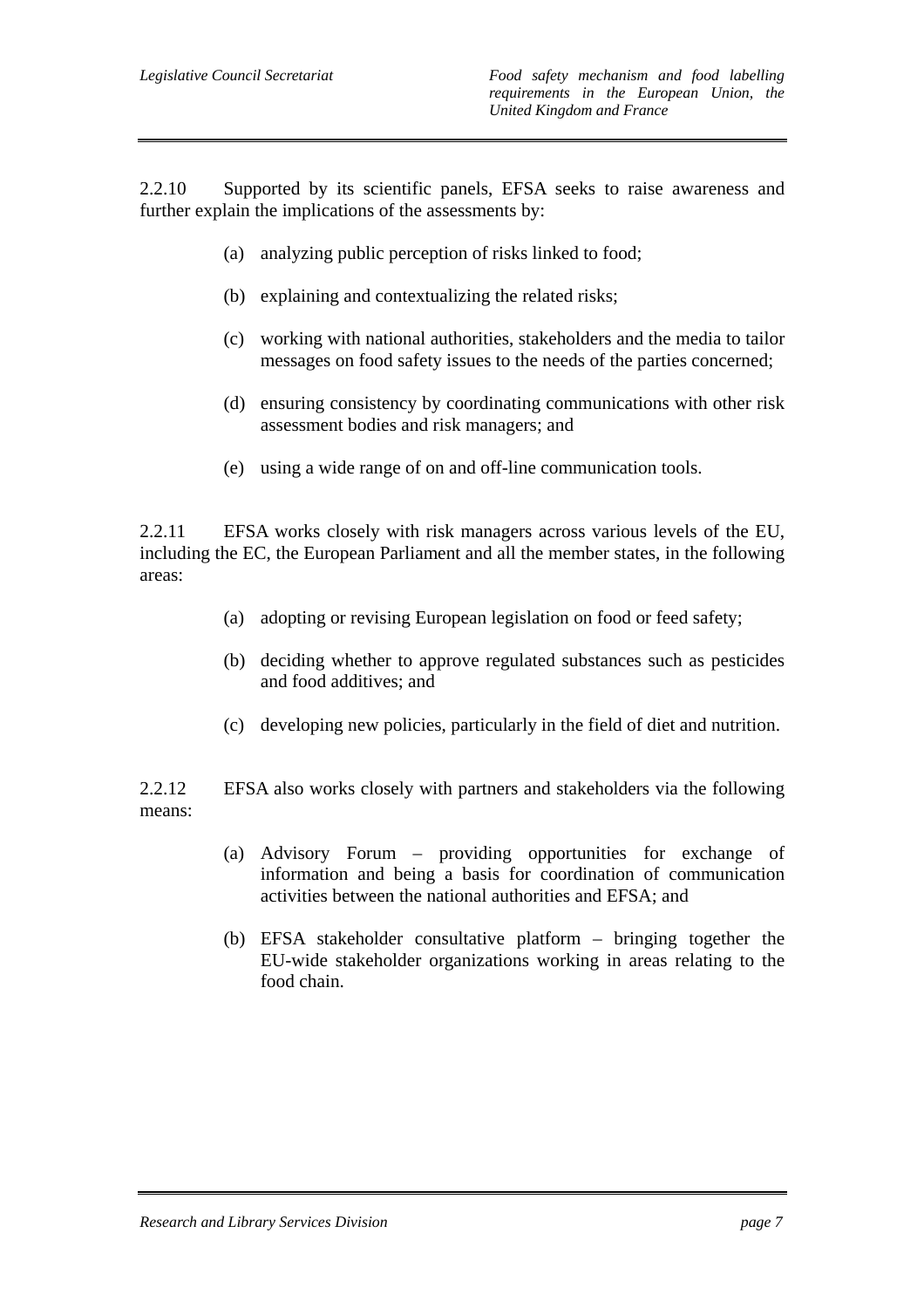2.2.10 Supported by its scientific panels, EFSA seeks to raise awareness and further explain the implications of the assessments by:

(a) analyzing public perception of risks linked to food;

(b) explaining and contextualizing the related risks;

(c) working with national authorities, stakeholders and the media to tailor messages on food safety issues to the needs of the parties concerned;

(d) ensuring consistency by coordinating communications with other risk assessment bodies and risk managers; and

(e) using a wide range of on and off-line communication tools.

2.2.11 EFSA works closely with risk managers across various levels of the EU, including the EC, the European Parliament and all the member states, in the following areas:

(a) adopting or revising European legislation on food or feed safety;

(b) deciding whether to approve regulated substances such as pesticides and food additives; and

(c) developing new policies, particularly in the field of diet and nutrition.

2.2.12 EFSA also works closely with partners and stakeholders via the following means:

(a) Advisory Forum – providing opportunities for exchange of information and being a basis for coordination of communication activities between the national authorities and EFSA; and

(b) EFSA stakeholder consultative platform – bringing together the EU-wide stakeholder organizations working in areas relating to the food chain.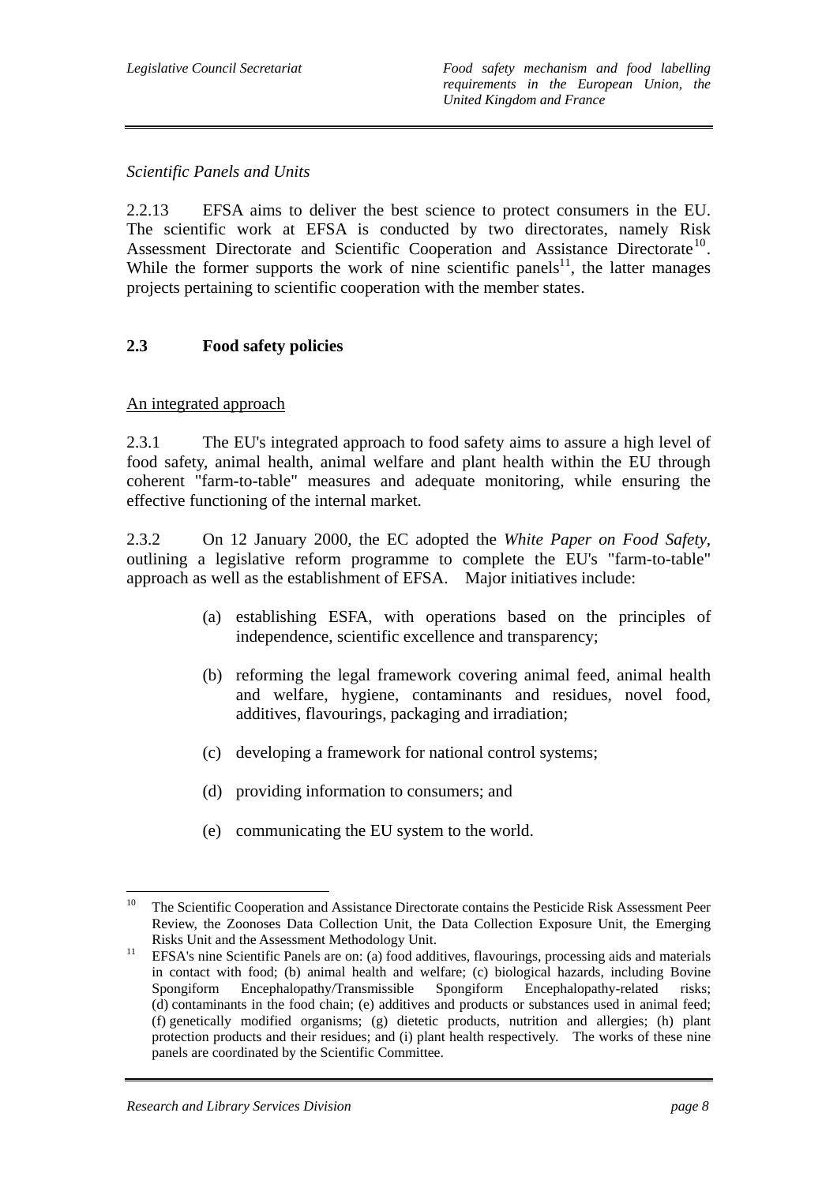*Scientific Panels and Units*

2.2.13 EFSA aims to deliver the best science to protect consumers in the EU. The scientific work at EFSA is conducted by two directorates, namely Risk Assessment Directorate and Scientific Cooperation and Assistance Directorate[10]. While the former supports the work of nine scientific panels[11], the latter manages projects pertaining to scientific cooperation with the member states.

## 2.3 Food safety policies

An integrated approach

2.3.1 The EU's integrated approach to food safety aims to assure a high level of food safety, animal health, animal welfare and plant health within the EU through coherent "farm-to-table" measures and adequate monitoring, while ensuring the effective functioning of the internal market.

2.3.2 On 12 January 2000, the EC adopted the *White Paper on Food Safety*, outlining a legislative reform programme to complete the EU's "farm-to-table" approach as well as the establishment of EFSA. Major initiatives include:

(a) establishing ESFA, with operations based on the principles of independence, scientific excellence and transparency;

(b) reforming the legal framework covering animal feed, animal health and welfare, hygiene, contaminants and residues, novel food, additives, flavourings, packaging and irradiation;

(c) developing a framework for national control systems;

(d) providing information to consumers; and

(e) communicating the EU system to the world.

---

[10] The Scientific Cooperation and Assistance Directorate contains the Pesticide Risk Assessment Peer Review, the Zoonoses Data Collection Unit, the Data Collection Exposure Unit, the Emerging Risks Unit and the Assessment Methodology Unit.

[11] EFSA's nine Scientific Panels are on: (a) food additives, flavourings, processing aids and materials in contact with food; (b) animal health and welfare; (c) biological hazards, including Bovine Spongiform Encephalopathy/Transmissible Spongiform Encephalopathy-related risks; (d) contaminants in the food chain; (e) additives and products or substances used in animal feed; (f) genetically modified organisms; (g) dietetic products, nutrition and allergies; (h) plant protection products and their residues; and (i) plant health respectively. The works of these nine panels are coordinated by the Scientific Committee.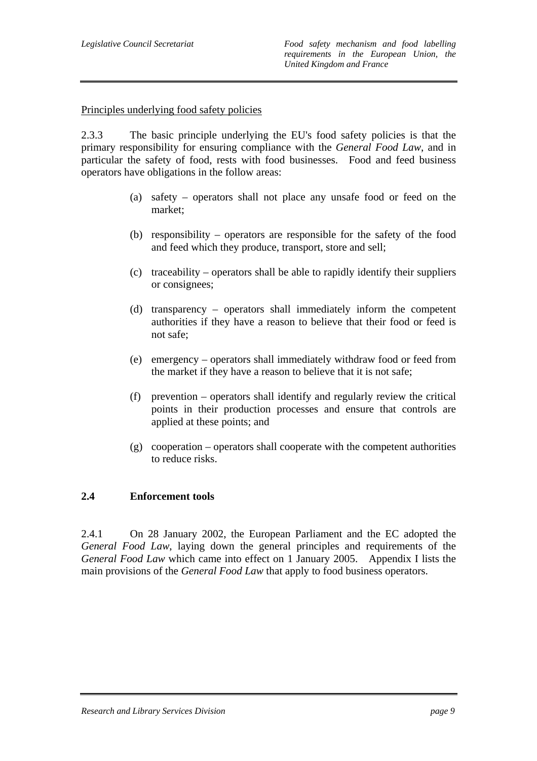<u>Principles underlying food safety policies</u>

2.3.3 The basic principle underlying the EU's food safety policies is that the primary responsibility for ensuring compliance with the *General Food Law*, and in particular the safety of food, rests with food businesses. Food and feed business operators have obligations in the follow areas:

(a) safety – operators shall not place any unsafe food or feed on the market;

(b) responsibility – operators are responsible for the safety of the food and feed which they produce, transport, store and sell;

(c) traceability – operators shall be able to rapidly identify their suppliers or consignees;

(d) transparency – operators shall immediately inform the competent authorities if they have a reason to believe that their food or feed is not safe;

(e) emergency – operators shall immediately withdraw food or feed from the market if they have a reason to believe that it is not safe;

(f) prevention – operators shall identify and regularly review the critical points in their production processes and ensure that controls are applied at these points; and

(g) cooperation – operators shall cooperate with the competent authorities to reduce risks.

## 2.4 Enforcement tools

2.4.1 On 28 January 2002, the European Parliament and the EC adopted the *General Food Law*, laying down the general principles and requirements of the *General Food Law* which came into effect on 1 January 2005. Appendix I lists the main provisions of the *General Food Law* that apply to food business operators.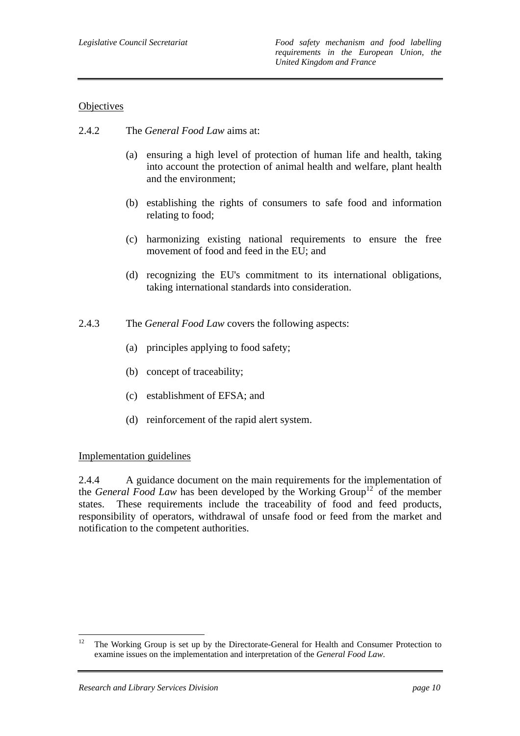Objectives

2.4.2 The *General Food Law* aims at:

(a) ensuring a high level of protection of human life and health, taking into account the protection of animal health and welfare, plant health and the environment;

(b) establishing the rights of consumers to safe food and information relating to food;

(c) harmonizing existing national requirements to ensure the free movement of food and feed in the EU; and

(d) recognizing the EU's commitment to its international obligations, taking international standards into consideration.

2.4.3 The *General Food Law* covers the following aspects:

(a) principles applying to food safety;

(b) concept of traceability;

(c) establishment of EFSA; and

(d) reinforcement of the rapid alert system.

Implementation guidelines

2.4.4 A guidance document on the main requirements for the implementation of the *General Food Law* has been developed by the Working Group[12] of the member states. These requirements include the traceability of food and feed products, responsibility of operators, withdrawal of unsafe food or feed from the market and notification to the competent authorities.

---

[12] The Working Group is set up by the Directorate-General for Health and Consumer Protection to examine issues on the implementation and interpretation of the *General Food Law*.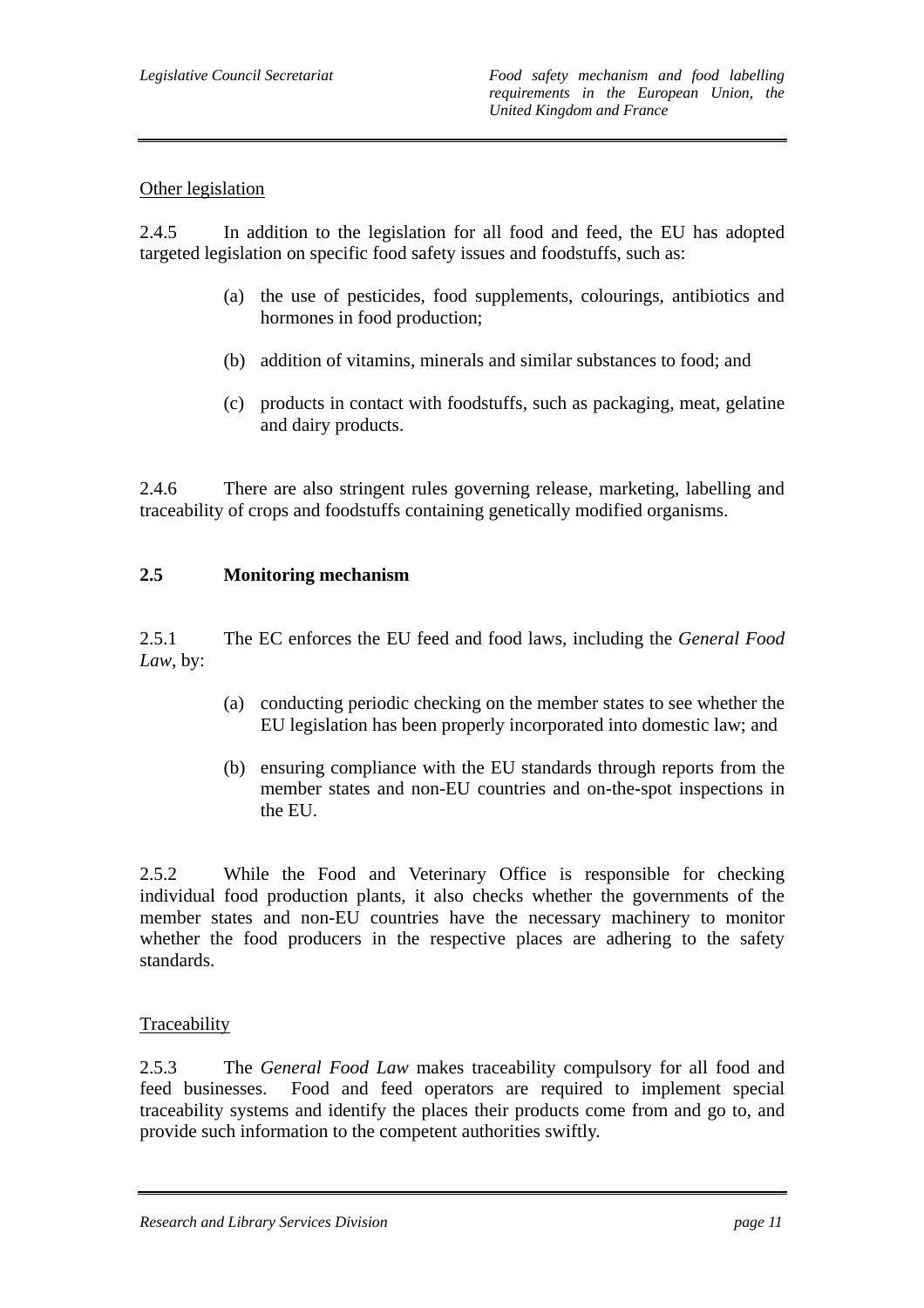<u>Other legislation</u>

2.4.5 In addition to the legislation for all food and feed, the EU has adopted targeted legislation on specific food safety issues and foodstuffs, such as:

(a) the use of pesticides, food supplements, colourings, antibiotics and hormones in food production;

(b) addition of vitamins, minerals and similar substances to food; and

(c) products in contact with foodstuffs, such as packaging, meat, gelatine and dairy products.

2.4.6 There are also stringent rules governing release, marketing, labelling and traceability of crops and foodstuffs containing genetically modified organisms.

## 2.5 Monitoring mechanism

2.5.1 The EC enforces the EU feed and food laws, including the *General Food Law*, by:

(a) conducting periodic checking on the member states to see whether the EU legislation has been properly incorporated into domestic law; and

(b) ensuring compliance with the EU standards through reports from the member states and non-EU countries and on-the-spot inspections in the EU.

2.5.2 While the Food and Veterinary Office is responsible for checking individual food production plants, it also checks whether the governments of the member states and non-EU countries have the necessary machinery to monitor whether the food producers in the respective places are adhering to the safety standards.

<u>Traceability</u>

2.5.3 The *General Food Law* makes traceability compulsory for all food and feed businesses. Food and feed operators are required to implement special traceability systems and identify the places their products come from and go to, and provide such information to the competent authorities swiftly.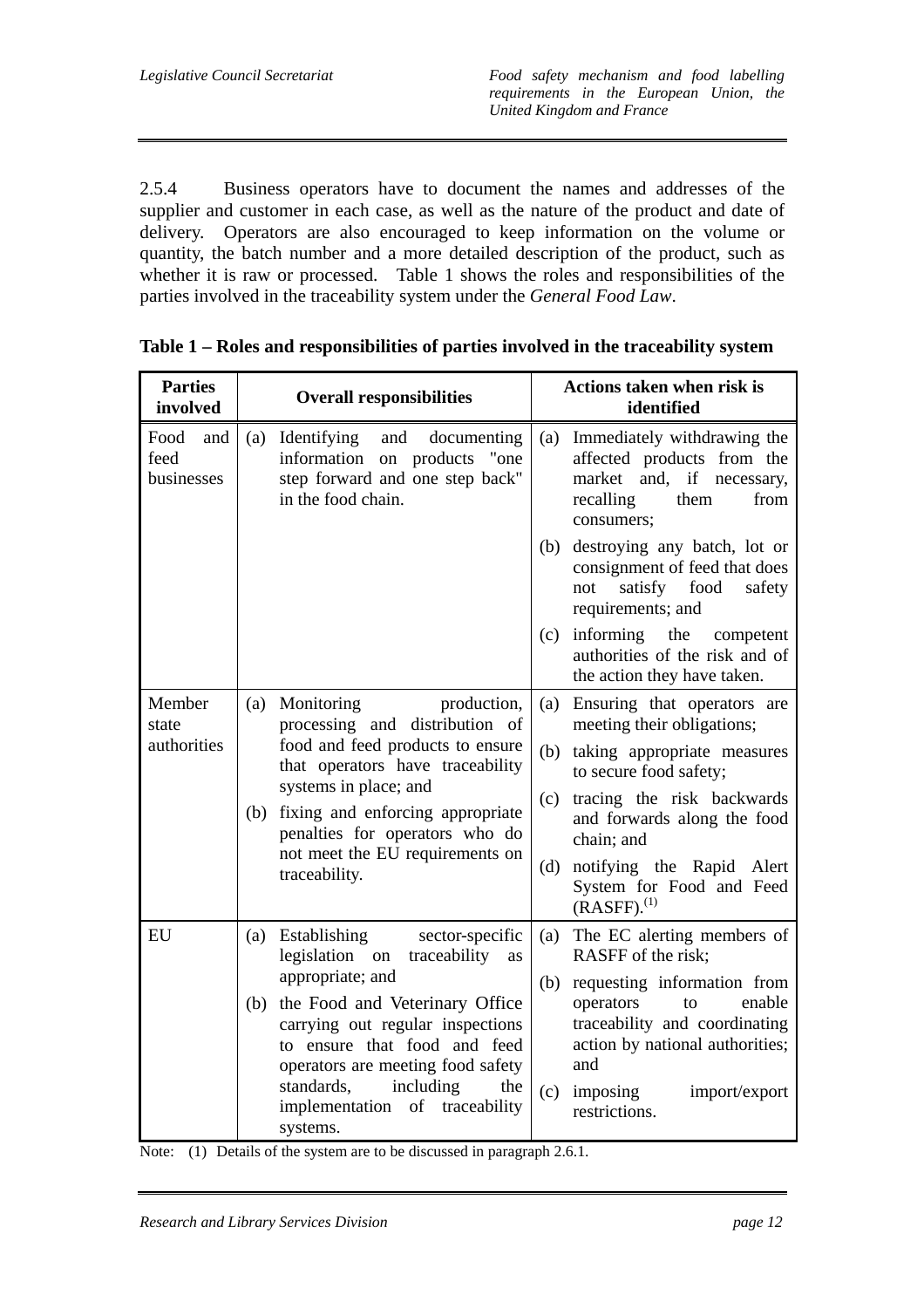2.5.4 Business operators have to document the names and addresses of the supplier and customer in each case, as well as the nature of the product and date of delivery. Operators are also encouraged to keep information on the volume or quantity, the batch number and a more detailed description of the product, such as whether it is raw or processed. Table 1 shows the roles and responsibilities of the parties involved in the traceability system under the *General Food Law*.

**Table 1 – Roles and responsibilities of parties involved in the traceability system**

| Parties involved | Overall responsibilities | Actions taken when risk is identified |
| --- | --- | --- |
| Food and feed businesses | (a) Identifying and documenting information on products "one step forward and one step back" in the food chain. | (a) Immediately withdrawing the affected products from the market and, if necessary, recalling them from consumers; (b) destroying any batch, lot or consignment of feed that does not satisfy food safety requirements; and (c) informing the competent authorities of the risk and of the action they have taken. |
| Member state authorities | (a) Monitoring production, processing and distribution of food and feed products to ensure that operators have traceability systems in place; and (b) fixing and enforcing appropriate penalties for operators who do not meet the EU requirements on traceability. | (a) Ensuring that operators are meeting their obligations; (b) taking appropriate measures to secure food safety; (c) tracing the risk backwards and forwards along the food chain; and (d) notifying the Rapid Alert System for Food and Feed (RASFF).[1] |
| EU | (a) Establishing sector-specific legislation on traceability as appropriate; and (b) the Food and Veterinary Office carrying out regular inspections to ensure that food and feed operators are meeting food safety standards, including the implementation of traceability systems. | (a) The EC alerting members of RASFF of the risk; (b) requesting information from operators to enable traceability and coordinating action by national authorities; and (c) imposing import/export restrictions. |

Note: (1) Details of the system are to be discussed in paragraph 2.6.1.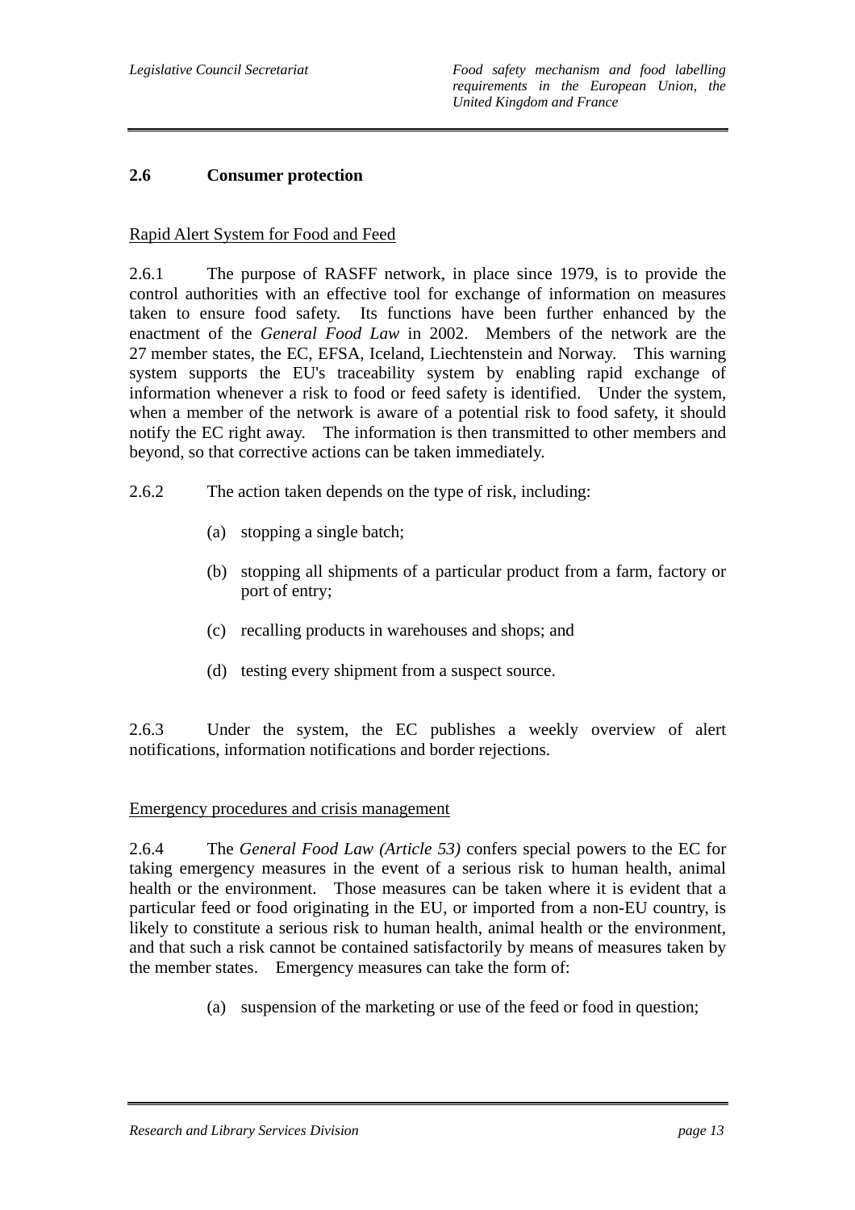## 2.6 Consumer protection

Rapid Alert System for Food and Feed

2.6.1 The purpose of RASFF network, in place since 1979, is to provide the control authorities with an effective tool for exchange of information on measures taken to ensure food safety. Its functions have been further enhanced by the enactment of the *General Food Law* in 2002. Members of the network are the 27 member states, the EC, EFSA, Iceland, Liechtenstein and Norway. This warning system supports the EU's traceability system by enabling rapid exchange of information whenever a risk to food or feed safety is identified. Under the system, when a member of the network is aware of a potential risk to food safety, it should notify the EC right away. The information is then transmitted to other members and beyond, so that corrective actions can be taken immediately.

2.6.2 The action taken depends on the type of risk, including:

(a) stopping a single batch;

(b) stopping all shipments of a particular product from a farm, factory or port of entry;

(c) recalling products in warehouses and shops; and

(d) testing every shipment from a suspect source.

2.6.3 Under the system, the EC publishes a weekly overview of alert notifications, information notifications and border rejections.

Emergency procedures and crisis management

2.6.4 The *General Food Law (Article 53)* confers special powers to the EC for taking emergency measures in the event of a serious risk to human health, animal health or the environment. Those measures can be taken where it is evident that a particular feed or food originating in the EU, or imported from a non-EU country, is likely to constitute a serious risk to human health, animal health or the environment, and that such a risk cannot be contained satisfactorily by means of measures taken by the member states. Emergency measures can take the form of:

(a) suspension of the marketing or use of the feed or food in question;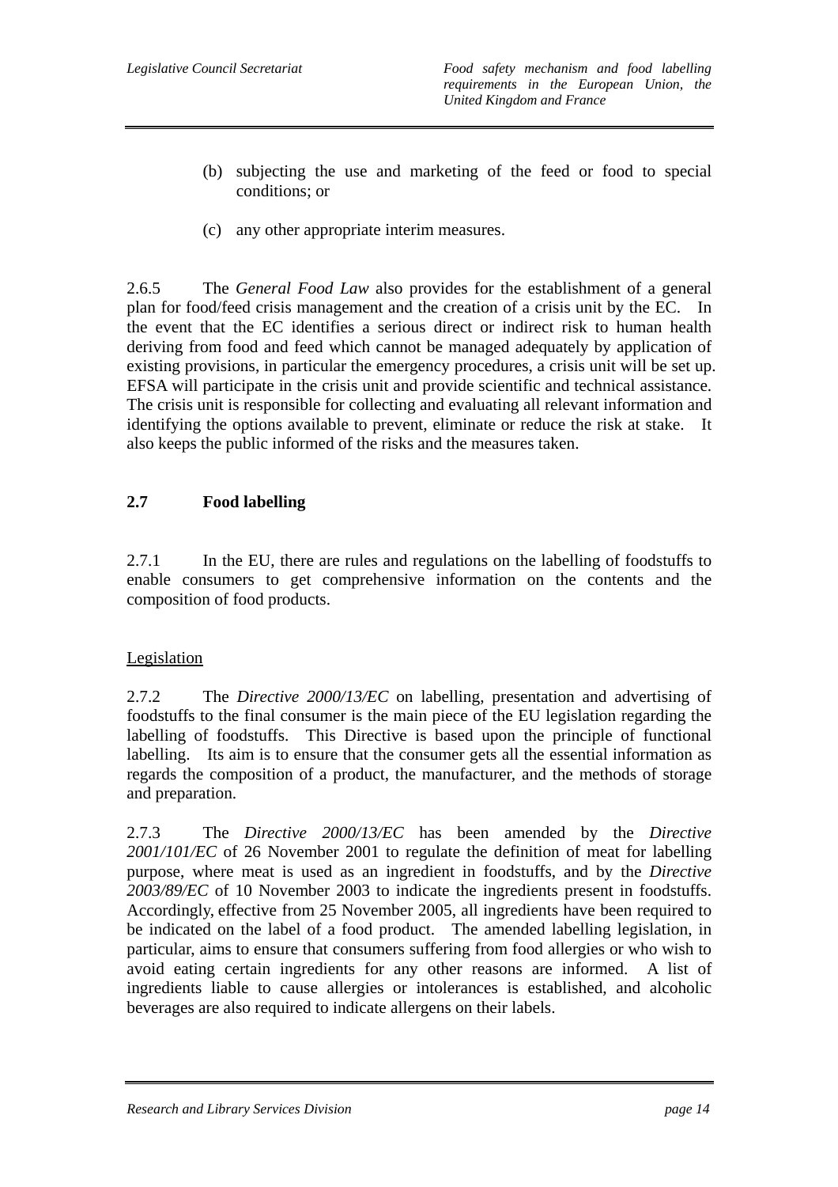(b) subjecting the use and marketing of the feed or food to special conditions; or

(c) any other appropriate interim measures.

2.6.5 The *General Food Law* also provides for the establishment of a general plan for food/feed crisis management and the creation of a crisis unit by the EC. In the event that the EC identifies a serious direct or indirect risk to human health deriving from food and feed which cannot be managed adequately by application of existing provisions, in particular the emergency procedures, a crisis unit will be set up. EFSA will participate in the crisis unit and provide scientific and technical assistance. The crisis unit is responsible for collecting and evaluating all relevant information and identifying the options available to prevent, eliminate or reduce the risk at stake. It also keeps the public informed of the risks and the measures taken.

## 2.7 Food labelling

2.7.1 In the EU, there are rules and regulations on the labelling of foodstuffs to enable consumers to get comprehensive information on the contents and the composition of food products.

### Legislation

2.7.2 The *Directive 2000/13/EC* on labelling, presentation and advertising of foodstuffs to the final consumer is the main piece of the EU legislation regarding the labelling of foodstuffs. This Directive is based upon the principle of functional labelling. Its aim is to ensure that the consumer gets all the essential information as regards the composition of a product, the manufacturer, and the methods of storage and preparation.

2.7.3 The *Directive 2000/13/EC* has been amended by the *Directive 2001/101/EC* of 26 November 2001 to regulate the definition of meat for labelling purpose, where meat is used as an ingredient in foodstuffs, and by the *Directive 2003/89/EC* of 10 November 2003 to indicate the ingredients present in foodstuffs. Accordingly, effective from 25 November 2005, all ingredients have been required to be indicated on the label of a food product. The amended labelling legislation, in particular, aims to ensure that consumers suffering from food allergies or who wish to avoid eating certain ingredients for any other reasons are informed. A list of ingredients liable to cause allergies or intolerances is established, and alcoholic beverages are also required to indicate allergens on their labels.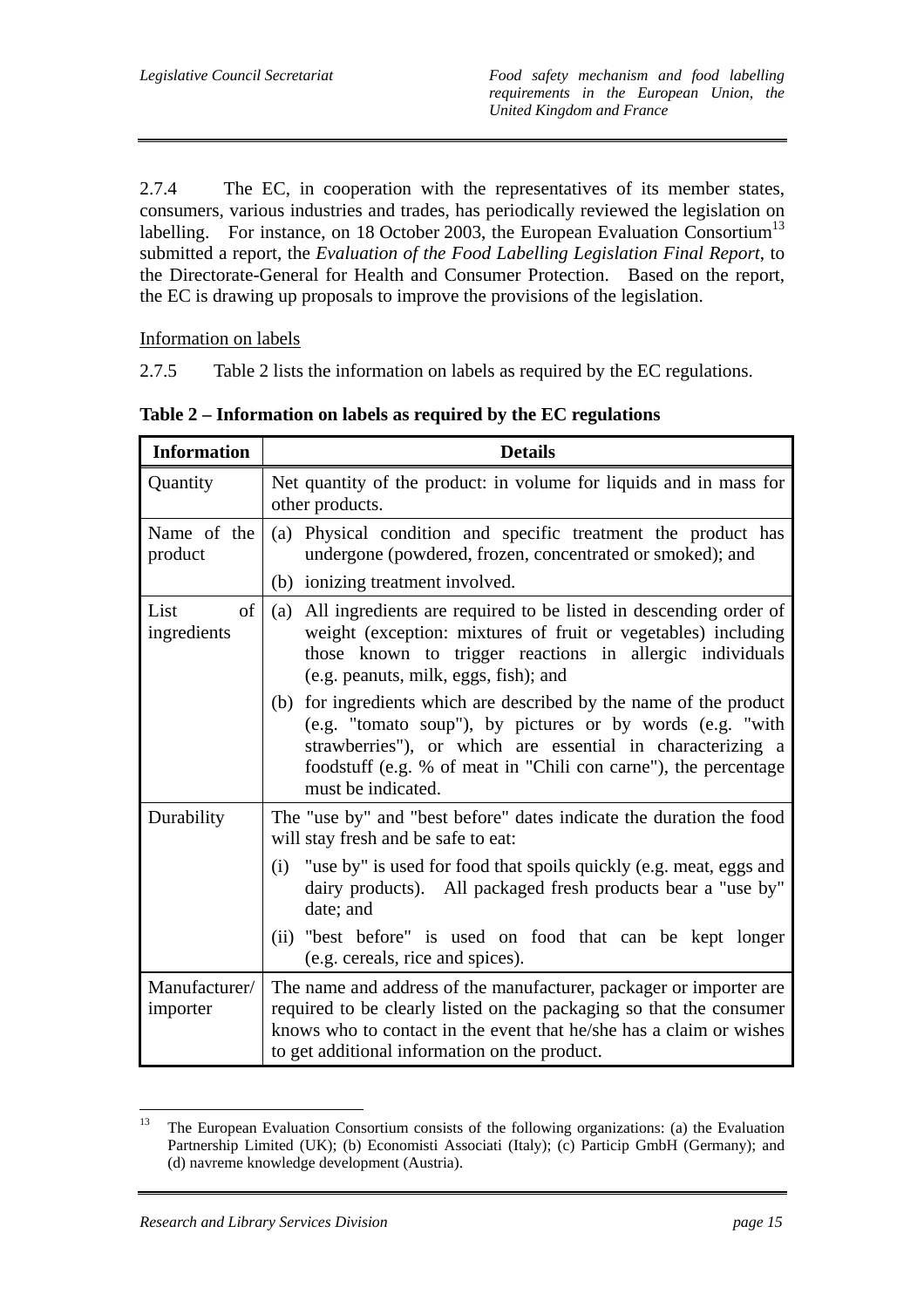2.7.4 The EC, in cooperation with the representatives of its member states, consumers, various industries and trades, has periodically reviewed the legislation on labelling. For instance, on 18 October 2003, the European Evaluation Consortium[13] submitted a report, the *Evaluation of the Food Labelling Legislation Final Report*, to the Directorate-General for Health and Consumer Protection. Based on the report, the EC is drawing up proposals to improve the provisions of the legislation.

Information on labels

2.7.5 Table 2 lists the information on labels as required by the EC regulations.

**Table 2 – Information on labels as required by the EC regulations**

| Information | Details |
|---|---|
| Quantity | Net quantity of the product: in volume for liquids and in mass for other products. |
| Name of the product | (a) Physical condition and specific treatment the product has undergone (powdered, frozen, concentrated or smoked); and<br>(b) ionizing treatment involved. |
| List of ingredients | (a) All ingredients are required to be listed in descending order of weight (exception: mixtures of fruit or vegetables) including those known to trigger reactions in allergic individuals (e.g. peanuts, milk, eggs, fish); and<br>(b) for ingredients which are described by the name of the product (e.g. "tomato soup"), by pictures or by words (e.g. "with strawberries"), or which are essential in characterizing a foodstuff (e.g. % of meat in "Chili con carne"), the percentage must be indicated. |
| Durability | The "use by" and "best before" dates indicate the duration the food will stay fresh and be safe to eat:<br>(i) "use by" is used for food that spoils quickly (e.g. meat, eggs and dairy products). All packaged fresh products bear a "use by" date; and<br>(ii) "best before" is used on food that can be kept longer (e.g. cereals, rice and spices). |
| Manufacturer/ importer | The name and address of the manufacturer, packager or importer are required to be clearly listed on the packaging so that the consumer knows who to contact in the event that he/she has a claim or wishes to get additional information on the product. |

[13] The European Evaluation Consortium consists of the following organizations: (a) the Evaluation Partnership Limited (UK); (b) Economisti Associati (Italy); (c) Particip GmbH (Germany); and (d) navreme knowledge development (Austria).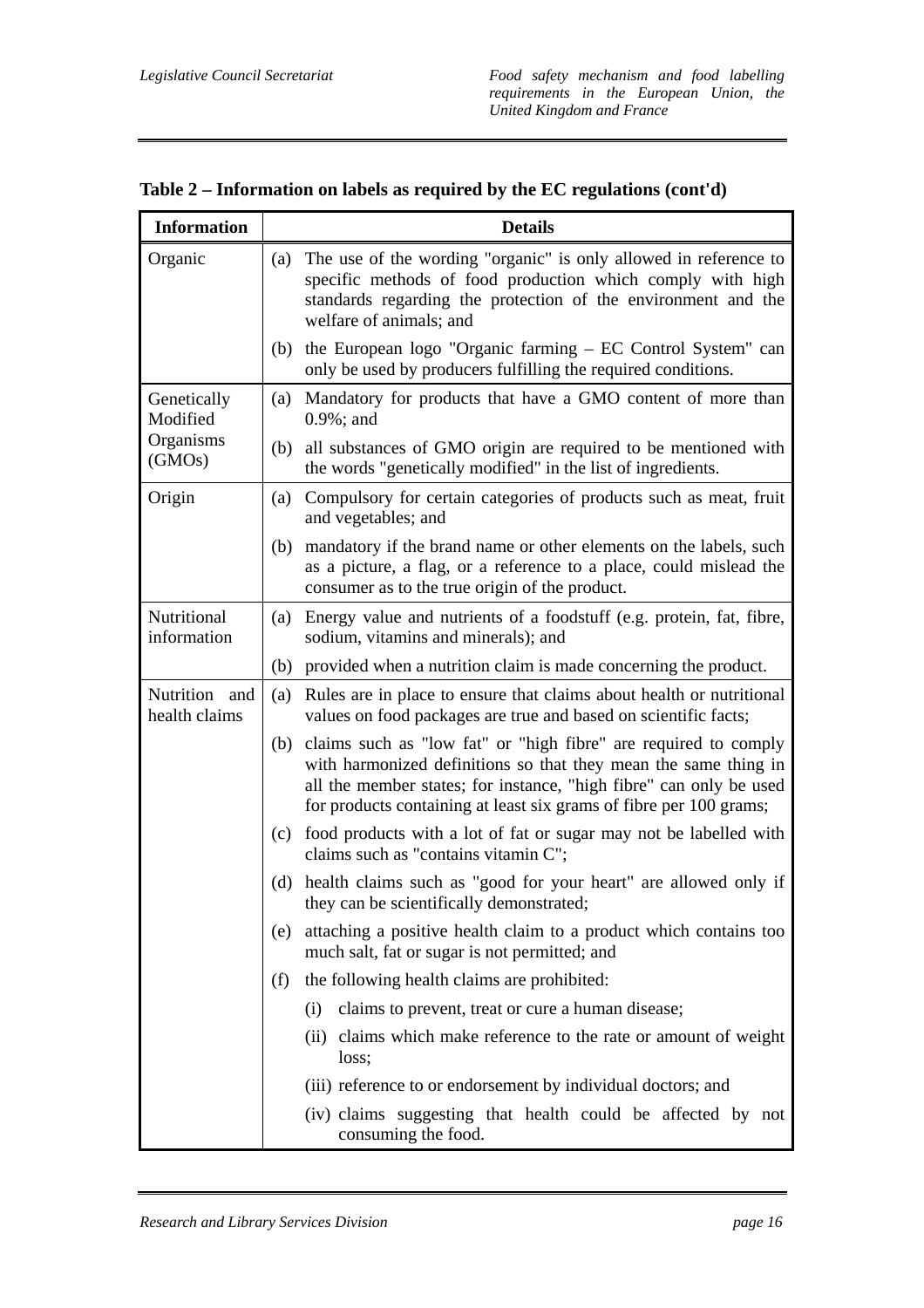**Table 2 – Information on labels as required by the EC regulations (cont'd)**

| Information | Details |
|---|---|
| Organic | (a) The use of the wording "organic" is only allowed in reference to specific methods of food production which comply with high standards regarding the protection of the environment and the welfare of animals; and |
| | (b) the European logo "Organic farming – EC Control System" can only be used by producers fulfilling the required conditions. |
| Genetically Modified Organisms (GMOs) | (a) Mandatory for products that have a GMO content of more than 0.9%; and |
| | (b) all substances of GMO origin are required to be mentioned with the words "genetically modified" in the list of ingredients. |
| Origin | (a) Compulsory for certain categories of products such as meat, fruit and vegetables; and |
| | (b) mandatory if the brand name or other elements on the labels, such as a picture, a flag, or a reference to a place, could mislead the consumer as to the true origin of the product. |
| Nutritional information | (a) Energy value and nutrients of a foodstuff (e.g. protein, fat, fibre, sodium, vitamins and minerals); and |
| | (b) provided when a nutrition claim is made concerning the product. |
| Nutrition and health claims | (a) Rules are in place to ensure that claims about health or nutritional values on food packages are true and based on scientific facts; |
| | (b) claims such as "low fat" or "high fibre" are required to comply with harmonized definitions so that they mean the same thing in all the member states; for instance, "high fibre" can only be used for products containing at least six grams of fibre per 100 grams; |
| | (c) food products with a lot of fat or sugar may not be labelled with claims such as "contains vitamin C"; |
| | (d) health claims such as "good for your heart" are allowed only if they can be scientifically demonstrated; |
| | (e) attaching a positive health claim to a product which contains too much salt, fat or sugar is not permitted; and |
| | (f) the following health claims are prohibited: |
| | (i) claims to prevent, treat or cure a human disease; |
| | (ii) claims which make reference to the rate or amount of weight loss; |
| | (iii) reference to or endorsement by individual doctors; and |
| | (iv) claims suggesting that health could be affected by not consuming the food. |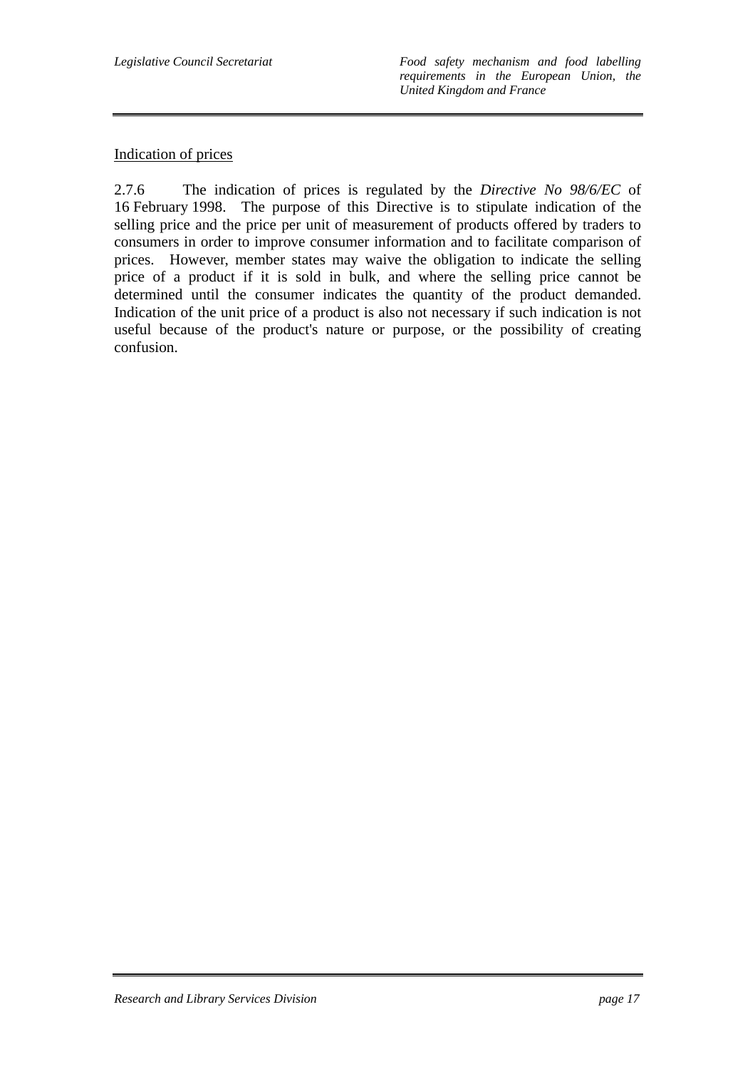<u>Indication of prices</u>

2.7.6 The indication of prices is regulated by the *Directive No 98/6/EC* of 16 February 1998. The purpose of this Directive is to stipulate indication of the selling price and the price per unit of measurement of products offered by traders to consumers in order to improve consumer information and to facilitate comparison of prices. However, member states may waive the obligation to indicate the selling price of a product if it is sold in bulk, and where the selling price cannot be determined until the consumer indicates the quantity of the product demanded. Indication of the unit price of a product is also not necessary if such indication is not useful because of the product's nature or purpose, or the possibility of creating confusion.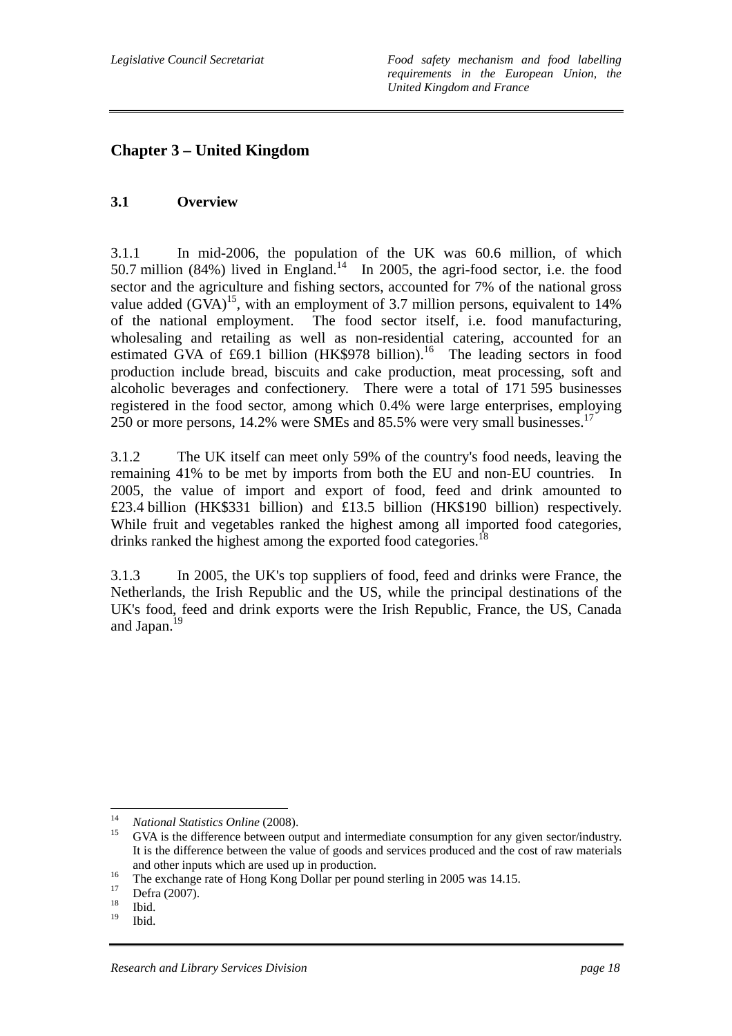## Chapter 3 – United Kingdom

### 3.1 Overview

3.1.1 In mid-2006, the population of the UK was 60.6 million, of which 50.7 million (84%) lived in England.[14] In 2005, the agri-food sector, i.e. the food sector and the agriculture and fishing sectors, accounted for 7% of the national gross value added (GVA)[15], with an employment of 3.7 million persons, equivalent to 14% of the national employment. The food sector itself, i.e. food manufacturing, wholesaling and retailing as well as non-residential catering, accounted for an estimated GVA of £69.1 billion (HK$978 billion).[16] The leading sectors in food production include bread, biscuits and cake production, meat processing, soft and alcoholic beverages and confectionery. There were a total of 171 595 businesses registered in the food sector, among which 0.4% were large enterprises, employing 250 or more persons, 14.2% were SMEs and 85.5% were very small businesses.[17]

3.1.2 The UK itself can meet only 59% of the country's food needs, leaving the remaining 41% to be met by imports from both the EU and non-EU countries. In 2005, the value of import and export of food, feed and drink amounted to £23.4 billion (HK$331 billion) and £13.5 billion (HK$190 billion) respectively. While fruit and vegetables ranked the highest among all imported food categories, drinks ranked the highest among the exported food categories.[18]

3.1.3 In 2005, the UK's top suppliers of food, feed and drinks were France, the Netherlands, the Irish Republic and the US, while the principal destinations of the UK's food, feed and drink exports were the Irish Republic, France, the US, Canada and Japan.[19]

---

[14] *National Statistics Online* (2008).

[15] GVA is the difference between output and intermediate consumption for any given sector/industry. It is the difference between the value of goods and services produced and the cost of raw materials and other inputs which are used up in production.

[16] The exchange rate of Hong Kong Dollar per pound sterling in 2005 was 14.15.

[17] Defra (2007).

[18] Ibid.

[19] Ibid.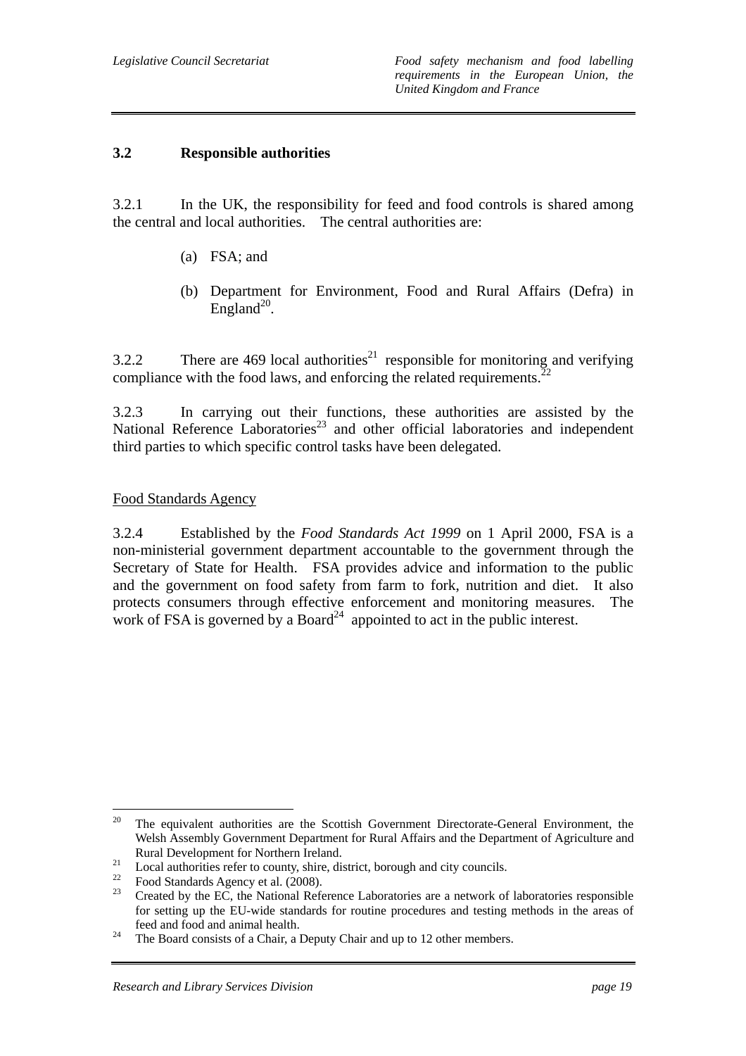## 3.2 Responsible authorities

3.2.1 In the UK, the responsibility for feed and food controls is shared among the central and local authorities. The central authorities are:

(a) FSA; and

(b) Department for Environment, Food and Rural Affairs (Defra) in England[20].

3.2.2 There are 469 local authorities[21] responsible for monitoring and verifying compliance with the food laws, and enforcing the related requirements.[22]

3.2.3 In carrying out their functions, these authorities are assisted by the National Reference Laboratories[23] and other official laboratories and independent third parties to which specific control tasks have been delegated.

Food Standards Agency

3.2.4 Established by the *Food Standards Act 1999* on 1 April 2000, FSA is a non-ministerial government department accountable to the government through the Secretary of State for Health. FSA provides advice and information to the public and the government on food safety from farm to fork, nutrition and diet. It also protects consumers through effective enforcement and monitoring measures. The work of FSA is governed by a Board[24] appointed to act in the public interest.

---

[20] The equivalent authorities are the Scottish Government Directorate-General Environment, the Welsh Assembly Government Department for Rural Affairs and the Department of Agriculture and Rural Development for Northern Ireland.

[21] Local authorities refer to county, shire, district, borough and city councils.

[22] Food Standards Agency et al. (2008).

[23] Created by the EC, the National Reference Laboratories are a network of laboratories responsible for setting up the EU-wide standards for routine procedures and testing methods in the areas of feed and food and animal health.

[24] The Board consists of a Chair, a Deputy Chair and up to 12 other members.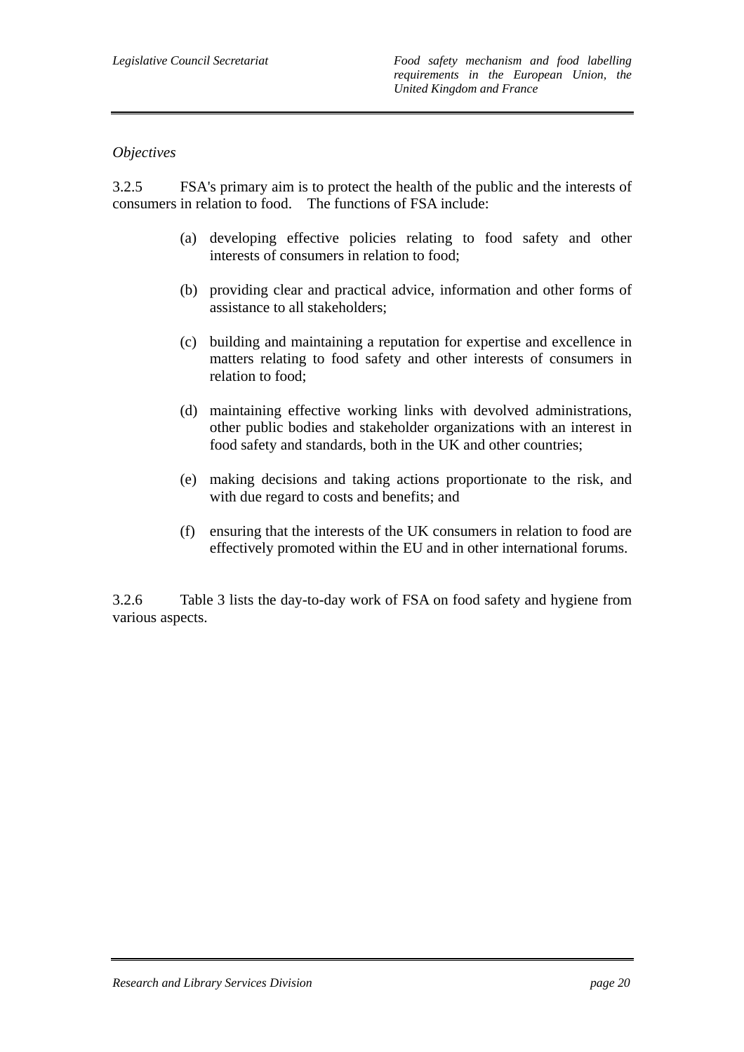*Objectives*

3.2.5 FSA's primary aim is to protect the health of the public and the interests of consumers in relation to food. The functions of FSA include:

(a) developing effective policies relating to food safety and other interests of consumers in relation to food;

(b) providing clear and practical advice, information and other forms of assistance to all stakeholders;

(c) building and maintaining a reputation for expertise and excellence in matters relating to food safety and other interests of consumers in relation to food;

(d) maintaining effective working links with devolved administrations, other public bodies and stakeholder organizations with an interest in food safety and standards, both in the UK and other countries;

(e) making decisions and taking actions proportionate to the risk, and with due regard to costs and benefits; and

(f) ensuring that the interests of the UK consumers in relation to food are effectively promoted within the EU and in other international forums.

3.2.6 Table 3 lists the day-to-day work of FSA on food safety and hygiene from various aspects.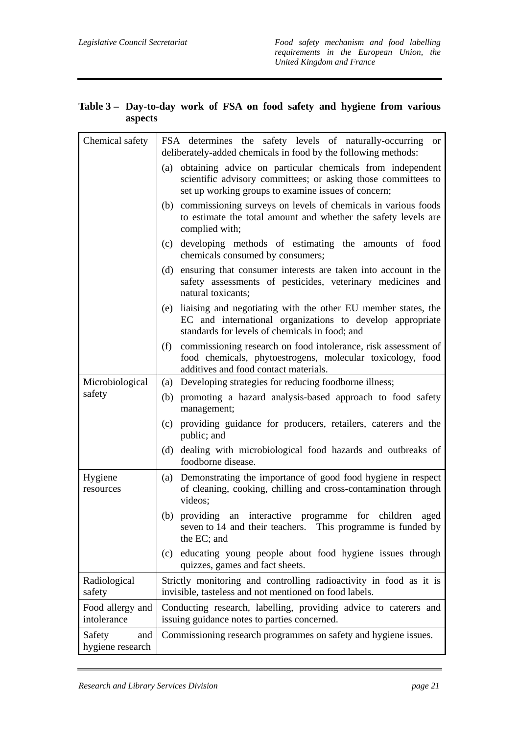**Table 3 – Day-to-day work of FSA on food safety and hygiene from various aspects**

| | |
|---|---|
| Chemical safety | FSA determines the safety levels of naturally-occurring or deliberately-added chemicals in food by the following methods:<br>(a) obtaining advice on particular chemicals from independent scientific advisory committees; or asking those committees to set up working groups to examine issues of concern;<br>(b) commissioning surveys on levels of chemicals in various foods to estimate the total amount and whether the safety levels are complied with;<br>(c) developing methods of estimating the amounts of food chemicals consumed by consumers;<br>(d) ensuring that consumer interests are taken into account in the safety assessments of pesticides, veterinary medicines and natural toxicants;<br>(e) liaising and negotiating with the other EU member states, the EC and international organizations to develop appropriate standards for levels of chemicals in food; and<br>(f) commissioning research on food intolerance, risk assessment of food chemicals, phytoestrogens, molecular toxicology, food additives and food contact materials. |
| Microbiological safety | (a) Developing strategies for reducing foodborne illness;<br>(b) promoting a hazard analysis-based approach to food safety management;<br>(c) providing guidance for producers, retailers, caterers and the public; and<br>(d) dealing with microbiological food hazards and outbreaks of foodborne disease. |
| Hygiene resources | (a) Demonstrating the importance of good food hygiene in respect of cleaning, cooking, chilling and cross-contamination through videos;<br>(b) providing an interactive programme for children aged seven to 14 and their teachers. This programme is funded by the EC; and<br>(c) educating young people about food hygiene issues through quizzes, games and fact sheets. |
| Radiological safety | Strictly monitoring and controlling radioactivity in food as it is invisible, tasteless and not mentioned on food labels. |
| Food allergy and intolerance | Conducting research, labelling, providing advice to caterers and issuing guidance notes to parties concerned. |
| Safety and hygiene research | Commissioning research programmes on safety and hygiene issues. |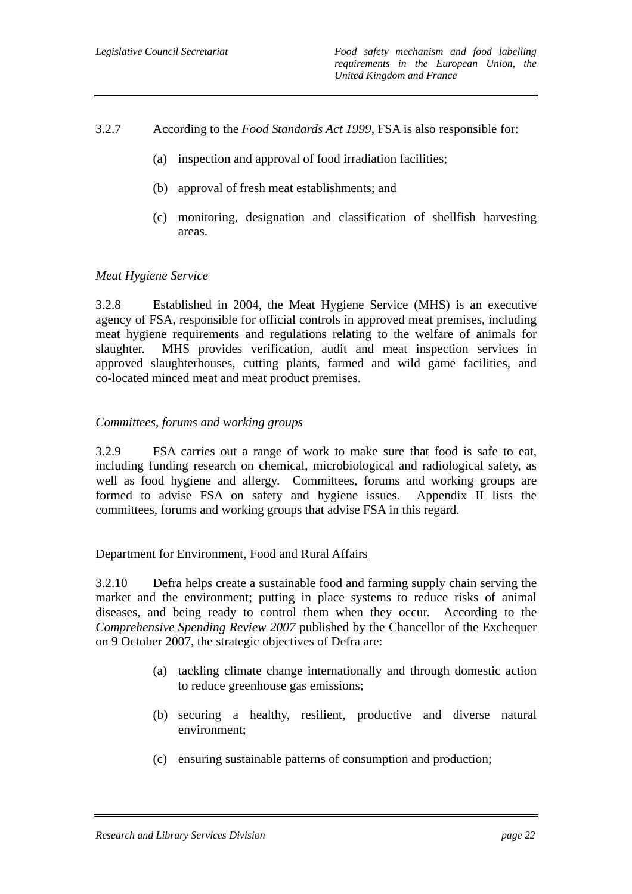3.2.7 According to the *Food Standards Act 1999*, FSA is also responsible for:

(a) inspection and approval of food irradiation facilities;

(b) approval of fresh meat establishments; and

(c) monitoring, designation and classification of shellfish harvesting areas.

*Meat Hygiene Service*

3.2.8 Established in 2004, the Meat Hygiene Service (MHS) is an executive agency of FSA, responsible for official controls in approved meat premises, including meat hygiene requirements and regulations relating to the welfare of animals for slaughter. MHS provides verification, audit and meat inspection services in approved slaughterhouses, cutting plants, farmed and wild game facilities, and co-located minced meat and meat product premises.

*Committees, forums and working groups*

3.2.9 FSA carries out a range of work to make sure that food is safe to eat, including funding research on chemical, microbiological and radiological safety, as well as food hygiene and allergy. Committees, forums and working groups are formed to advise FSA on safety and hygiene issues. Appendix II lists the committees, forums and working groups that advise FSA in this regard.

Department for Environment, Food and Rural Affairs

3.2.10 Defra helps create a sustainable food and farming supply chain serving the market and the environment; putting in place systems to reduce risks of animal diseases, and being ready to control them when they occur. According to the *Comprehensive Spending Review 2007* published by the Chancellor of the Exchequer on 9 October 2007, the strategic objectives of Defra are:

(a) tackling climate change internationally and through domestic action to reduce greenhouse gas emissions;

(b) securing a healthy, resilient, productive and diverse natural environment;

(c) ensuring sustainable patterns of consumption and production;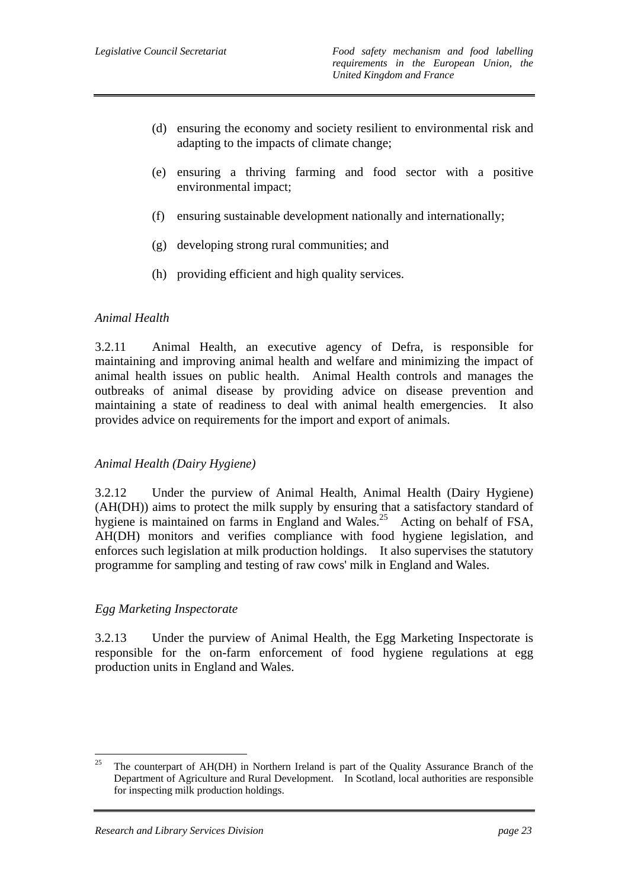(d) ensuring the economy and society resilient to environmental risk and adapting to the impacts of climate change;

(e) ensuring a thriving farming and food sector with a positive environmental impact;

(f) ensuring sustainable development nationally and internationally;

(g) developing strong rural communities; and

(h) providing efficient and high quality services.

*Animal Health*

3.2.11 Animal Health, an executive agency of Defra, is responsible for maintaining and improving animal health and welfare and minimizing the impact of animal health issues on public health. Animal Health controls and manages the outbreaks of animal disease by providing advice on disease prevention and maintaining a state of readiness to deal with animal health emergencies. It also provides advice on requirements for the import and export of animals.

*Animal Health (Dairy Hygiene)*

3.2.12 Under the purview of Animal Health, Animal Health (Dairy Hygiene) (AH(DH)) aims to protect the milk supply by ensuring that a satisfactory standard of hygiene is maintained on farms in England and Wales.[25] Acting on behalf of FSA, AH(DH) monitors and verifies compliance with food hygiene legislation, and enforces such legislation at milk production holdings. It also supervises the statutory programme for sampling and testing of raw cows' milk in England and Wales.

*Egg Marketing Inspectorate*

3.2.13 Under the purview of Animal Health, the Egg Marketing Inspectorate is responsible for the on-farm enforcement of food hygiene regulations at egg production units in England and Wales.

---

[25] The counterpart of AH(DH) in Northern Ireland is part of the Quality Assurance Branch of the Department of Agriculture and Rural Development. In Scotland, local authorities are responsible for inspecting milk production holdings.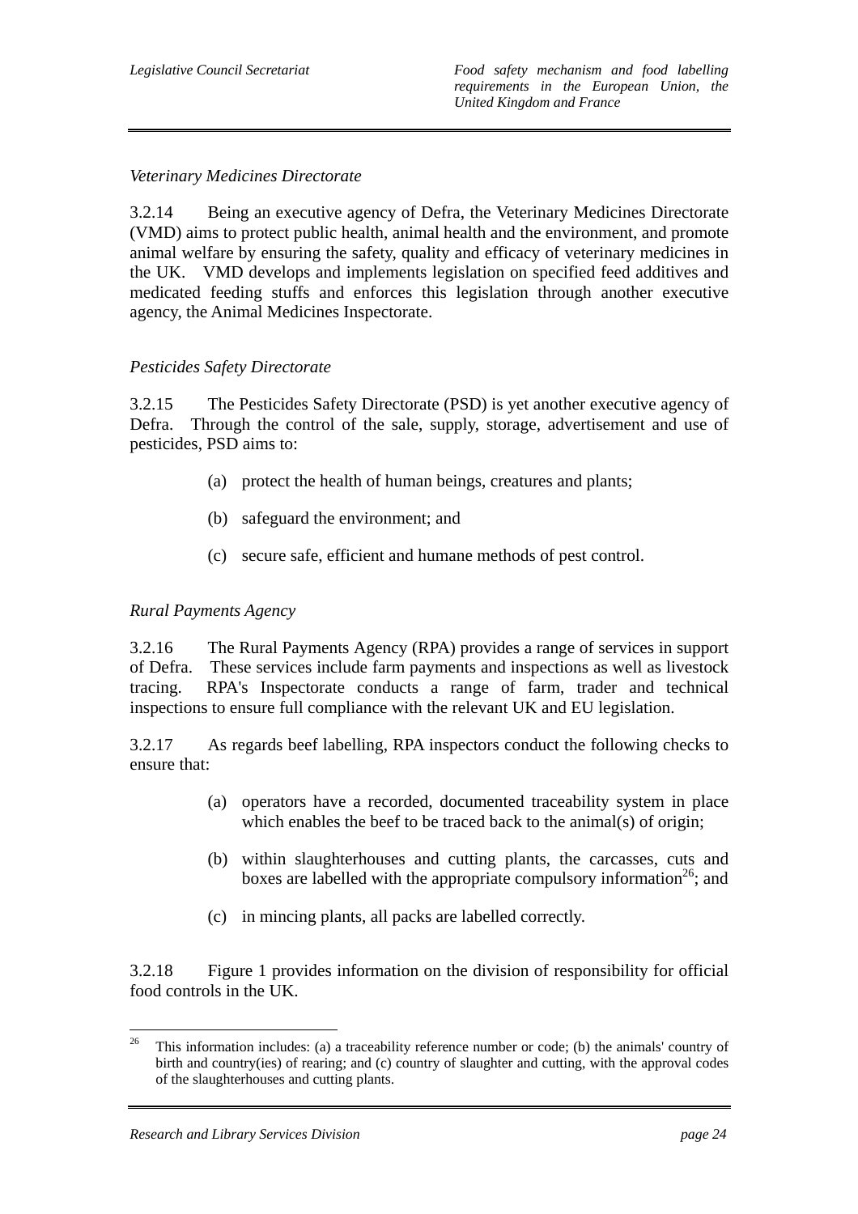*Veterinary Medicines Directorate*

3.2.14 Being an executive agency of Defra, the Veterinary Medicines Directorate (VMD) aims to protect public health, animal health and the environment, and promote animal welfare by ensuring the safety, quality and efficacy of veterinary medicines in the UK. VMD develops and implements legislation on specified feed additives and medicated feeding stuffs and enforces this legislation through another executive agency, the Animal Medicines Inspectorate.

*Pesticides Safety Directorate*

3.2.15 The Pesticides Safety Directorate (PSD) is yet another executive agency of Defra. Through the control of the sale, supply, storage, advertisement and use of pesticides, PSD aims to:

(a) protect the health of human beings, creatures and plants;

(b) safeguard the environment; and

(c) secure safe, efficient and humane methods of pest control.

*Rural Payments Agency*

3.2.16 The Rural Payments Agency (RPA) provides a range of services in support of Defra. These services include farm payments and inspections as well as livestock tracing. RPA's Inspectorate conducts a range of farm, trader and technical inspections to ensure full compliance with the relevant UK and EU legislation.

3.2.17 As regards beef labelling, RPA inspectors conduct the following checks to ensure that:

(a) operators have a recorded, documented traceability system in place which enables the beef to be traced back to the animal(s) of origin;

(b) within slaughterhouses and cutting plants, the carcasses, cuts and boxes are labelled with the appropriate compulsory information[26]; and

(c) in mincing plants, all packs are labelled correctly.

3.2.18 Figure 1 provides information on the division of responsibility for official food controls in the UK.

---

[26] This information includes: (a) a traceability reference number or code; (b) the animals' country of birth and country(ies) of rearing; and (c) country of slaughter and cutting, with the approval codes of the slaughterhouses and cutting plants.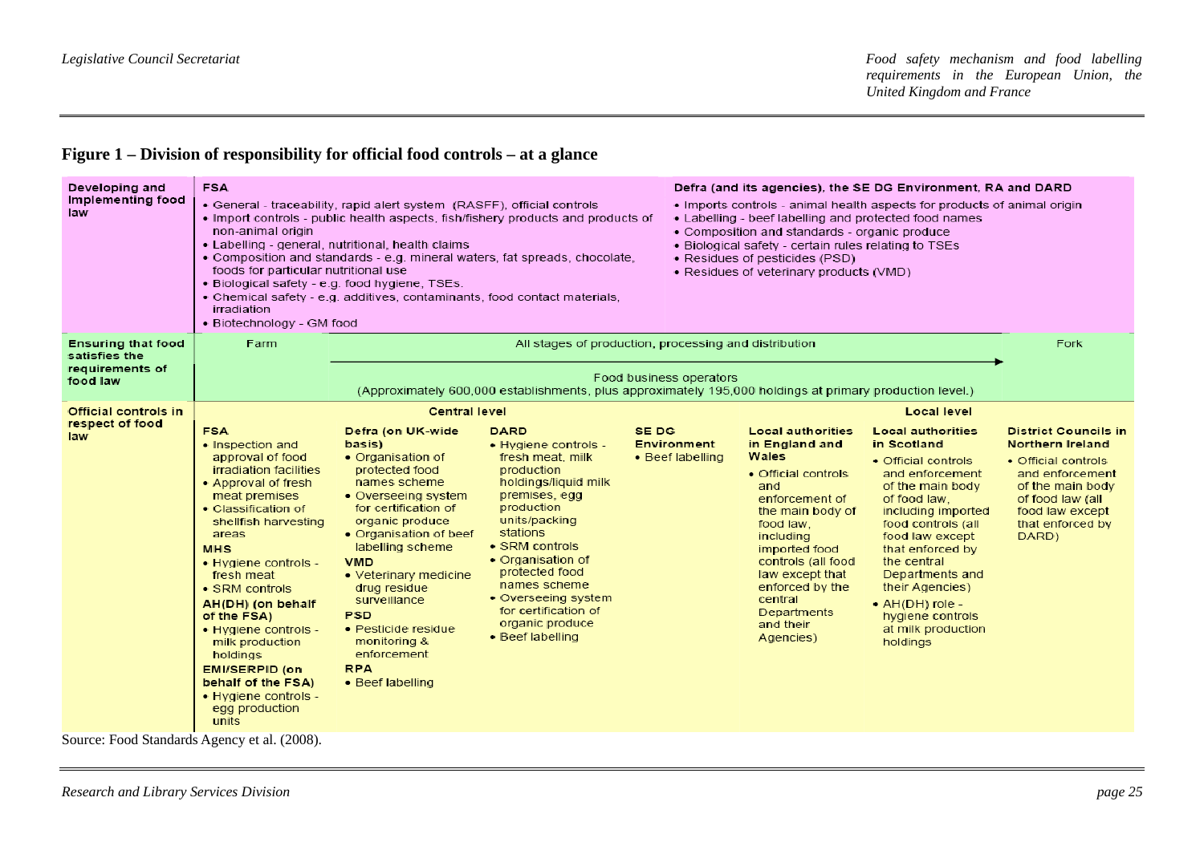## Figure 1 – Division of responsibility for official food controls – at a glance

| | | | | | | | |
|---|---|---|---|---|---|---|---|
| **Developing and Implementing food law** | **FSA**<br>• General - traceability, rapid alert system (RASFF), official controls<br>• Import controls - public health aspects, fish/fishery products and products of non-animal origin<br>• Labelling - general, nutritional, health claims<br>• Composition and standards - e.g. mineral waters, fat spreads, chocolate, foods for particular nutritional use<br>• Biological safety - e.g. food hygiene, TSEs.<br>• Chemical safety - e.g. additives, contaminants, food contact materials, irradiation<br>• Biotechnology - GM food | | | **Defra (and its agencies), the SE DG Environment, RA and DARD**<br>• Imports controls - animal health aspects for products of animal origin<br>• Labelling - beef labelling and protected food names<br>• Composition and standards - organic produce<br>• Biological safety - certain rules relating to TSEs<br>• Residues of pesticides (PSD)<br>• Residues of veterinary products (VMD) | | | |
| **Ensuring that food satisfies the requirements of food law** | Farm | All stages of production, processing and distribution →<br>Food business operators<br>(Approximately 600,000 establishments, plus approximately 195,000 holdings at primary production level.) | | | | | Fork |
| **Official controls in respect of food law** | **Central level** | | | | **Local level** | | |
| | **FSA**<br>• Inspection and approval of food irradiation facilities<br>• Approval of fresh meat premises<br>• Classification of shellfish harvesting areas<br>**MHS**<br>• Hygiene controls - fresh meat<br>• SRM controls<br>**AH(DH) (on behalf of the FSA)**<br>• Hygiene controls - milk production holdings<br>**EMI/SERPID (on behalf of the FSA)**<br>• Hygiene controls - egg production units | **Defra (on UK-wide basis)**<br>• Organisation of protected food names scheme<br>• Overseeing system for certification of organic produce<br>• Organisation of beef labelling scheme<br>**VMD**<br>• Veterinary medicine drug residue surveillance<br>**PSD**<br>• Pesticide residue monitoring & enforcement<br>**RPA**<br>• Beef labelling | **DARD**<br>• Hygiene controls - fresh meat, milk production holdings/liquid milk premises, egg production units/packing stations<br>• SRM controls<br>• Organisation of protected food names scheme<br>• Overseeing system for certification of organic produce<br>• Beef labelling | **SE DG Environment**<br>• Beef labelling | **Local authorities in England and Wales**<br>• Official controls and enforcement of the main body of food law, including imported food controls (all food law except that enforced by the central Departments and their Agencies) | **Local authorities in Scotland**<br>• Official controls and enforcement of the main body of food law, including imported food controls (all food law except that enforced by the central Departments and their Agencies)<br>• AH(DH) role - hygiene controls at milk production holdings | **District Councils in Northern Ireland**<br>• Official controls and enforcement of the main body of food law (all food law except that enforced by DARD) |

Source: Food Standards Agency et al. (2008).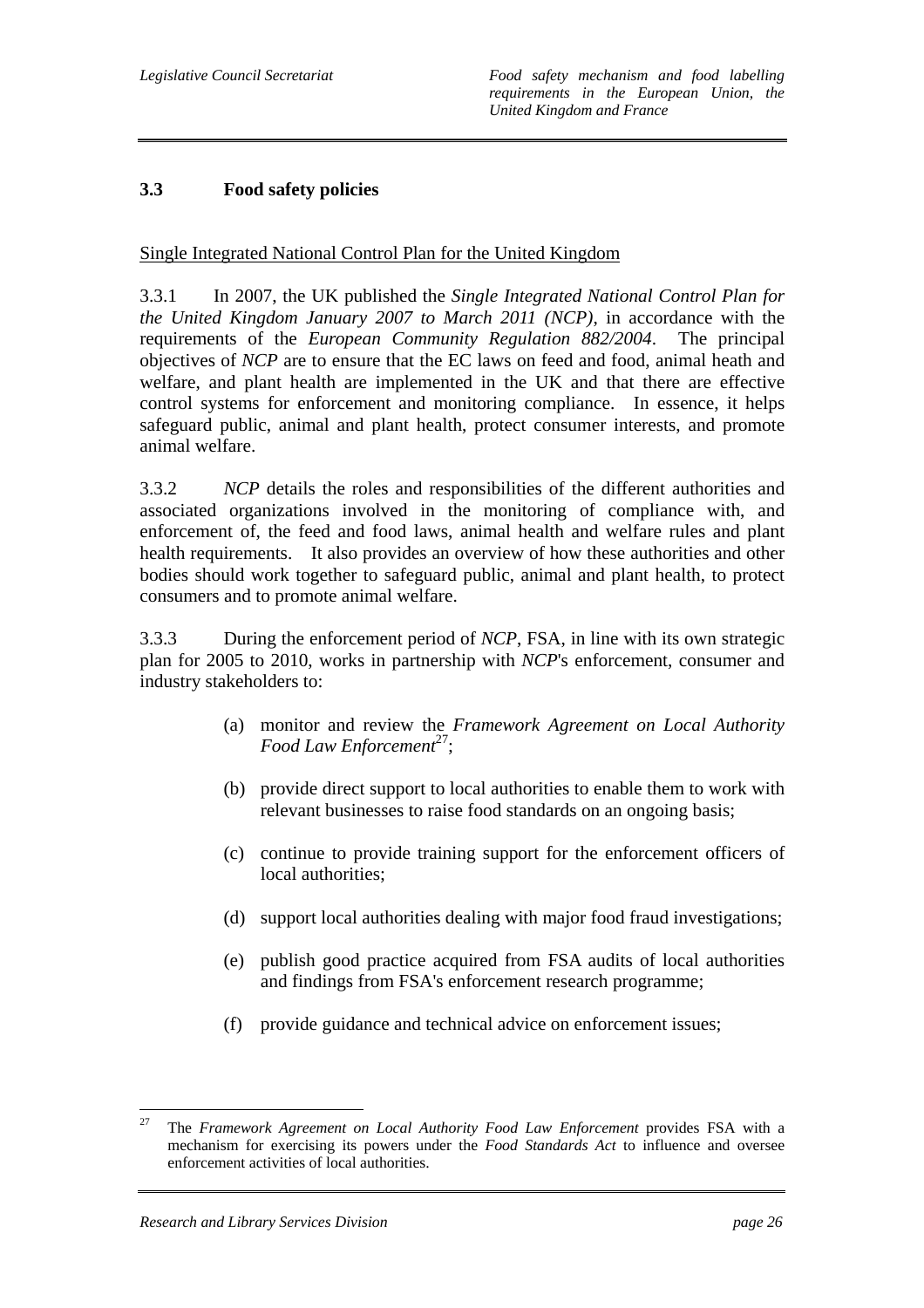### 3.3 Food safety policies

Single Integrated National Control Plan for the United Kingdom

3.3.1 In 2007, the UK published the *Single Integrated National Control Plan for the United Kingdom January 2007 to March 2011 (NCP)*, in accordance with the requirements of the *European Community Regulation 882/2004*. The principal objectives of *NCP* are to ensure that the EC laws on feed and food, animal heath and welfare, and plant health are implemented in the UK and that there are effective control systems for enforcement and monitoring compliance. In essence, it helps safeguard public, animal and plant health, protect consumer interests, and promote animal welfare.

3.3.2 *NCP* details the roles and responsibilities of the different authorities and associated organizations involved in the monitoring of compliance with, and enforcement of, the feed and food laws, animal health and welfare rules and plant health requirements. It also provides an overview of how these authorities and other bodies should work together to safeguard public, animal and plant health, to protect consumers and to promote animal welfare.

3.3.3 During the enforcement period of *NCP*, FSA, in line with its own strategic plan for 2005 to 2010, works in partnership with *NCP*'s enforcement, consumer and industry stakeholders to:

(a) monitor and review the *Framework Agreement on Local Authority Food Law Enforcement*[27];

(b) provide direct support to local authorities to enable them to work with relevant businesses to raise food standards on an ongoing basis;

(c) continue to provide training support for the enforcement officers of local authorities;

(d) support local authorities dealing with major food fraud investigations;

(e) publish good practice acquired from FSA audits of local authorities and findings from FSA's enforcement research programme;

(f) provide guidance and technical advice on enforcement issues;

---

[27] The *Framework Agreement on Local Authority Food Law Enforcement* provides FSA with a mechanism for exercising its powers under the *Food Standards Act* to influence and oversee enforcement activities of local authorities.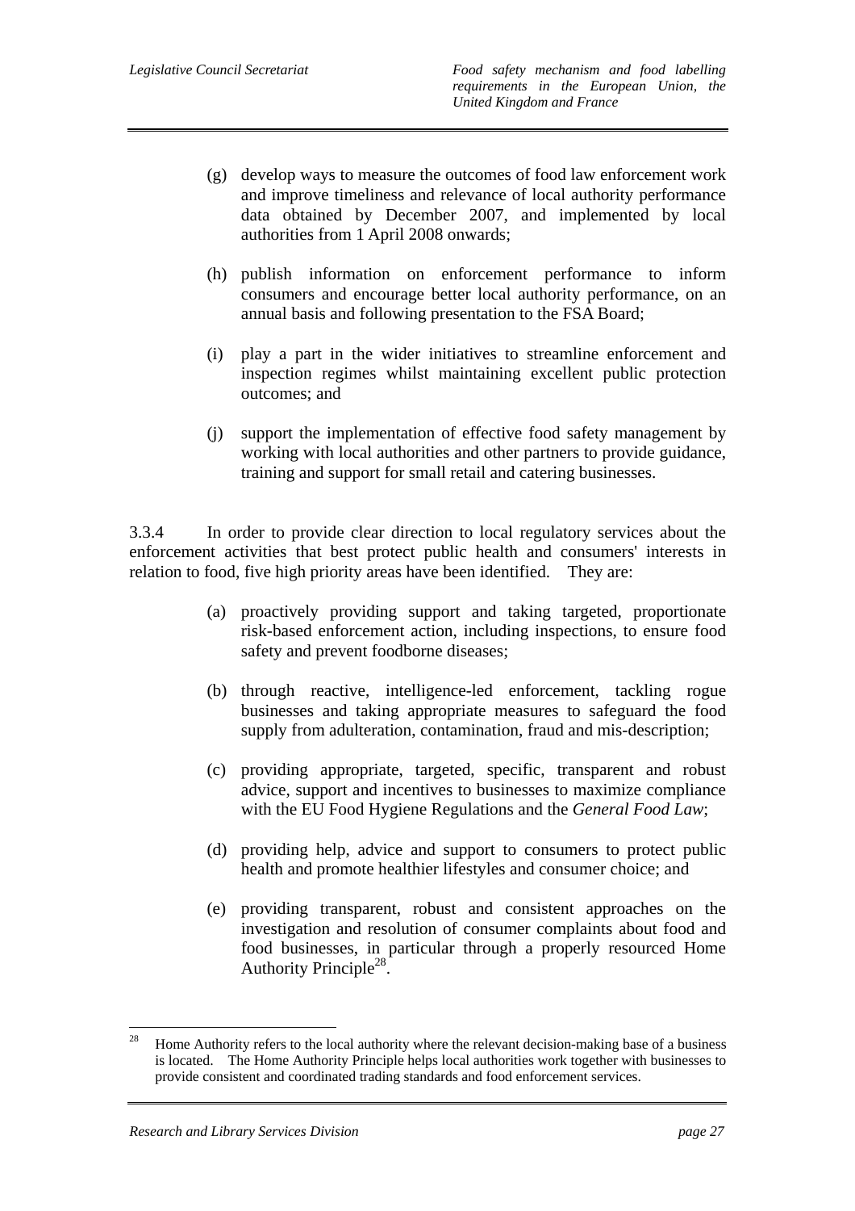(g) develop ways to measure the outcomes of food law enforcement work and improve timeliness and relevance of local authority performance data obtained by December 2007, and implemented by local authorities from 1 April 2008 onwards;

(h) publish information on enforcement performance to inform consumers and encourage better local authority performance, on an annual basis and following presentation to the FSA Board;

(i) play a part in the wider initiatives to streamline enforcement and inspection regimes whilst maintaining excellent public protection outcomes; and

(j) support the implementation of effective food safety management by working with local authorities and other partners to provide guidance, training and support for small retail and catering businesses.

3.3.4 In order to provide clear direction to local regulatory services about the enforcement activities that best protect public health and consumers' interests in relation to food, five high priority areas have been identified. They are:

(a) proactively providing support and taking targeted, proportionate risk-based enforcement action, including inspections, to ensure food safety and prevent foodborne diseases;

(b) through reactive, intelligence-led enforcement, tackling rogue businesses and taking appropriate measures to safeguard the food supply from adulteration, contamination, fraud and mis-description;

(c) providing appropriate, targeted, specific, transparent and robust advice, support and incentives to businesses to maximize compliance with the EU Food Hygiene Regulations and the *General Food Law*;

(d) providing help, advice and support to consumers to protect public health and promote healthier lifestyles and consumer choice; and

(e) providing transparent, robust and consistent approaches on the investigation and resolution of consumer complaints about food and food businesses, in particular through a properly resourced Home Authority Principle[28].

---

[28] Home Authority refers to the local authority where the relevant decision-making base of a business is located. The Home Authority Principle helps local authorities work together with businesses to provide consistent and coordinated trading standards and food enforcement services.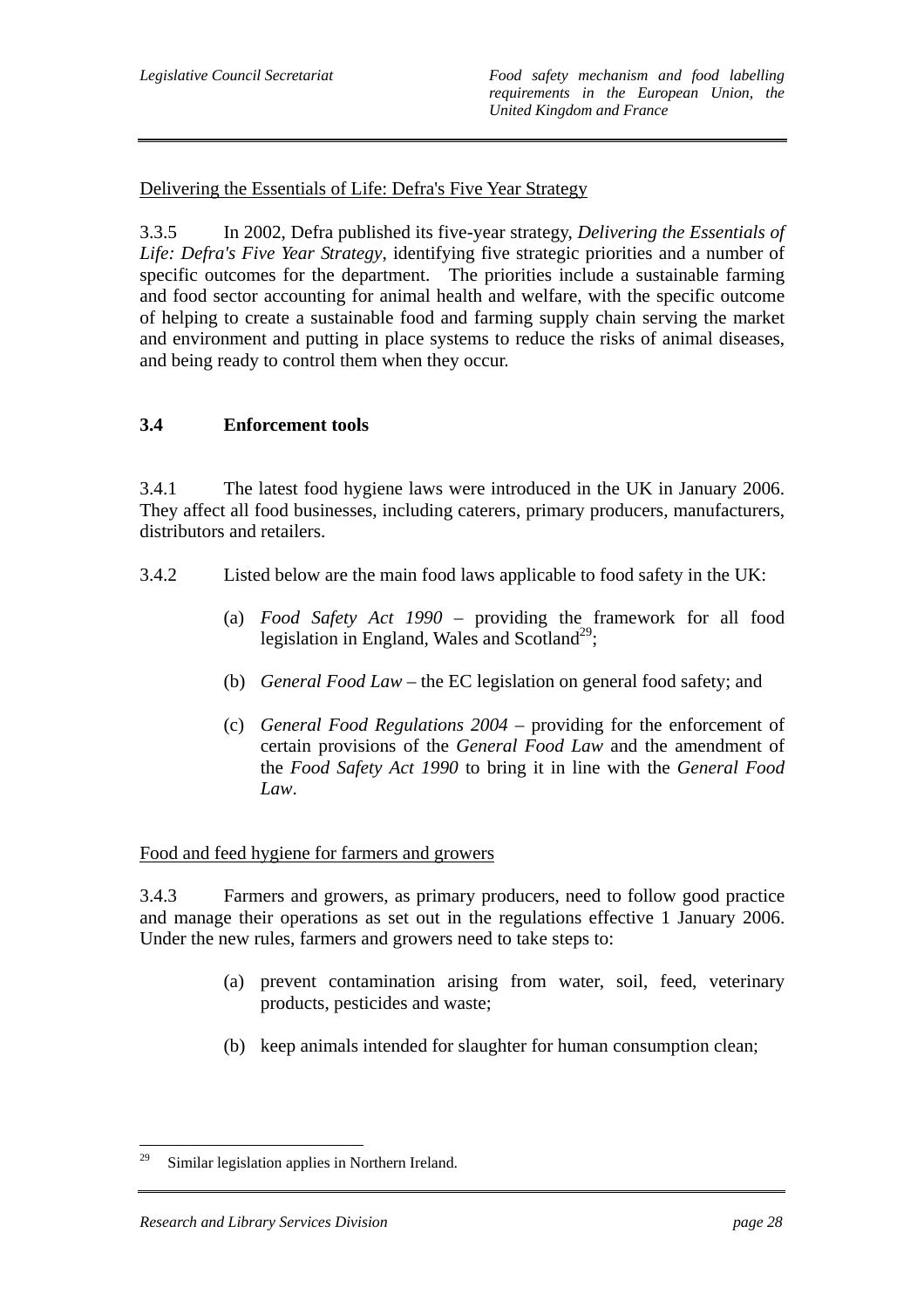Delivering the Essentials of Life: Defra's Five Year Strategy

3.3.5 In 2002, Defra published its five-year strategy, *Delivering the Essentials of Life: Defra's Five Year Strategy*, identifying five strategic priorities and a number of specific outcomes for the department. The priorities include a sustainable farming and food sector accounting for animal health and welfare, with the specific outcome of helping to create a sustainable food and farming supply chain serving the market and environment and putting in place systems to reduce the risks of animal diseases, and being ready to control them when they occur.

### 3.4 Enforcement tools

3.4.1 The latest food hygiene laws were introduced in the UK in January 2006. They affect all food businesses, including caterers, primary producers, manufacturers, distributors and retailers.

3.4.2 Listed below are the main food laws applicable to food safety in the UK:

(a) *Food Safety Act 1990* – providing the framework for all food legislation in England, Wales and Scotland[29];

(b) *General Food Law* – the EC legislation on general food safety; and

(c) *General Food Regulations 2004* – providing for the enforcement of certain provisions of the *General Food Law* and the amendment of the *Food Safety Act 1990* to bring it in line with the *General Food Law*.

Food and feed hygiene for farmers and growers

3.4.3 Farmers and growers, as primary producers, need to follow good practice and manage their operations as set out in the regulations effective 1 January 2006. Under the new rules, farmers and growers need to take steps to:

(a) prevent contamination arising from water, soil, feed, veterinary products, pesticides and waste;

(b) keep animals intended for slaughter for human consumption clean;

---

[29] Similar legislation applies in Northern Ireland.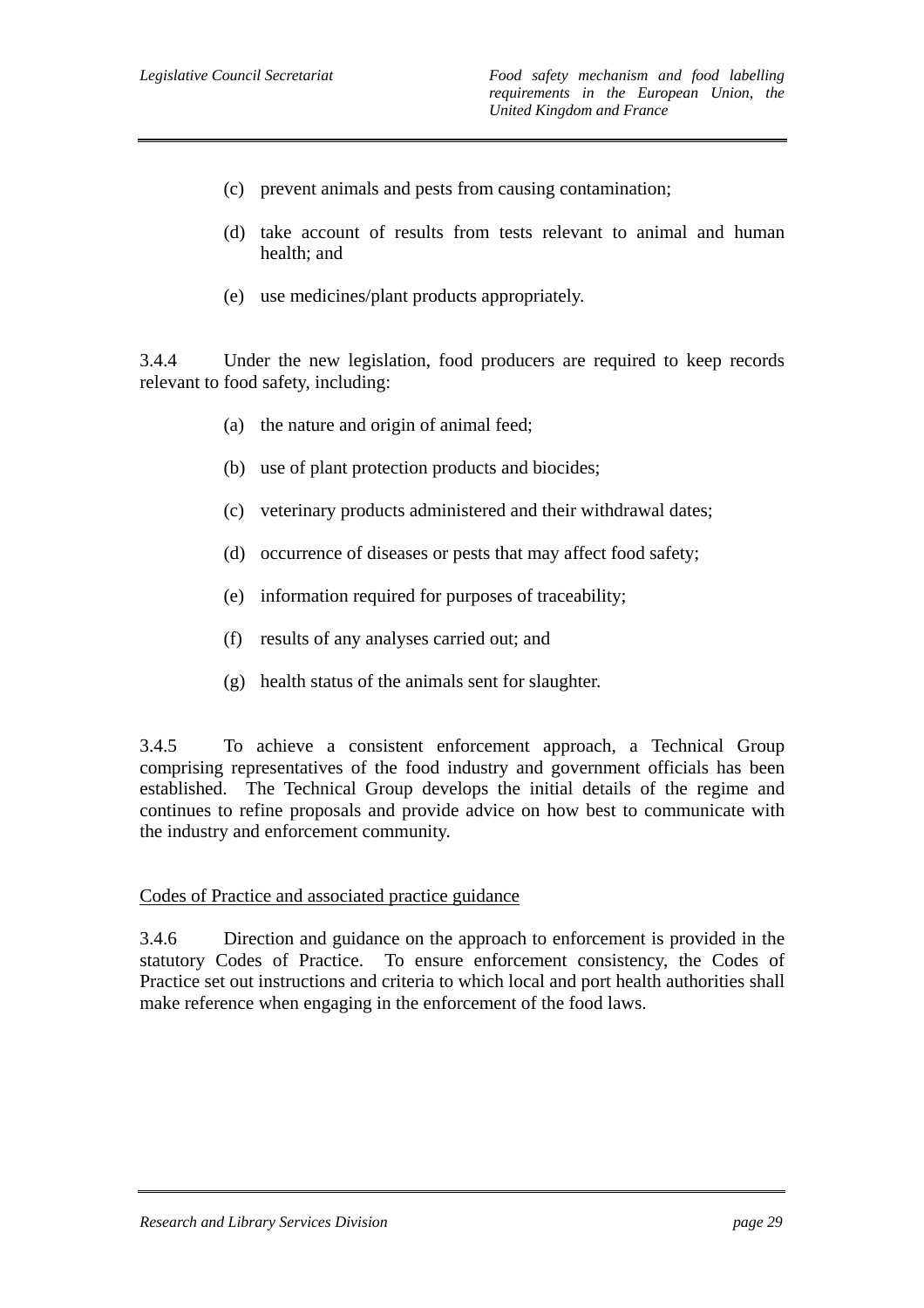(c) prevent animals and pests from causing contamination;

(d) take account of results from tests relevant to animal and human health; and

(e) use medicines/plant products appropriately.

3.4.4 Under the new legislation, food producers are required to keep records relevant to food safety, including:

(a) the nature and origin of animal feed;

(b) use of plant protection products and biocides;

(c) veterinary products administered and their withdrawal dates;

(d) occurrence of diseases or pests that may affect food safety;

(e) information required for purposes of traceability;

(f) results of any analyses carried out; and

(g) health status of the animals sent for slaughter.

3.4.5 To achieve a consistent enforcement approach, a Technical Group comprising representatives of the food industry and government officials has been established. The Technical Group develops the initial details of the regime and continues to refine proposals and provide advice on how best to communicate with the industry and enforcement community.

Codes of Practice and associated practice guidance

3.4.6 Direction and guidance on the approach to enforcement is provided in the statutory Codes of Practice. To ensure enforcement consistency, the Codes of Practice set out instructions and criteria to which local and port health authorities shall make reference when engaging in the enforcement of the food laws.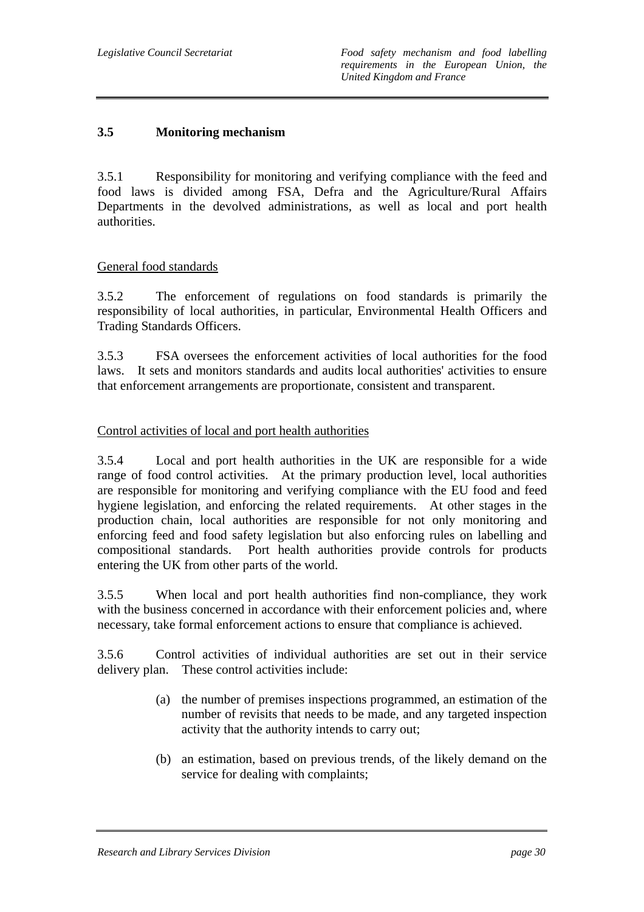## 3.5 Monitoring mechanism

3.5.1 Responsibility for monitoring and verifying compliance with the feed and food laws is divided among FSA, Defra and the Agriculture/Rural Affairs Departments in the devolved administrations, as well as local and port health authorities.

General food standards

3.5.2 The enforcement of regulations on food standards is primarily the responsibility of local authorities, in particular, Environmental Health Officers and Trading Standards Officers.

3.5.3 FSA oversees the enforcement activities of local authorities for the food laws. It sets and monitors standards and audits local authorities' activities to ensure that enforcement arrangements are proportionate, consistent and transparent.

Control activities of local and port health authorities

3.5.4 Local and port health authorities in the UK are responsible for a wide range of food control activities. At the primary production level, local authorities are responsible for monitoring and verifying compliance with the EU food and feed hygiene legislation, and enforcing the related requirements. At other stages in the production chain, local authorities are responsible for not only monitoring and enforcing feed and food safety legislation but also enforcing rules on labelling and compositional standards. Port health authorities provide controls for products entering the UK from other parts of the world.

3.5.5 When local and port health authorities find non-compliance, they work with the business concerned in accordance with their enforcement policies and, where necessary, take formal enforcement actions to ensure that compliance is achieved.

3.5.6 Control activities of individual authorities are set out in their service delivery plan. These control activities include:

(a) the number of premises inspections programmed, an estimation of the number of revisits that needs to be made, and any targeted inspection activity that the authority intends to carry out;

(b) an estimation, based on previous trends, of the likely demand on the service for dealing with complaints;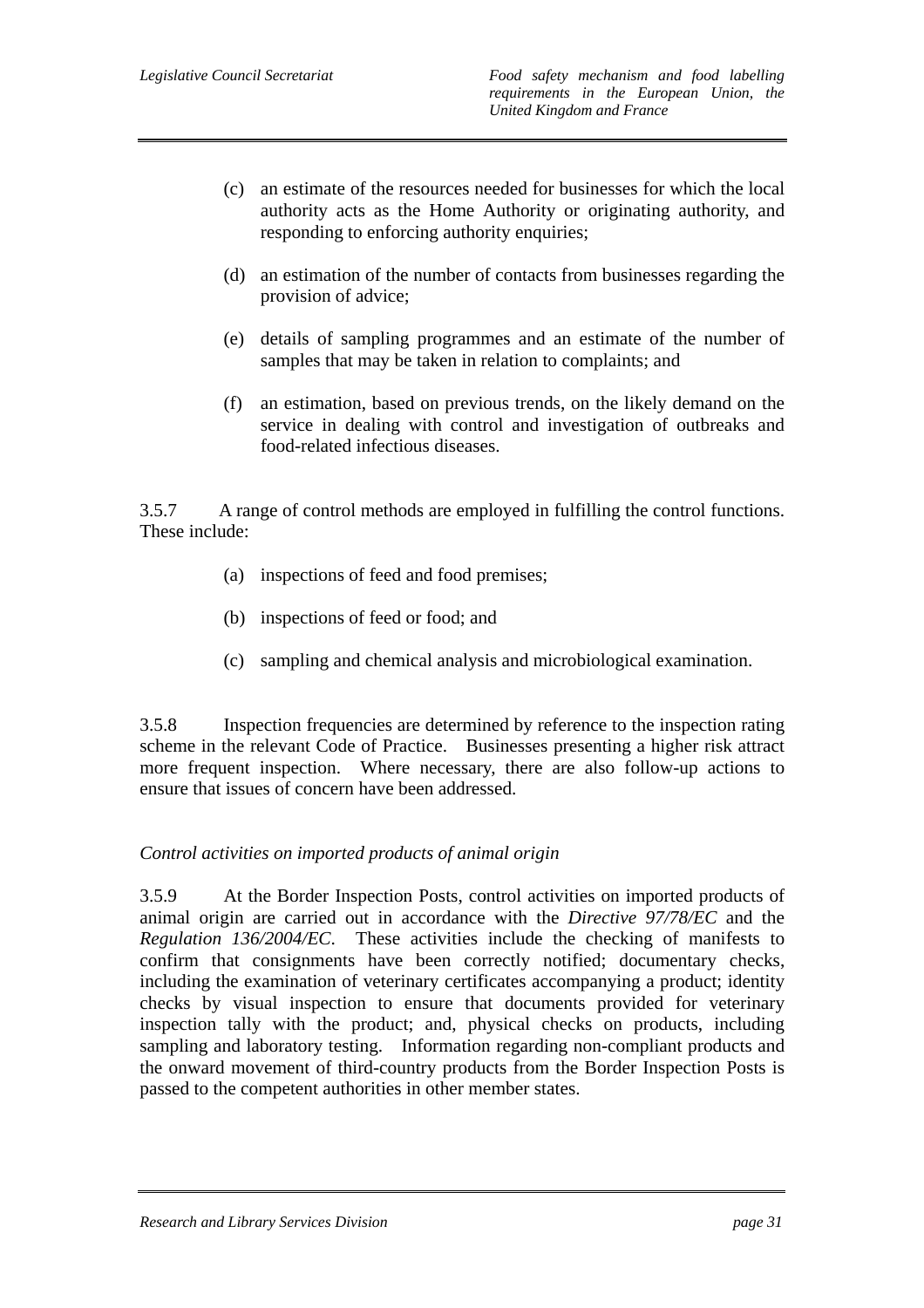(c) an estimate of the resources needed for businesses for which the local authority acts as the Home Authority or originating authority, and responding to enforcing authority enquiries;

(d) an estimation of the number of contacts from businesses regarding the provision of advice;

(e) details of sampling programmes and an estimate of the number of samples that may be taken in relation to complaints; and

(f) an estimation, based on previous trends, on the likely demand on the service in dealing with control and investigation of outbreaks and food-related infectious diseases.

3.5.7 A range of control methods are employed in fulfilling the control functions. These include:

(a) inspections of feed and food premises;

(b) inspections of feed or food; and

(c) sampling and chemical analysis and microbiological examination.

3.5.8 Inspection frequencies are determined by reference to the inspection rating scheme in the relevant Code of Practice. Businesses presenting a higher risk attract more frequent inspection. Where necessary, there are also follow-up actions to ensure that issues of concern have been addressed.

*Control activities on imported products of animal origin*

3.5.9 At the Border Inspection Posts, control activities on imported products of animal origin are carried out in accordance with the *Directive 97/78/EC* and the *Regulation 136/2004/EC*. These activities include the checking of manifests to confirm that consignments have been correctly notified; documentary checks, including the examination of veterinary certificates accompanying a product; identity checks by visual inspection to ensure that documents provided for veterinary inspection tally with the product; and, physical checks on products, including sampling and laboratory testing. Information regarding non-compliant products and the onward movement of third-country products from the Border Inspection Posts is passed to the competent authorities in other member states.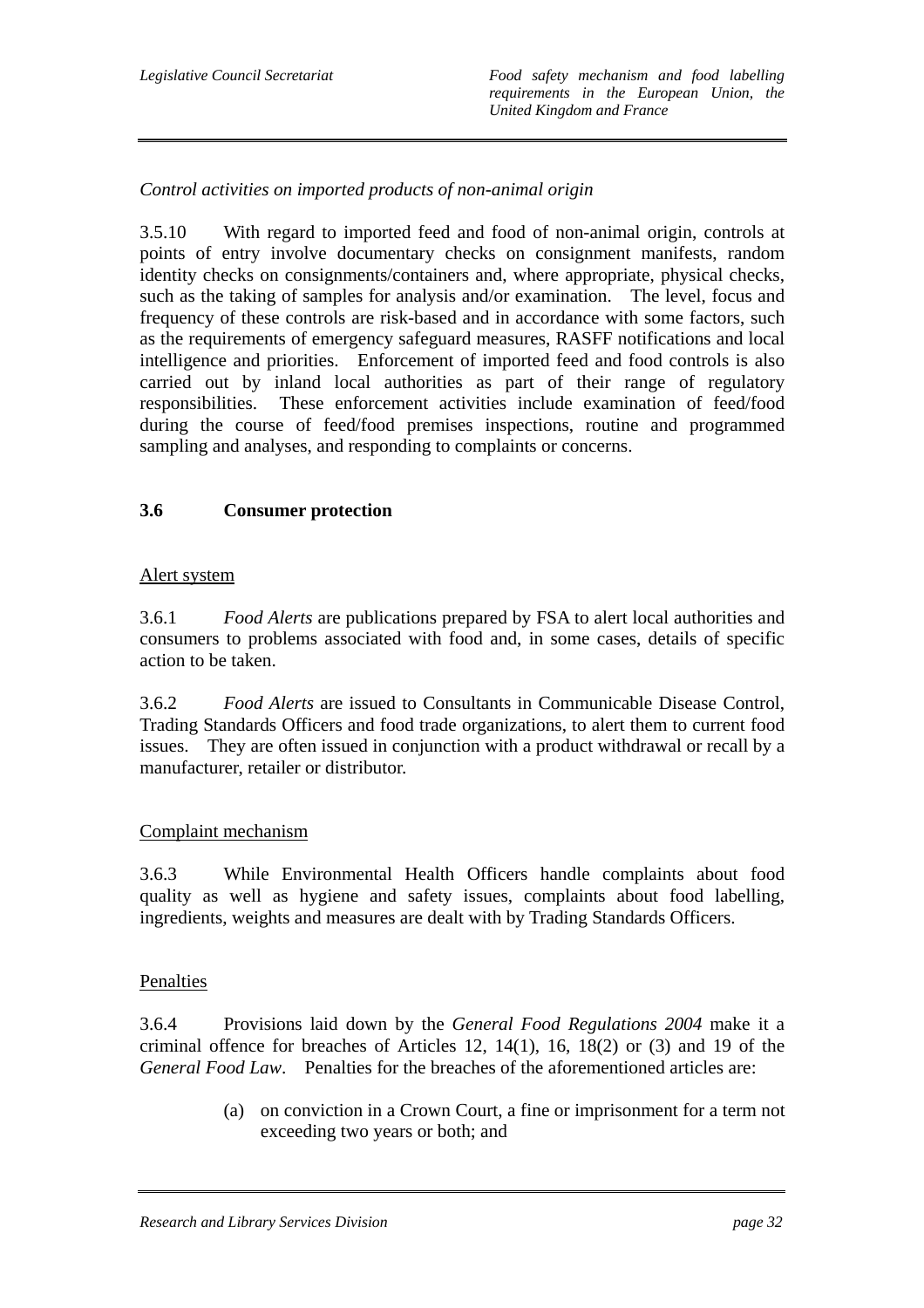*Control activities on imported products of non-animal origin*

3.5.10 With regard to imported feed and food of non-animal origin, controls at points of entry involve documentary checks on consignment manifests, random identity checks on consignments/containers and, where appropriate, physical checks, such as the taking of samples for analysis and/or examination. The level, focus and frequency of these controls are risk-based and in accordance with some factors, such as the requirements of emergency safeguard measures, RASFF notifications and local intelligence and priorities. Enforcement of imported feed and food controls is also carried out by inland local authorities as part of their range of regulatory responsibilities. These enforcement activities include examination of feed/food during the course of feed/food premises inspections, routine and programmed sampling and analyses, and responding to complaints or concerns.

## 3.6 Consumer protection

Alert system

3.6.1 *Food Alerts* are publications prepared by FSA to alert local authorities and consumers to problems associated with food and, in some cases, details of specific action to be taken.

3.6.2 *Food Alerts* are issued to Consultants in Communicable Disease Control, Trading Standards Officers and food trade organizations, to alert them to current food issues. They are often issued in conjunction with a product withdrawal or recall by a manufacturer, retailer or distributor.

Complaint mechanism

3.6.3 While Environmental Health Officers handle complaints about food quality as well as hygiene and safety issues, complaints about food labelling, ingredients, weights and measures are dealt with by Trading Standards Officers.

Penalties

3.6.4 Provisions laid down by the *General Food Regulations 2004* make it a criminal offence for breaches of Articles 12, 14(1), 16, 18(2) or (3) and 19 of the *General Food Law*. Penalties for the breaches of the aforementioned articles are:

(a) on conviction in a Crown Court, a fine or imprisonment for a term not exceeding two years or both; and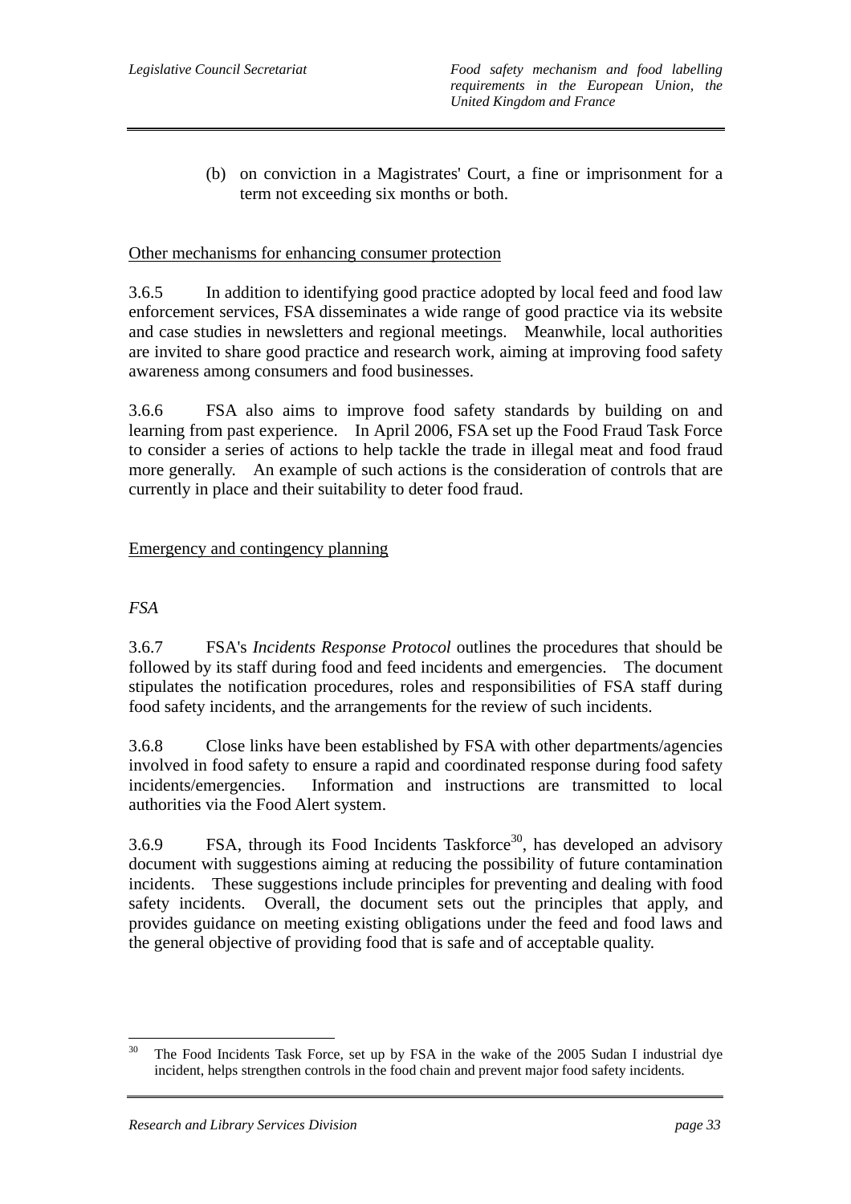(b) on conviction in a Magistrates' Court, a fine or imprisonment for a term not exceeding six months or both.

Other mechanisms for enhancing consumer protection

3.6.5 In addition to identifying good practice adopted by local feed and food law enforcement services, FSA disseminates a wide range of good practice via its website and case studies in newsletters and regional meetings. Meanwhile, local authorities are invited to share good practice and research work, aiming at improving food safety awareness among consumers and food businesses.

3.6.6 FSA also aims to improve food safety standards by building on and learning from past experience. In April 2006, FSA set up the Food Fraud Task Force to consider a series of actions to help tackle the trade in illegal meat and food fraud more generally. An example of such actions is the consideration of controls that are currently in place and their suitability to deter food fraud.

Emergency and contingency planning

*FSA*

3.6.7 FSA's *Incidents Response Protocol* outlines the procedures that should be followed by its staff during food and feed incidents and emergencies. The document stipulates the notification procedures, roles and responsibilities of FSA staff during food safety incidents, and the arrangements for the review of such incidents.

3.6.8 Close links have been established by FSA with other departments/agencies involved in food safety to ensure a rapid and coordinated response during food safety incidents/emergencies. Information and instructions are transmitted to local authorities via the Food Alert system.

3.6.9 FSA, through its Food Incidents Taskforce[30], has developed an advisory document with suggestions aiming at reducing the possibility of future contamination incidents. These suggestions include principles for preventing and dealing with food safety incidents. Overall, the document sets out the principles that apply, and provides guidance on meeting existing obligations under the feed and food laws and the general objective of providing food that is safe and of acceptable quality.

---

[30] The Food Incidents Task Force, set up by FSA in the wake of the 2005 Sudan I industrial dye incident, helps strengthen controls in the food chain and prevent major food safety incidents.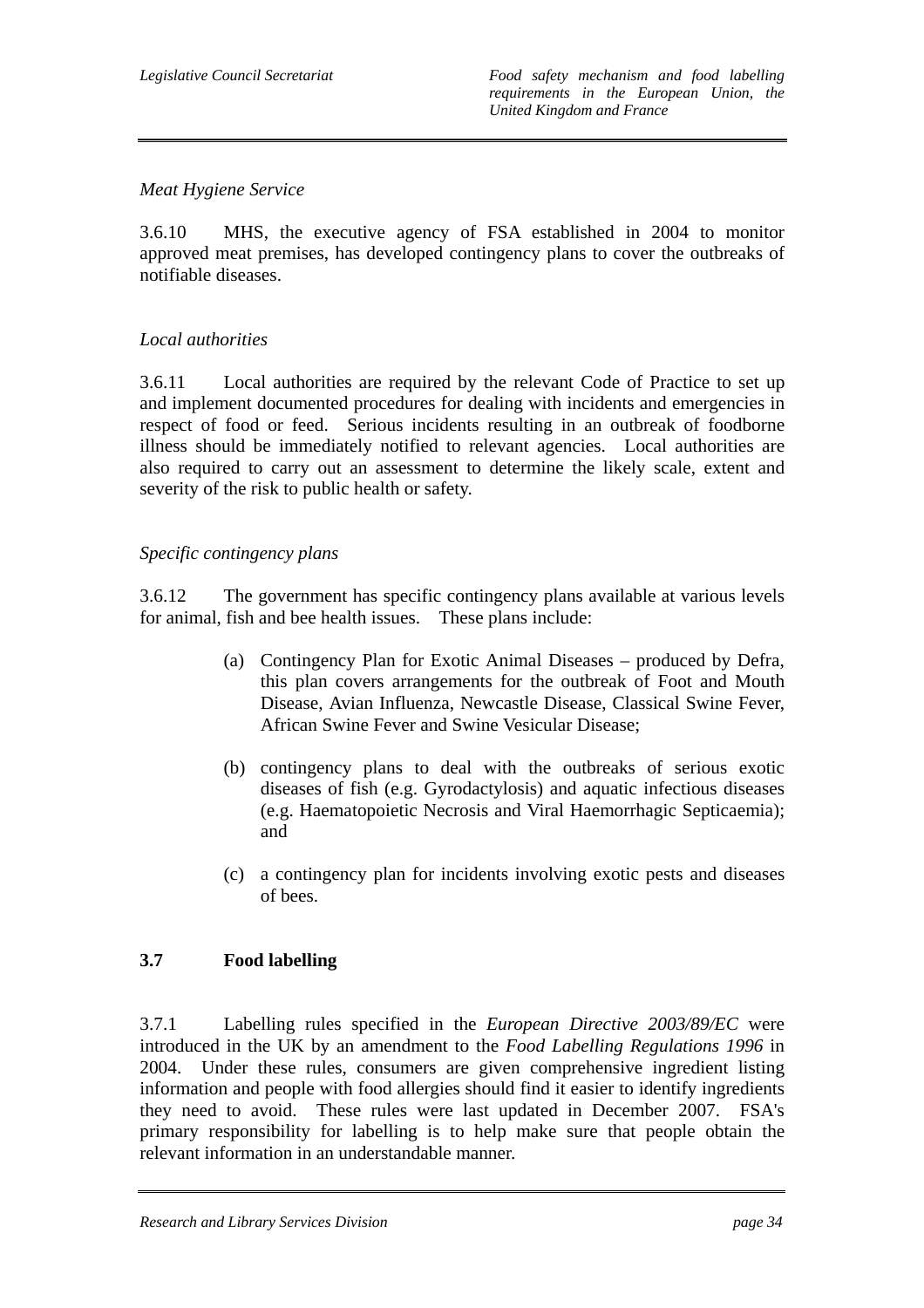*Meat Hygiene Service*

3.6.10 MHS, the executive agency of FSA established in 2004 to monitor approved meat premises, has developed contingency plans to cover the outbreaks of notifiable diseases.

*Local authorities*

3.6.11 Local authorities are required by the relevant Code of Practice to set up and implement documented procedures for dealing with incidents and emergencies in respect of food or feed. Serious incidents resulting in an outbreak of foodborne illness should be immediately notified to relevant agencies. Local authorities are also required to carry out an assessment to determine the likely scale, extent and severity of the risk to public health or safety.

*Specific contingency plans*

3.6.12 The government has specific contingency plans available at various levels for animal, fish and bee health issues. These plans include:

(a) Contingency Plan for Exotic Animal Diseases – produced by Defra, this plan covers arrangements for the outbreak of Foot and Mouth Disease, Avian Influenza, Newcastle Disease, Classical Swine Fever, African Swine Fever and Swine Vesicular Disease;

(b) contingency plans to deal with the outbreaks of serious exotic diseases of fish (e.g. Gyrodactylosis) and aquatic infectious diseases (e.g. Haematopoietic Necrosis and Viral Haemorrhagic Septicaemia); and

(c) a contingency plan for incidents involving exotic pests and diseases of bees.

## 3.7 Food labelling

3.7.1 Labelling rules specified in the *European Directive 2003/89/EC* were introduced in the UK by an amendment to the *Food Labelling Regulations 1996* in 2004. Under these rules, consumers are given comprehensive ingredient listing information and people with food allergies should find it easier to identify ingredients they need to avoid. These rules were last updated in December 2007. FSA's primary responsibility for labelling is to help make sure that people obtain the relevant information in an understandable manner.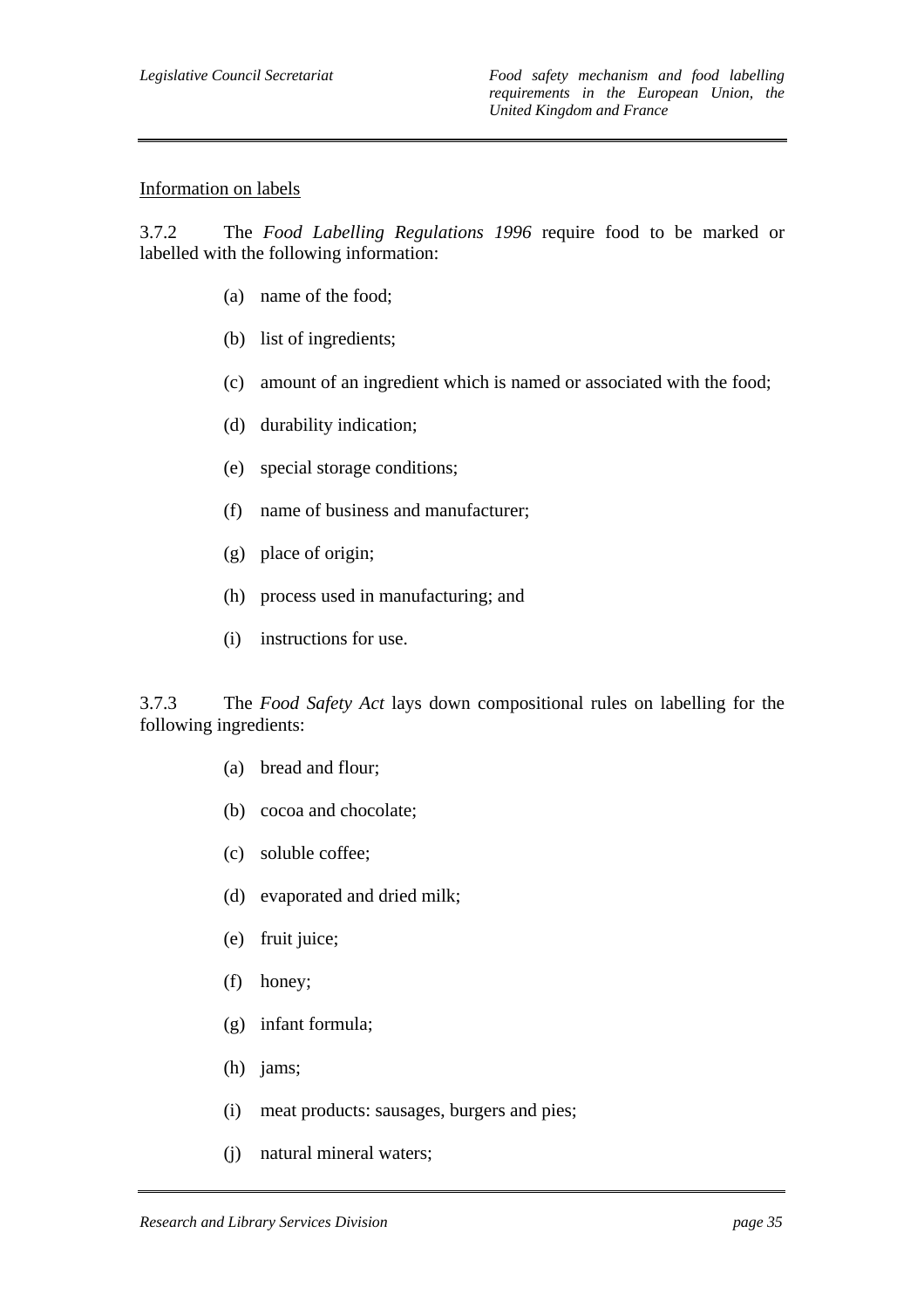Information on labels

3.7.2 The *Food Labelling Regulations 1996* require food to be marked or labelled with the following information:

- (a) name of the food;
- (b) list of ingredients;
- (c) amount of an ingredient which is named or associated with the food;
- (d) durability indication;
- (e) special storage conditions;
- (f) name of business and manufacturer;
- (g) place of origin;
- (h) process used in manufacturing; and
- (i) instructions for use.

3.7.3 The *Food Safety Act* lays down compositional rules on labelling for the following ingredients:

- (a) bread and flour;
- (b) cocoa and chocolate;
- (c) soluble coffee;
- (d) evaporated and dried milk;
- (e) fruit juice;
- (f) honey;
- (g) infant formula;
- (h) jams;
- (i) meat products: sausages, burgers and pies;
- (j) natural mineral waters;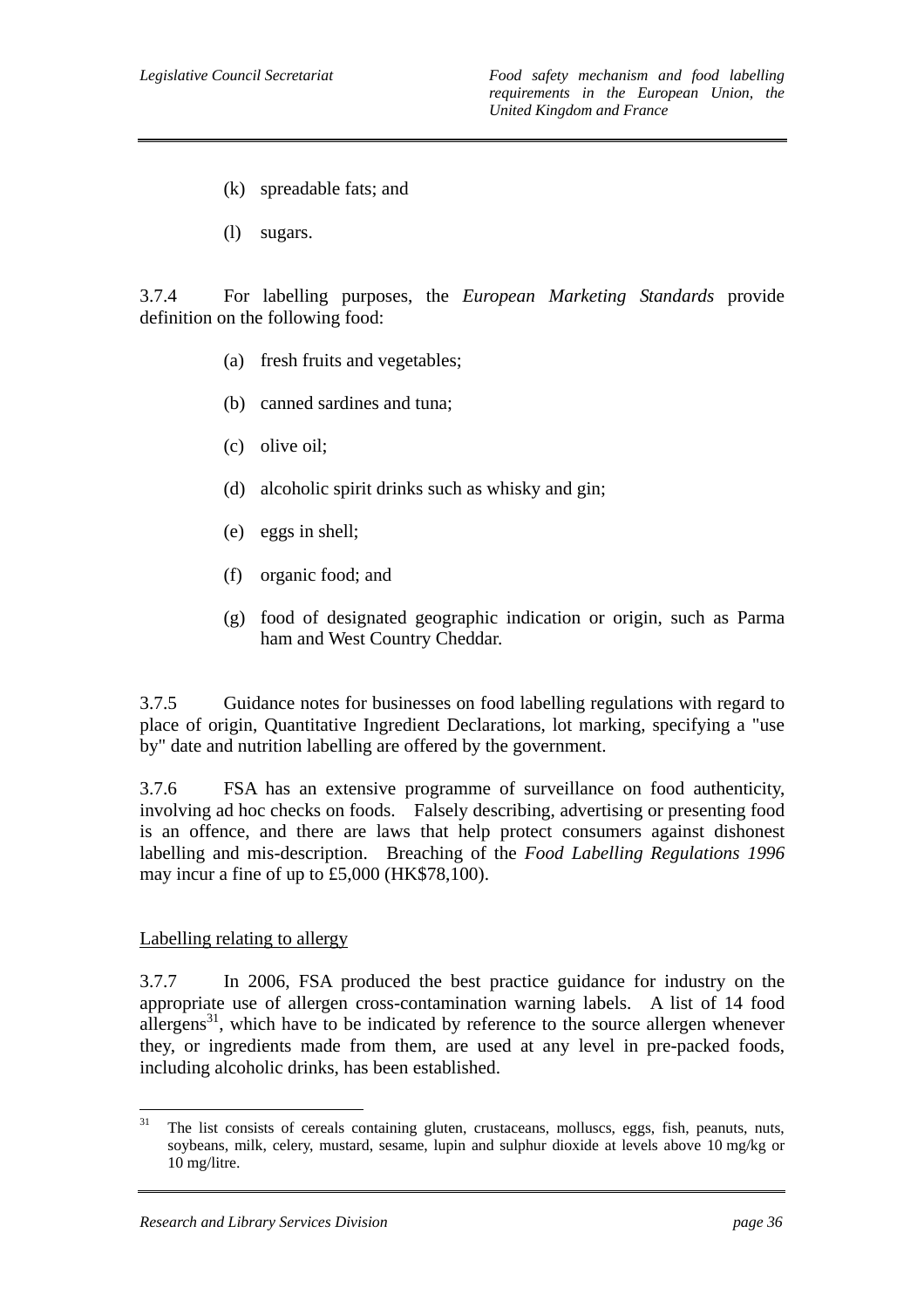(k) spreadable fats; and

(l) sugars.

3.7.4 For labelling purposes, the *European Marketing Standards* provide definition on the following food:

(a) fresh fruits and vegetables;

(b) canned sardines and tuna;

(c) olive oil;

(d) alcoholic spirit drinks such as whisky and gin;

(e) eggs in shell;

(f) organic food; and

(g) food of designated geographic indication or origin, such as Parma ham and West Country Cheddar.

3.7.5 Guidance notes for businesses on food labelling regulations with regard to place of origin, Quantitative Ingredient Declarations, lot marking, specifying a "use by" date and nutrition labelling are offered by the government.

3.7.6 FSA has an extensive programme of surveillance on food authenticity, involving ad hoc checks on foods. Falsely describing, advertising or presenting food is an offence, and there are laws that help protect consumers against dishonest labelling and mis-description. Breaching of the *Food Labelling Regulations 1996* may incur a fine of up to £5,000 (HK$78,100).

<u>Labelling relating to allergy</u>

3.7.7 In 2006, FSA produced the best practice guidance for industry on the appropriate use of allergen cross-contamination warning labels. A list of 14 food allergens[31], which have to be indicated by reference to the source allergen whenever they, or ingredients made from them, are used at any level in pre-packed foods, including alcoholic drinks, has been established.

---

[31] The list consists of cereals containing gluten, crustaceans, molluscs, eggs, fish, peanuts, nuts, soybeans, milk, celery, mustard, sesame, lupin and sulphur dioxide at levels above 10 mg/kg or 10 mg/litre.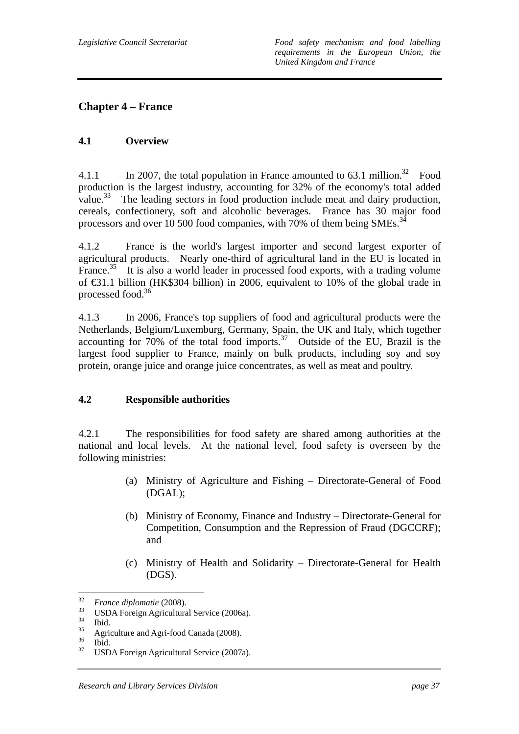## Chapter 4 – France

### 4.1 Overview

4.1.1 In 2007, the total population in France amounted to 63.1 million.[32] Food production is the largest industry, accounting for 32% of the economy's total added value.[33] The leading sectors in food production include meat and dairy production, cereals, confectionery, soft and alcoholic beverages. France has 30 major food processors and over 10 500 food companies, with 70% of them being SMEs.[34]

4.1.2 France is the world's largest importer and second largest exporter of agricultural products. Nearly one-third of agricultural land in the EU is located in France.[35] It is also a world leader in processed food exports, with a trading volume of €31.1 billion (HK$304 billion) in 2006, equivalent to 10% of the global trade in processed food.[36]

4.1.3 In 2006, France's top suppliers of food and agricultural products were the Netherlands, Belgium/Luxemburg, Germany, Spain, the UK and Italy, which together accounting for 70% of the total food imports.[37] Outside of the EU, Brazil is the largest food supplier to France, mainly on bulk products, including soy and soy protein, orange juice and orange juice concentrates, as well as meat and poultry.

### 4.2 Responsible authorities

4.2.1 The responsibilities for food safety are shared among authorities at the national and local levels. At the national level, food safety is overseen by the following ministries:

(a) Ministry of Agriculture and Fishing – Directorate-General of Food (DGAL);

(b) Ministry of Economy, Finance and Industry – Directorate-General for Competition, Consumption and the Repression of Fraud (DGCCRF); and

(c) Ministry of Health and Solidarity – Directorate-General for Health (DGS).

---

[32] *France diplomatie* (2008).
[33] USDA Foreign Agricultural Service (2006a).
[34] Ibid.
[35] Agriculture and Agri-food Canada (2008).
[36] Ibid.
[37] USDA Foreign Agricultural Service (2007a).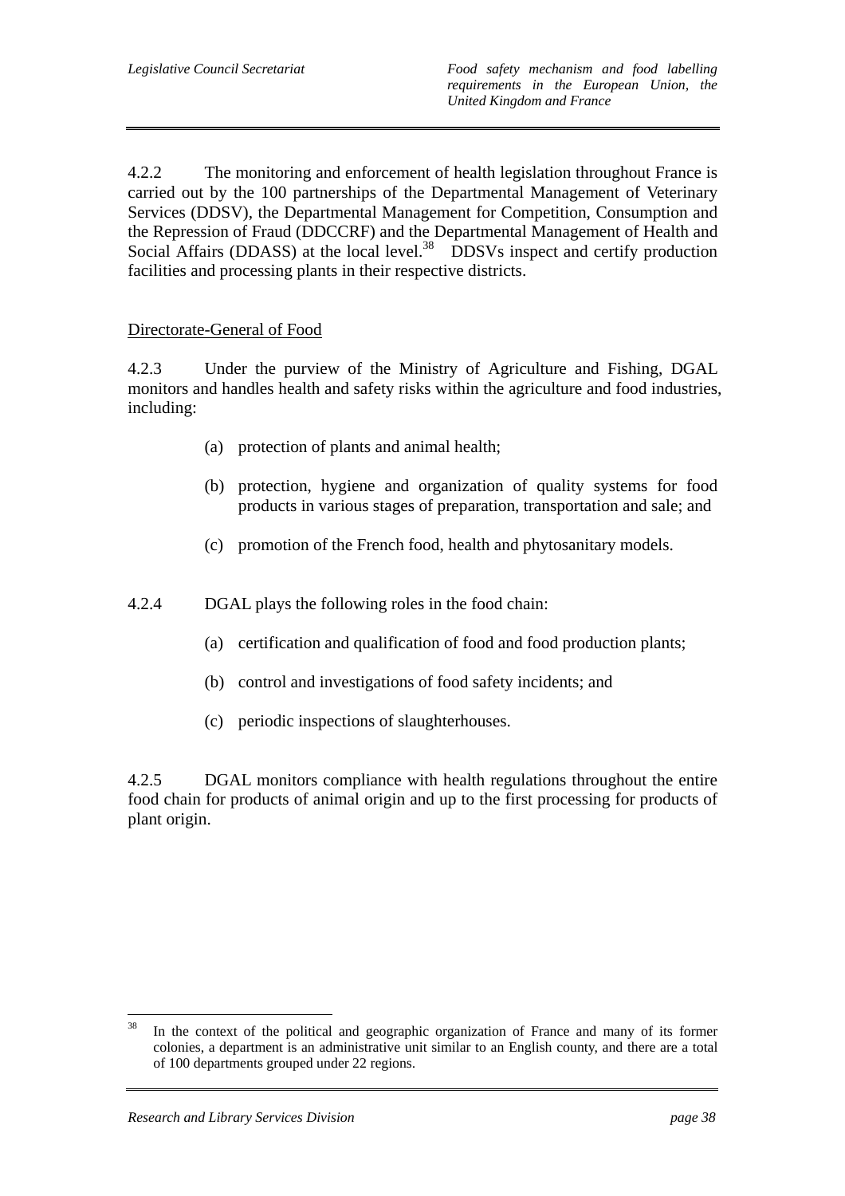4.2.2 The monitoring and enforcement of health legislation throughout France is carried out by the 100 partnerships of the Departmental Management of Veterinary Services (DDSV), the Departmental Management for Competition, Consumption and the Repression of Fraud (DDCCRF) and the Departmental Management of Health and Social Affairs (DDASS) at the local level.[38] DDSVs inspect and certify production facilities and processing plants in their respective districts.

Directorate-General of Food

4.2.3 Under the purview of the Ministry of Agriculture and Fishing, DGAL monitors and handles health and safety risks within the agriculture and food industries, including:

(a) protection of plants and animal health;

(b) protection, hygiene and organization of quality systems for food products in various stages of preparation, transportation and sale; and

(c) promotion of the French food, health and phytosanitary models.

4.2.4 DGAL plays the following roles in the food chain:

(a) certification and qualification of food and food production plants;

(b) control and investigations of food safety incidents; and

(c) periodic inspections of slaughterhouses.

4.2.5 DGAL monitors compliance with health regulations throughout the entire food chain for products of animal origin and up to the first processing for products of plant origin.

[38] In the context of the political and geographic organization of France and many of its former colonies, a department is an administrative unit similar to an English county, and there are a total of 100 departments grouped under 22 regions.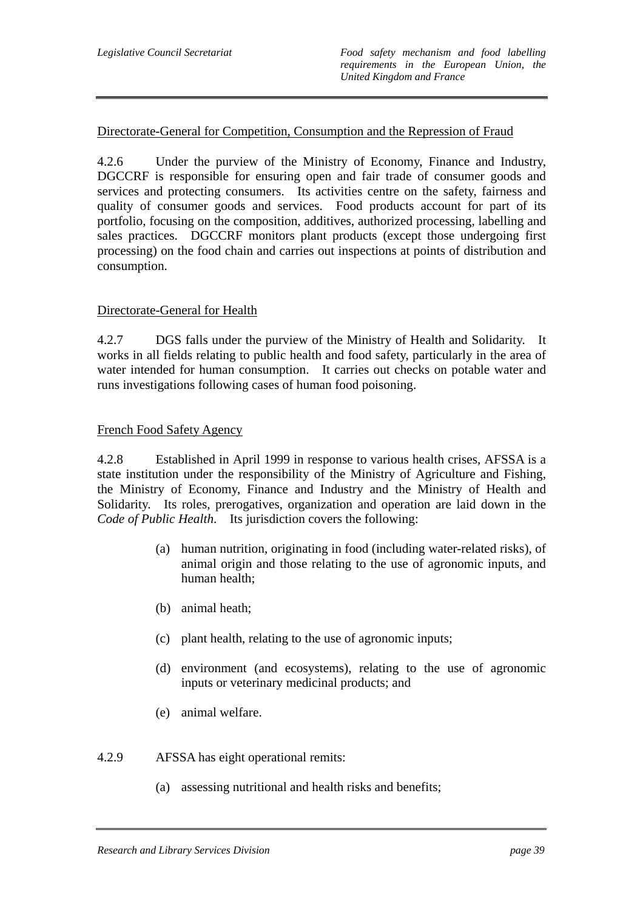Directorate-General for Competition, Consumption and the Repression of Fraud

4.2.6 Under the purview of the Ministry of Economy, Finance and Industry, DGCCRF is responsible for ensuring open and fair trade of consumer goods and services and protecting consumers. Its activities centre on the safety, fairness and quality of consumer goods and services. Food products account for part of its portfolio, focusing on the composition, additives, authorized processing, labelling and sales practices. DGCCRF monitors plant products (except those undergoing first processing) on the food chain and carries out inspections at points of distribution and consumption.

Directorate-General for Health

4.2.7 DGS falls under the purview of the Ministry of Health and Solidarity. It works in all fields relating to public health and food safety, particularly in the area of water intended for human consumption. It carries out checks on potable water and runs investigations following cases of human food poisoning.

French Food Safety Agency

4.2.8 Established in April 1999 in response to various health crises, AFSSA is a state institution under the responsibility of the Ministry of Agriculture and Fishing, the Ministry of Economy, Finance and Industry and the Ministry of Health and Solidarity. Its roles, prerogatives, organization and operation are laid down in the *Code of Public Health*. Its jurisdiction covers the following:

(a) human nutrition, originating in food (including water-related risks), of animal origin and those relating to the use of agronomic inputs, and human health;

(b) animal heath;

(c) plant health, relating to the use of agronomic inputs;

(d) environment (and ecosystems), relating to the use of agronomic inputs or veterinary medicinal products; and

(e) animal welfare.

4.2.9 AFSSA has eight operational remits:

(a) assessing nutritional and health risks and benefits;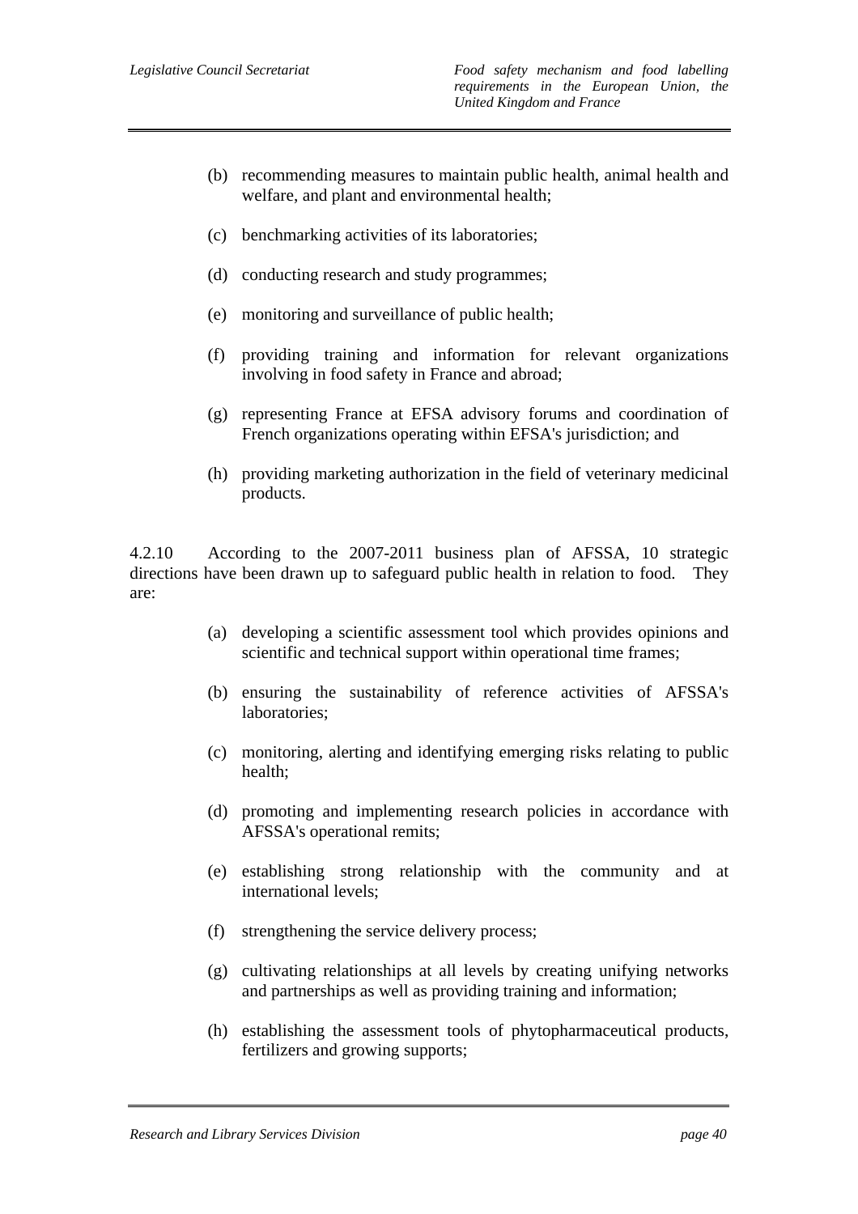(b) recommending measures to maintain public health, animal health and welfare, and plant and environmental health;

(c) benchmarking activities of its laboratories;

(d) conducting research and study programmes;

(e) monitoring and surveillance of public health;

(f) providing training and information for relevant organizations involving in food safety in France and abroad;

(g) representing France at EFSA advisory forums and coordination of French organizations operating within EFSA's jurisdiction; and

(h) providing marketing authorization in the field of veterinary medicinal products.

4.2.10 According to the 2007-2011 business plan of AFSSA, 10 strategic directions have been drawn up to safeguard public health in relation to food. They are:

(a) developing a scientific assessment tool which provides opinions and scientific and technical support within operational time frames;

(b) ensuring the sustainability of reference activities of AFSSA's laboratories;

(c) monitoring, alerting and identifying emerging risks relating to public health;

(d) promoting and implementing research policies in accordance with AFSSA's operational remits;

(e) establishing strong relationship with the community and at international levels;

(f) strengthening the service delivery process;

(g) cultivating relationships at all levels by creating unifying networks and partnerships as well as providing training and information;

(h) establishing the assessment tools of phytopharmaceutical products, fertilizers and growing supports;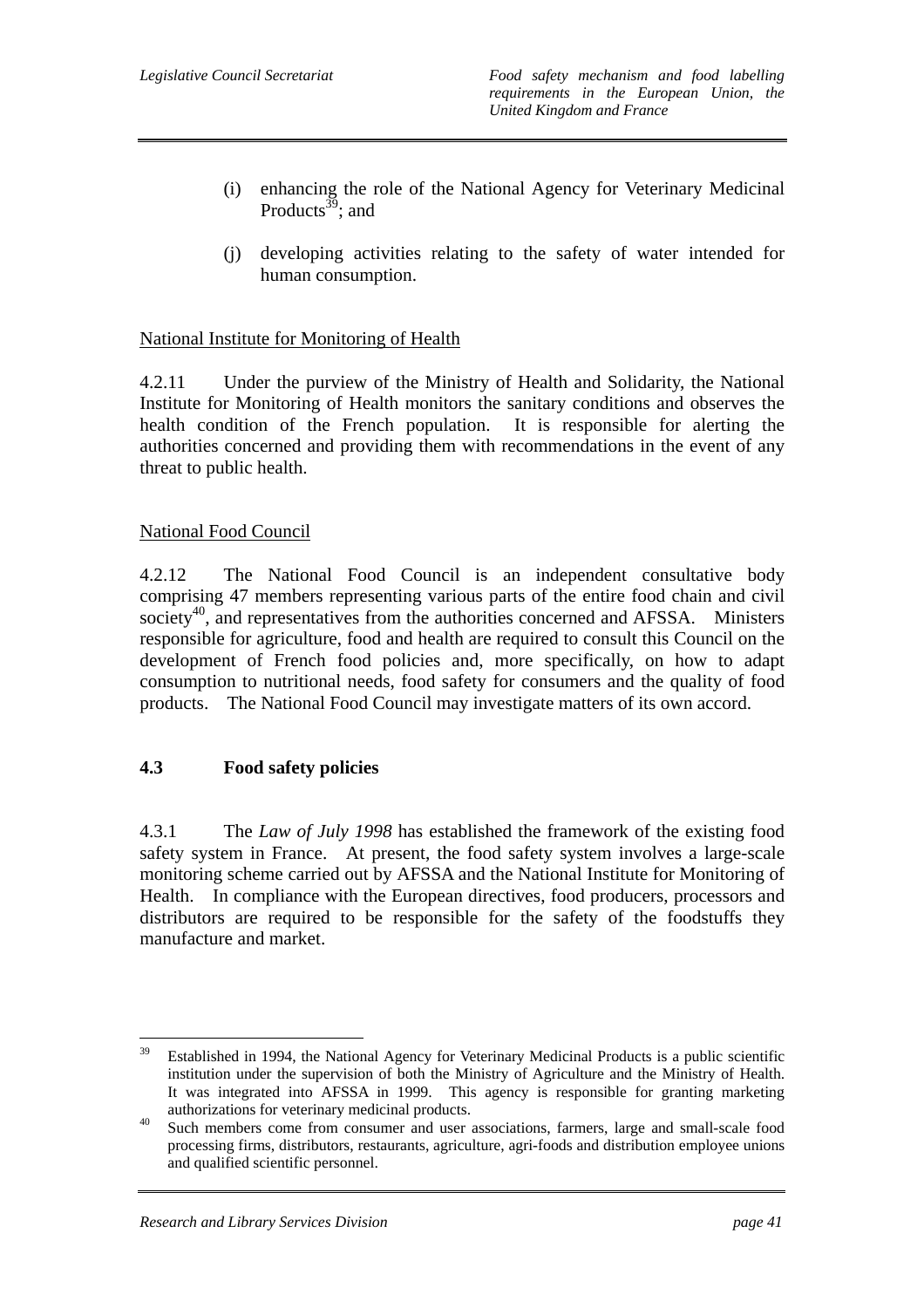(i) enhancing the role of the National Agency for Veterinary Medicinal Products[39]; and

(j) developing activities relating to the safety of water intended for human consumption.

National Institute for Monitoring of Health

4.2.11 Under the purview of the Ministry of Health and Solidarity, the National Institute for Monitoring of Health monitors the sanitary conditions and observes the health condition of the French population. It is responsible for alerting the authorities concerned and providing them with recommendations in the event of any threat to public health.

National Food Council

4.2.12 The National Food Council is an independent consultative body comprising 47 members representing various parts of the entire food chain and civil society[40], and representatives from the authorities concerned and AFSSA. Ministers responsible for agriculture, food and health are required to consult this Council on the development of French food policies and, more specifically, on how to adapt consumption to nutritional needs, food safety for consumers and the quality of food products. The National Food Council may investigate matters of its own accord.

### 4.3 Food safety policies

4.3.1 The *Law of July 1998* has established the framework of the existing food safety system in France. At present, the food safety system involves a large-scale monitoring scheme carried out by AFSSA and the National Institute for Monitoring of Health. In compliance with the European directives, food producers, processors and distributors are required to be responsible for the safety of the foodstuffs they manufacture and market.

---

[39] Established in 1994, the National Agency for Veterinary Medicinal Products is a public scientific institution under the supervision of both the Ministry of Agriculture and the Ministry of Health. It was integrated into AFSSA in 1999. This agency is responsible for granting marketing authorizations for veterinary medicinal products.

[40] Such members come from consumer and user associations, farmers, large and small-scale food processing firms, distributors, restaurants, agriculture, agri-foods and distribution employee unions and qualified scientific personnel.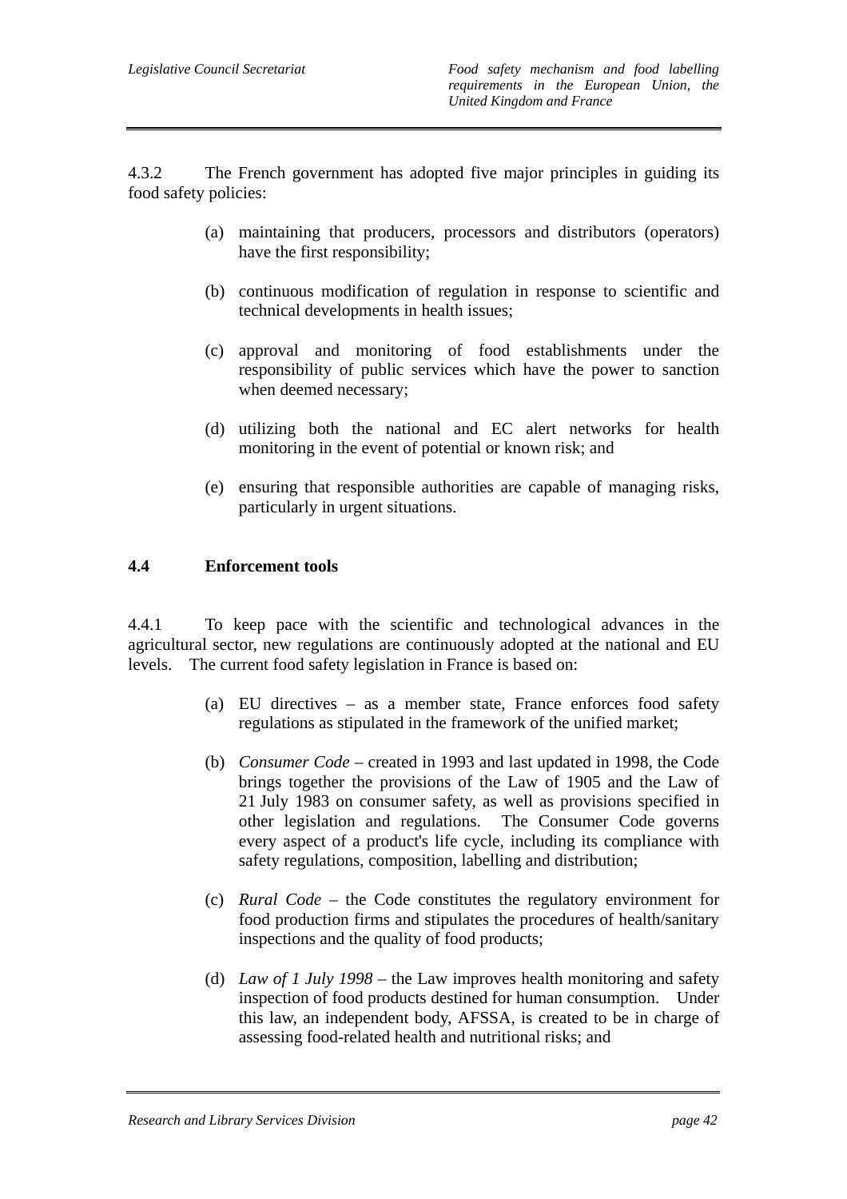4.3.2 The French government has adopted five major principles in guiding its food safety policies:

(a) maintaining that producers, processors and distributors (operators) have the first responsibility;

(b) continuous modification of regulation in response to scientific and technical developments in health issues;

(c) approval and monitoring of food establishments under the responsibility of public services which have the power to sanction when deemed necessary;

(d) utilizing both the national and EC alert networks for health monitoring in the event of potential or known risk; and

(e) ensuring that responsible authorities are capable of managing risks, particularly in urgent situations.

## 4.4 Enforcement tools

4.4.1 To keep pace with the scientific and technological advances in the agricultural sector, new regulations are continuously adopted at the national and EU levels. The current food safety legislation in France is based on:

(a) EU directives – as a member state, France enforces food safety regulations as stipulated in the framework of the unified market;

(b) *Consumer Code* – created in 1993 and last updated in 1998, the Code brings together the provisions of the Law of 1905 and the Law of 21 July 1983 on consumer safety, as well as provisions specified in other legislation and regulations. The Consumer Code governs every aspect of a product's life cycle, including its compliance with safety regulations, composition, labelling and distribution;

(c) *Rural Code* – the Code constitutes the regulatory environment for food production firms and stipulates the procedures of health/sanitary inspections and the quality of food products;

(d) *Law of 1 July 1998* – the Law improves health monitoring and safety inspection of food products destined for human consumption. Under this law, an independent body, AFSSA, is created to be in charge of assessing food-related health and nutritional risks; and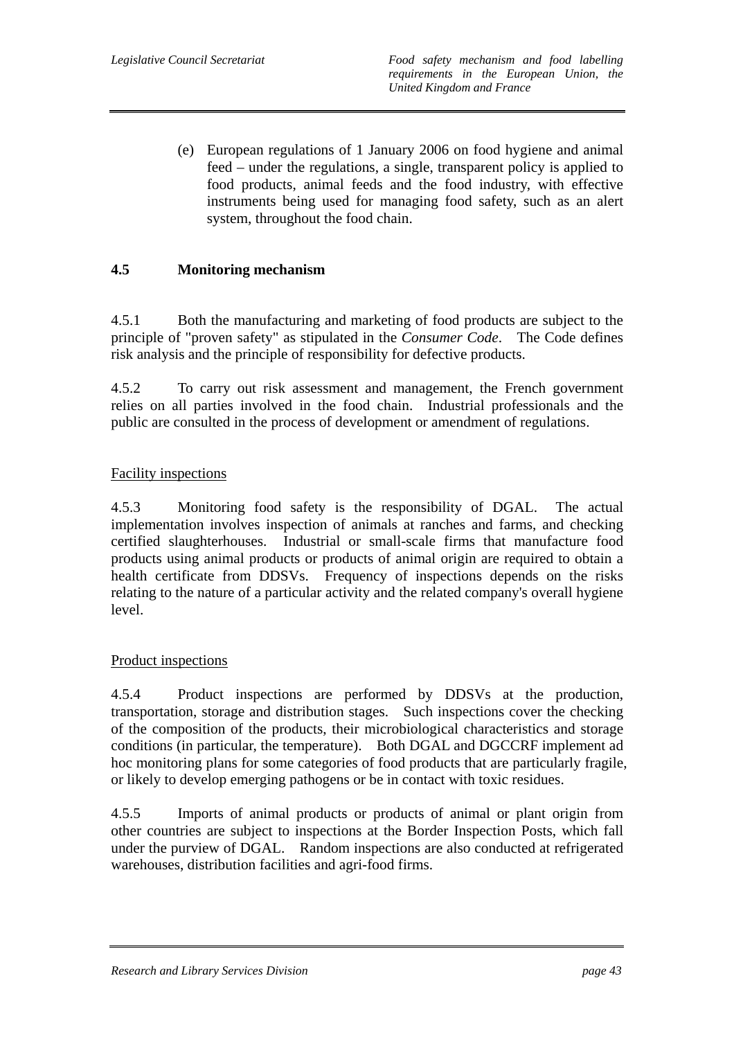(e) European regulations of 1 January 2006 on food hygiene and animal feed – under the regulations, a single, transparent policy is applied to food products, animal feeds and the food industry, with effective instruments being used for managing food safety, such as an alert system, throughout the food chain.

### 4.5 Monitoring mechanism

4.5.1 Both the manufacturing and marketing of food products are subject to the principle of "proven safety" as stipulated in the *Consumer Code*. The Code defines risk analysis and the principle of responsibility for defective products.

4.5.2 To carry out risk assessment and management, the French government relies on all parties involved in the food chain. Industrial professionals and the public are consulted in the process of development or amendment of regulations.

Facility inspections

4.5.3 Monitoring food safety is the responsibility of DGAL. The actual implementation involves inspection of animals at ranches and farms, and checking certified slaughterhouses. Industrial or small-scale firms that manufacture food products using animal products or products of animal origin are required to obtain a health certificate from DDSVs. Frequency of inspections depends on the risks relating to the nature of a particular activity and the related company's overall hygiene level.

Product inspections

4.5.4 Product inspections are performed by DDSVs at the production, transportation, storage and distribution stages. Such inspections cover the checking of the composition of the products, their microbiological characteristics and storage conditions (in particular, the temperature). Both DGAL and DGCCRF implement ad hoc monitoring plans for some categories of food products that are particularly fragile, or likely to develop emerging pathogens or be in contact with toxic residues.

4.5.5 Imports of animal products or products of animal or plant origin from other countries are subject to inspections at the Border Inspection Posts, which fall under the purview of DGAL. Random inspections are also conducted at refrigerated warehouses, distribution facilities and agri-food firms.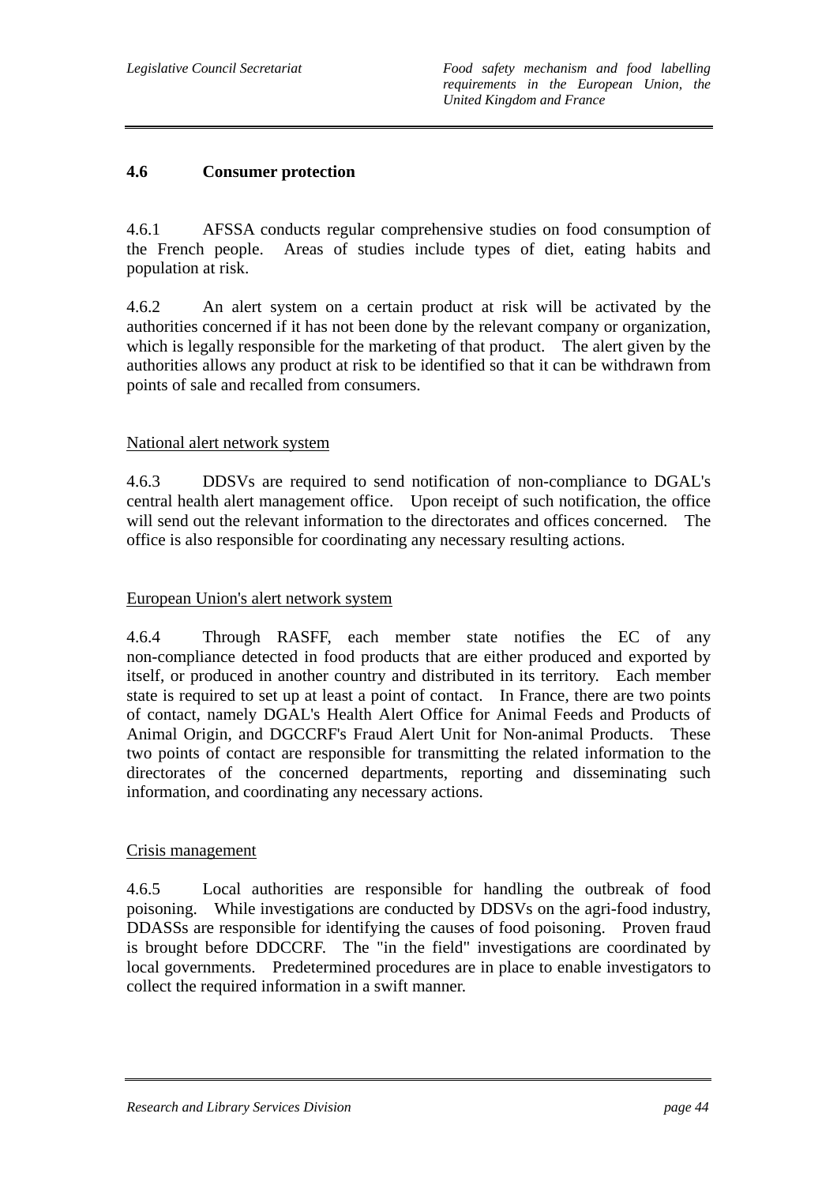## 4.6 Consumer protection

4.6.1 AFSSA conducts regular comprehensive studies on food consumption of the French people. Areas of studies include types of diet, eating habits and population at risk.

4.6.2 An alert system on a certain product at risk will be activated by the authorities concerned if it has not been done by the relevant company or organization, which is legally responsible for the marketing of that product. The alert given by the authorities allows any product at risk to be identified so that it can be withdrawn from points of sale and recalled from consumers.

National alert network system

4.6.3 DDSVs are required to send notification of non-compliance to DGAL's central health alert management office. Upon receipt of such notification, the office will send out the relevant information to the directorates and offices concerned. The office is also responsible for coordinating any necessary resulting actions.

European Union's alert network system

4.6.4 Through RASFF, each member state notifies the EC of any non-compliance detected in food products that are either produced and exported by itself, or produced in another country and distributed in its territory. Each member state is required to set up at least a point of contact. In France, there are two points of contact, namely DGAL's Health Alert Office for Animal Feeds and Products of Animal Origin, and DGCCRF's Fraud Alert Unit for Non-animal Products. These two points of contact are responsible for transmitting the related information to the directorates of the concerned departments, reporting and disseminating such information, and coordinating any necessary actions.

Crisis management

4.6.5 Local authorities are responsible for handling the outbreak of food poisoning. While investigations are conducted by DDSVs on the agri-food industry, DDASSs are responsible for identifying the causes of food poisoning. Proven fraud is brought before DDCCRF. The "in the field" investigations are coordinated by local governments. Predetermined procedures are in place to enable investigators to collect the required information in a swift manner.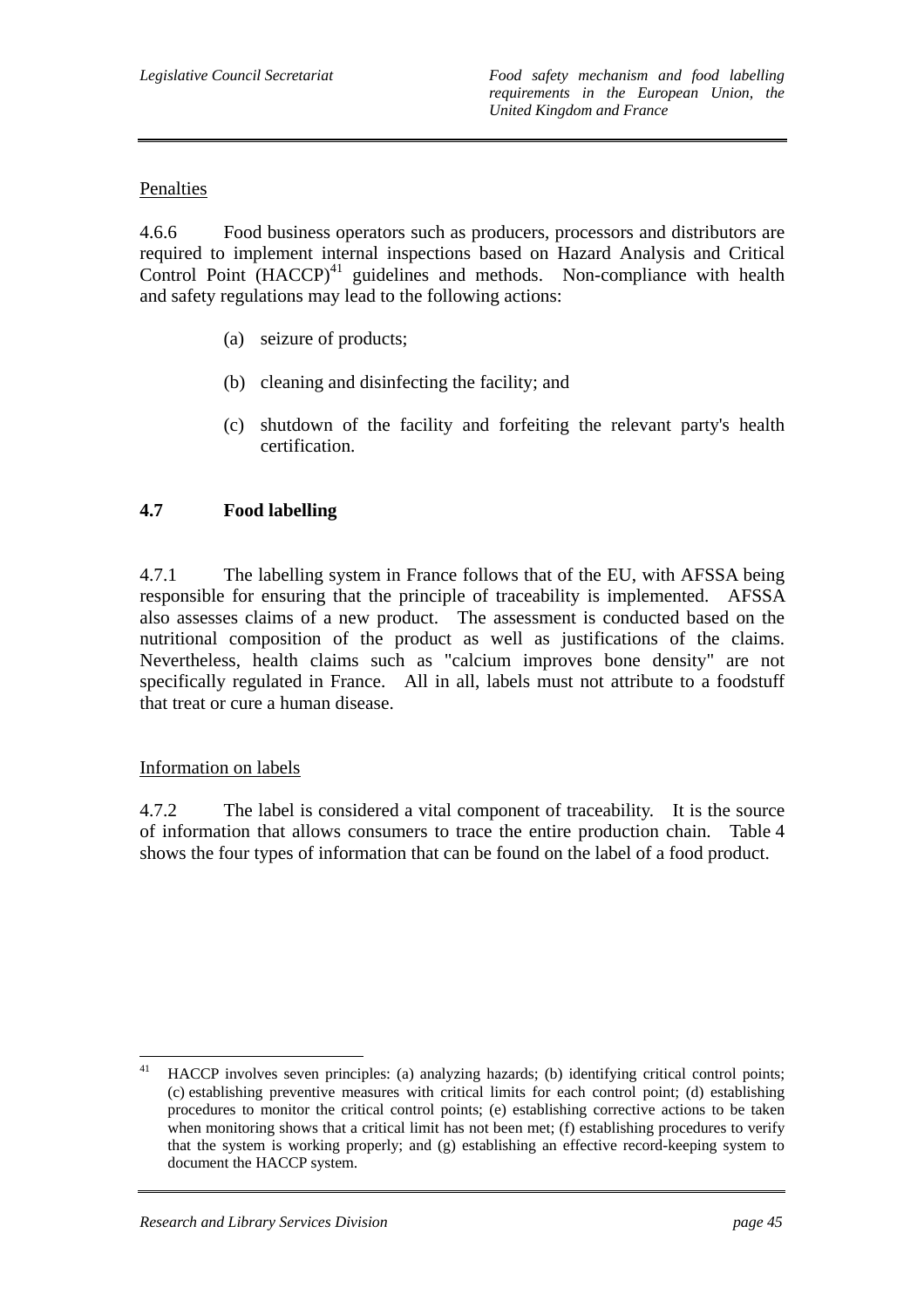Penalties

4.6.6 Food business operators such as producers, processors and distributors are required to implement internal inspections based on Hazard Analysis and Critical Control Point (HACCP)[41] guidelines and methods. Non-compliance with health and safety regulations may lead to the following actions:

(a) seizure of products;

(b) cleaning and disinfecting the facility; and

(c) shutdown of the facility and forfeiting the relevant party's health certification.

## 4.7 Food labelling

4.7.1 The labelling system in France follows that of the EU, with AFSSA being responsible for ensuring that the principle of traceability is implemented. AFSSA also assesses claims of a new product. The assessment is conducted based on the nutritional composition of the product as well as justifications of the claims. Nevertheless, health claims such as "calcium improves bone density" are not specifically regulated in France. All in all, labels must not attribute to a foodstuff that treat or cure a human disease.

Information on labels

4.7.2 The label is considered a vital component of traceability. It is the source of information that allows consumers to trace the entire production chain. Table 4 shows the four types of information that can be found on the label of a food product.

---

[41] HACCP involves seven principles: (a) analyzing hazards; (b) identifying critical control points; (c) establishing preventive measures with critical limits for each control point; (d) establishing procedures to monitor the critical control points; (e) establishing corrective actions to be taken when monitoring shows that a critical limit has not been met; (f) establishing procedures to verify that the system is working properly; and (g) establishing an effective record-keeping system to document the HACCP system.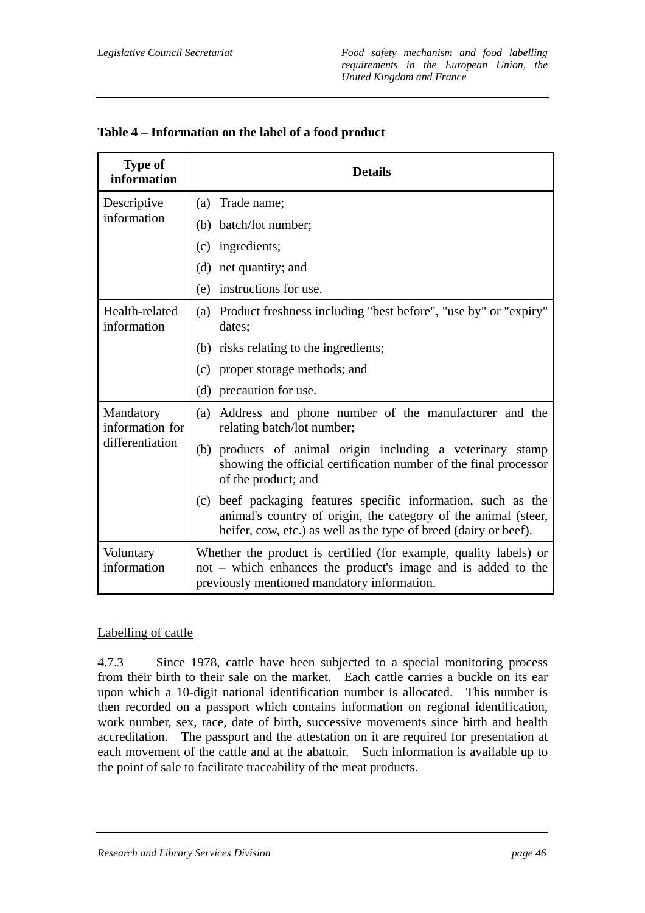**Table 4 – Information on the label of a food product**

| Type of information | Details |
|---|---|
| Descriptive information | (a) Trade name;<br>(b) batch/lot number;<br>(c) ingredients;<br>(d) net quantity; and<br>(e) instructions for use. |
| Health-related information | (a) Product freshness including "best before", "use by" or "expiry" dates;<br>(b) risks relating to the ingredients;<br>(c) proper storage methods; and<br>(d) precaution for use. |
| Mandatory information for differentiation | (a) Address and phone number of the manufacturer and the relating batch/lot number;<br>(b) products of animal origin including a veterinary stamp showing the official certification number of the final processor of the product; and<br>(c) beef packaging features specific information, such as the animal's country of origin, the category of the animal (steer, heifer, cow, etc.) as well as the type of breed (dairy or beef). |
| Voluntary information | Whether the product is certified (for example, quality labels) or not – which enhances the product's image and is added to the previously mentioned mandatory information. |

Labelling of cattle

4.7.3 Since 1978, cattle have been subjected to a special monitoring process from their birth to their sale on the market. Each cattle carries a buckle on its ear upon which a 10-digit national identification number is allocated. This number is then recorded on a passport which contains information on regional identification, work number, sex, race, date of birth, successive movements since birth and health accreditation. The passport and the attestation on it are required for presentation at each movement of the cattle and at the abattoir. Such information is available up to the point of sale to facilitate traceability of the meat products.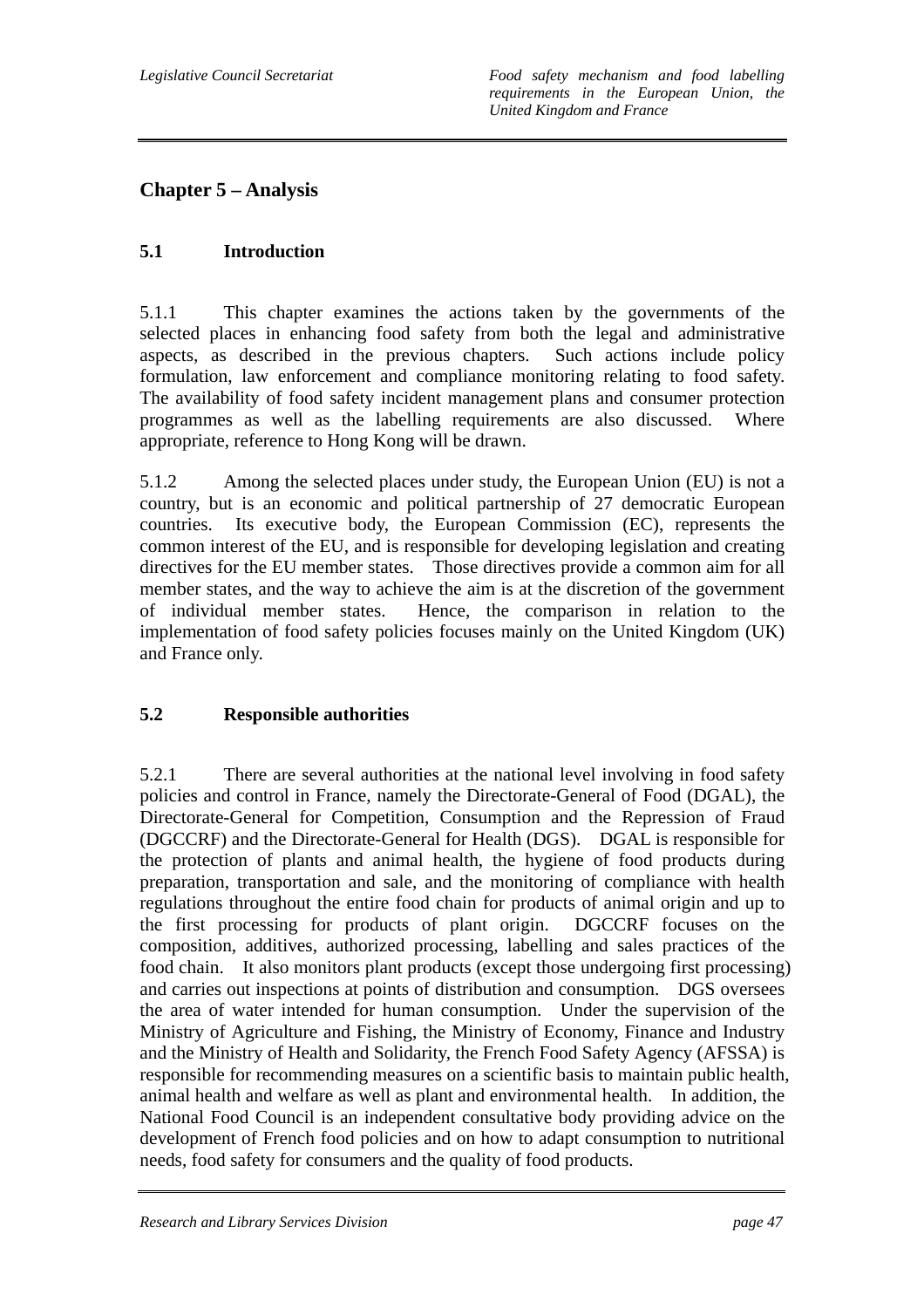## Chapter 5 – Analysis

### 5.1 Introduction

5.1.1 This chapter examines the actions taken by the governments of the selected places in enhancing food safety from both the legal and administrative aspects, as described in the previous chapters. Such actions include policy formulation, law enforcement and compliance monitoring relating to food safety. The availability of food safety incident management plans and consumer protection programmes as well as the labelling requirements are also discussed. Where appropriate, reference to Hong Kong will be drawn.

5.1.2 Among the selected places under study, the European Union (EU) is not a country, but is an economic and political partnership of 27 democratic European countries. Its executive body, the European Commission (EC), represents the common interest of the EU, and is responsible for developing legislation and creating directives for the EU member states. Those directives provide a common aim for all member states, and the way to achieve the aim is at the discretion of the government of individual member states. Hence, the comparison in relation to the implementation of food safety policies focuses mainly on the United Kingdom (UK) and France only.

### 5.2 Responsible authorities

5.2.1 There are several authorities at the national level involving in food safety policies and control in France, namely the Directorate-General of Food (DGAL), the Directorate-General for Competition, Consumption and the Repression of Fraud (DGCCRF) and the Directorate-General for Health (DGS). DGAL is responsible for the protection of plants and animal health, the hygiene of food products during preparation, transportation and sale, and the monitoring of compliance with health regulations throughout the entire food chain for products of animal origin and up to the first processing for products of plant origin. DGCCRF focuses on the composition, additives, authorized processing, labelling and sales practices of the food chain. It also monitors plant products (except those undergoing first processing) and carries out inspections at points of distribution and consumption. DGS oversees the area of water intended for human consumption. Under the supervision of the Ministry of Agriculture and Fishing, the Ministry of Economy, Finance and Industry and the Ministry of Health and Solidarity, the French Food Safety Agency (AFSSA) is responsible for recommending measures on a scientific basis to maintain public health, animal health and welfare as well as plant and environmental health. In addition, the National Food Council is an independent consultative body providing advice on the development of French food policies and on how to adapt consumption to nutritional needs, food safety for consumers and the quality of food products.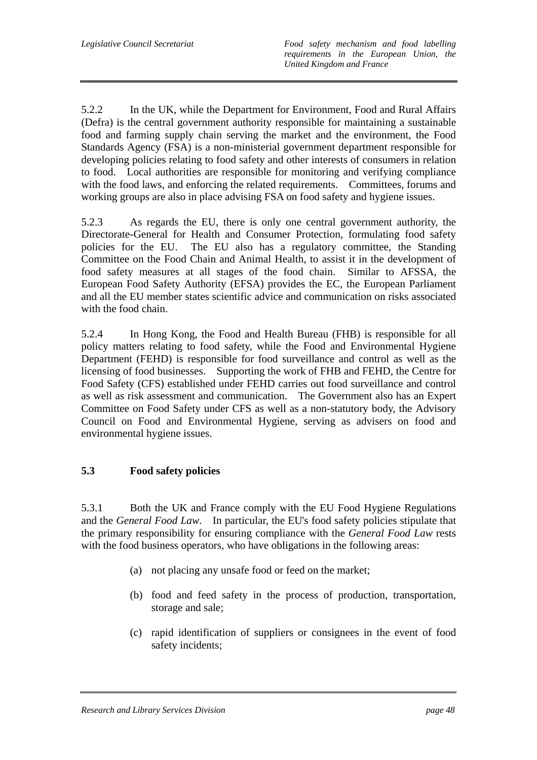5.2.2 In the UK, while the Department for Environment, Food and Rural Affairs (Defra) is the central government authority responsible for maintaining a sustainable food and farming supply chain serving the market and the environment, the Food Standards Agency (FSA) is a non-ministerial government department responsible for developing policies relating to food safety and other interests of consumers in relation to food. Local authorities are responsible for monitoring and verifying compliance with the food laws, and enforcing the related requirements. Committees, forums and working groups are also in place advising FSA on food safety and hygiene issues.

5.2.3 As regards the EU, there is only one central government authority, the Directorate-General for Health and Consumer Protection, formulating food safety policies for the EU. The EU also has a regulatory committee, the Standing Committee on the Food Chain and Animal Health, to assist it in the development of food safety measures at all stages of the food chain. Similar to AFSSA, the European Food Safety Authority (EFSA) provides the EC, the European Parliament and all the EU member states scientific advice and communication on risks associated with the food chain.

5.2.4 In Hong Kong, the Food and Health Bureau (FHB) is responsible for all policy matters relating to food safety, while the Food and Environmental Hygiene Department (FEHD) is responsible for food surveillance and control as well as the licensing of food businesses. Supporting the work of FHB and FEHD, the Centre for Food Safety (CFS) established under FEHD carries out food surveillance and control as well as risk assessment and communication. The Government also has an Expert Committee on Food Safety under CFS as well as a non-statutory body, the Advisory Council on Food and Environmental Hygiene, serving as advisers on food and environmental hygiene issues.

## 5.3 Food safety policies

5.3.1 Both the UK and France comply with the EU Food Hygiene Regulations and the *General Food Law*. In particular, the EU's food safety policies stipulate that the primary responsibility for ensuring compliance with the *General Food Law* rests with the food business operators, who have obligations in the following areas:

(a) not placing any unsafe food or feed on the market;

(b) food and feed safety in the process of production, transportation, storage and sale;

(c) rapid identification of suppliers or consignees in the event of food safety incidents;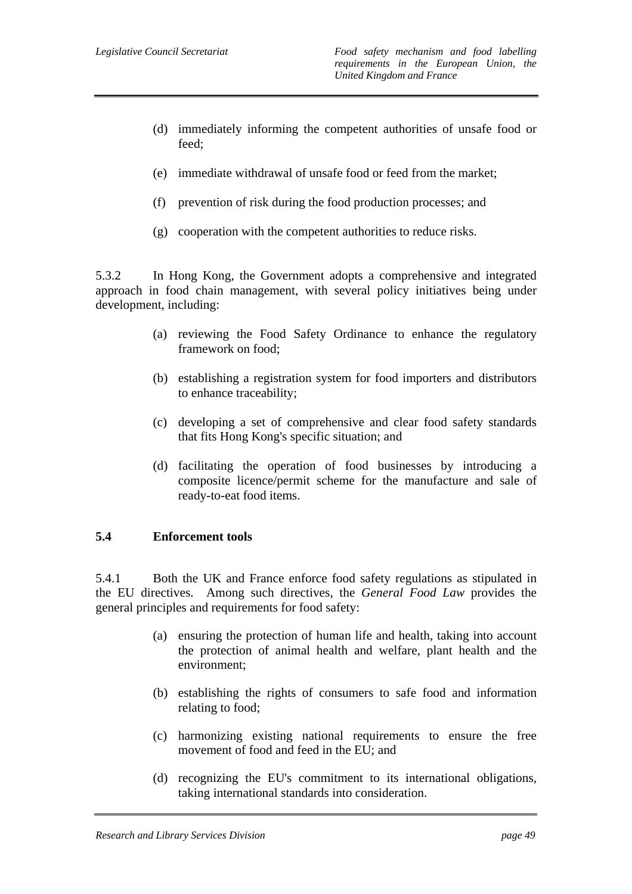(d) immediately informing the competent authorities of unsafe food or feed;

(e) immediate withdrawal of unsafe food or feed from the market;

(f) prevention of risk during the food production processes; and

(g) cooperation with the competent authorities to reduce risks.

5.3.2 In Hong Kong, the Government adopts a comprehensive and integrated approach in food chain management, with several policy initiatives being under development, including:

(a) reviewing the Food Safety Ordinance to enhance the regulatory framework on food;

(b) establishing a registration system for food importers and distributors to enhance traceability;

(c) developing a set of comprehensive and clear food safety standards that fits Hong Kong's specific situation; and

(d) facilitating the operation of food businesses by introducing a composite licence/permit scheme for the manufacture and sale of ready-to-eat food items.

## 5.4 Enforcement tools

5.4.1 Both the UK and France enforce food safety regulations as stipulated in the EU directives. Among such directives, the *General Food Law* provides the general principles and requirements for food safety:

(a) ensuring the protection of human life and health, taking into account the protection of animal health and welfare, plant health and the environment;

(b) establishing the rights of consumers to safe food and information relating to food;

(c) harmonizing existing national requirements to ensure the free movement of food and feed in the EU; and

(d) recognizing the EU's commitment to its international obligations, taking international standards into consideration.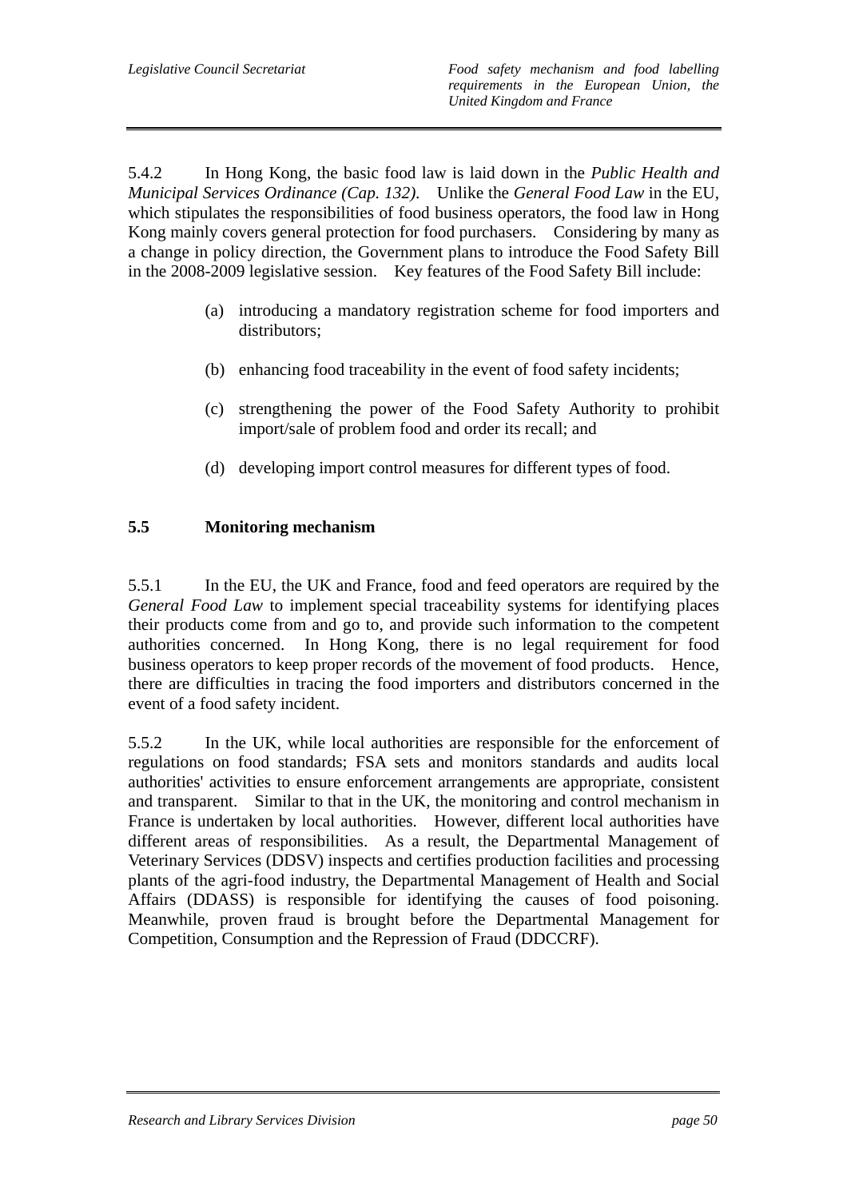5.4.2 In Hong Kong, the basic food law is laid down in the *Public Health and Municipal Services Ordinance (Cap. 132)*. Unlike the *General Food Law* in the EU, which stipulates the responsibilities of food business operators, the food law in Hong Kong mainly covers general protection for food purchasers. Considering by many as a change in policy direction, the Government plans to introduce the Food Safety Bill in the 2008-2009 legislative session. Key features of the Food Safety Bill include:

(a) introducing a mandatory registration scheme for food importers and distributors;

(b) enhancing food traceability in the event of food safety incidents;

(c) strengthening the power of the Food Safety Authority to prohibit import/sale of problem food and order its recall; and

(d) developing import control measures for different types of food.

## 5.5 Monitoring mechanism

5.5.1 In the EU, the UK and France, food and feed operators are required by the *General Food Law* to implement special traceability systems for identifying places their products come from and go to, and provide such information to the competent authorities concerned. In Hong Kong, there is no legal requirement for food business operators to keep proper records of the movement of food products. Hence, there are difficulties in tracing the food importers and distributors concerned in the event of a food safety incident.

5.5.2 In the UK, while local authorities are responsible for the enforcement of regulations on food standards; FSA sets and monitors standards and audits local authorities' activities to ensure enforcement arrangements are appropriate, consistent and transparent. Similar to that in the UK, the monitoring and control mechanism in France is undertaken by local authorities. However, different local authorities have different areas of responsibilities. As a result, the Departmental Management of Veterinary Services (DDSV) inspects and certifies production facilities and processing plants of the agri-food industry, the Departmental Management of Health and Social Affairs (DDASS) is responsible for identifying the causes of food poisoning. Meanwhile, proven fraud is brought before the Departmental Management for Competition, Consumption and the Repression of Fraud (DDCCRF).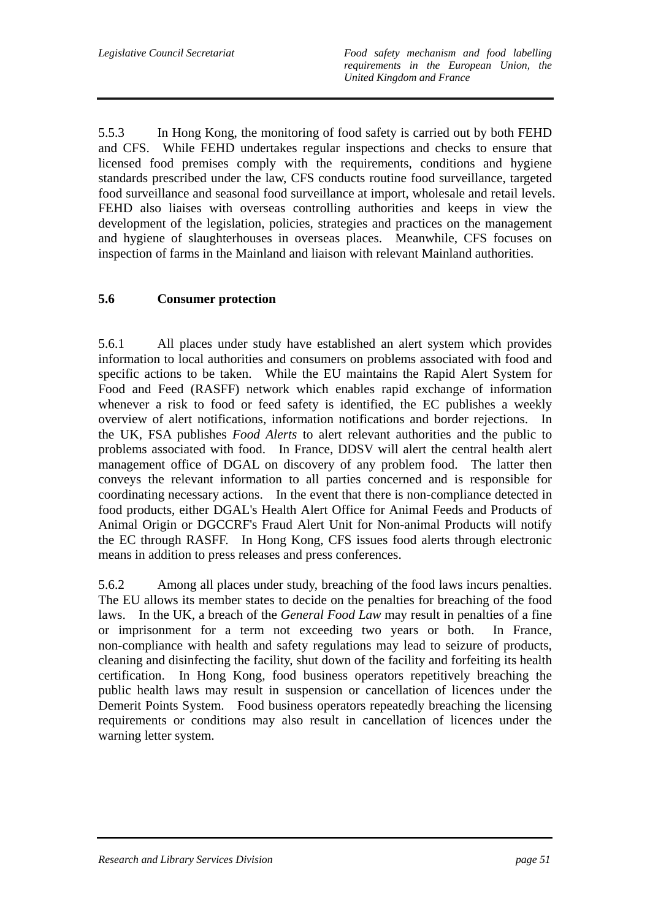5.5.3 In Hong Kong, the monitoring of food safety is carried out by both FEHD and CFS. While FEHD undertakes regular inspections and checks to ensure that licensed food premises comply with the requirements, conditions and hygiene standards prescribed under the law, CFS conducts routine food surveillance, targeted food surveillance and seasonal food surveillance at import, wholesale and retail levels. FEHD also liaises with overseas controlling authorities and keeps in view the development of the legislation, policies, strategies and practices on the management and hygiene of slaughterhouses in overseas places. Meanwhile, CFS focuses on inspection of farms in the Mainland and liaison with relevant Mainland authorities.

## 5.6 Consumer protection

5.6.1 All places under study have established an alert system which provides information to local authorities and consumers on problems associated with food and specific actions to be taken. While the EU maintains the Rapid Alert System for Food and Feed (RASFF) network which enables rapid exchange of information whenever a risk to food or feed safety is identified, the EC publishes a weekly overview of alert notifications, information notifications and border rejections. In the UK, FSA publishes *Food Alerts* to alert relevant authorities and the public to problems associated with food. In France, DDSV will alert the central health alert management office of DGAL on discovery of any problem food. The latter then conveys the relevant information to all parties concerned and is responsible for coordinating necessary actions. In the event that there is non-compliance detected in food products, either DGAL's Health Alert Office for Animal Feeds and Products of Animal Origin or DGCCRF's Fraud Alert Unit for Non-animal Products will notify the EC through RASFF. In Hong Kong, CFS issues food alerts through electronic means in addition to press releases and press conferences.

5.6.2 Among all places under study, breaching of the food laws incurs penalties. The EU allows its member states to decide on the penalties for breaching of the food laws. In the UK, a breach of the *General Food Law* may result in penalties of a fine or imprisonment for a term not exceeding two years or both. In France, non-compliance with health and safety regulations may lead to seizure of products, cleaning and disinfecting the facility, shut down of the facility and forfeiting its health certification. In Hong Kong, food business operators repetitively breaching the public health laws may result in suspension or cancellation of licences under the Demerit Points System. Food business operators repeatedly breaching the licensing requirements or conditions may also result in cancellation of licences under the warning letter system.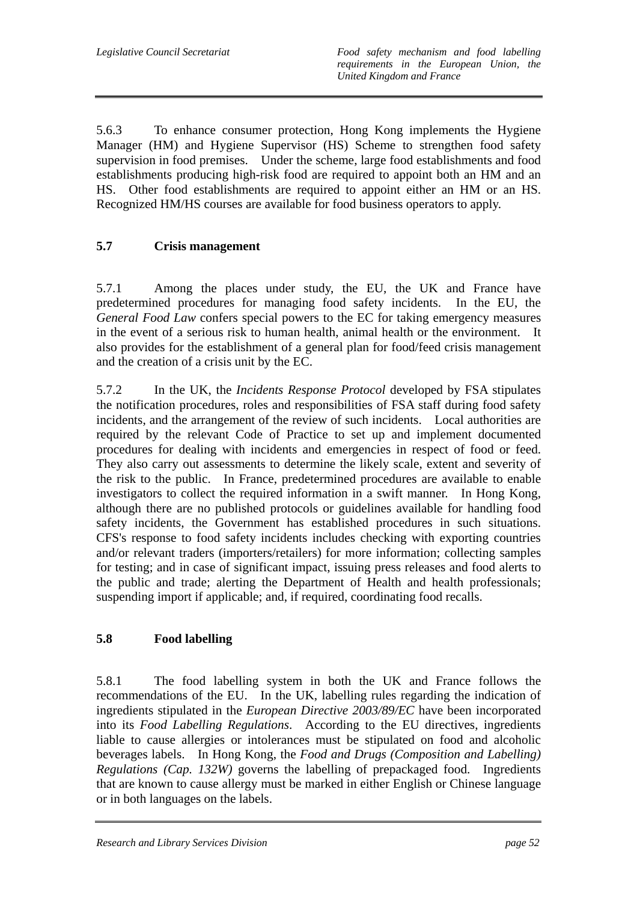5.6.3 To enhance consumer protection, Hong Kong implements the Hygiene Manager (HM) and Hygiene Supervisor (HS) Scheme to strengthen food safety supervision in food premises. Under the scheme, large food establishments and food establishments producing high-risk food are required to appoint both an HM and an HS. Other food establishments are required to appoint either an HM or an HS. Recognized HM/HS courses are available for food business operators to apply.

## 5.7 Crisis management

5.7.1 Among the places under study, the EU, the UK and France have predetermined procedures for managing food safety incidents. In the EU, the *General Food Law* confers special powers to the EC for taking emergency measures in the event of a serious risk to human health, animal health or the environment. It also provides for the establishment of a general plan for food/feed crisis management and the creation of a crisis unit by the EC.

5.7.2 In the UK, the *Incidents Response Protocol* developed by FSA stipulates the notification procedures, roles and responsibilities of FSA staff during food safety incidents, and the arrangement of the review of such incidents. Local authorities are required by the relevant Code of Practice to set up and implement documented procedures for dealing with incidents and emergencies in respect of food or feed. They also carry out assessments to determine the likely scale, extent and severity of the risk to the public. In France, predetermined procedures are available to enable investigators to collect the required information in a swift manner. In Hong Kong, although there are no published protocols or guidelines available for handling food safety incidents, the Government has established procedures in such situations. CFS's response to food safety incidents includes checking with exporting countries and/or relevant traders (importers/retailers) for more information; collecting samples for testing; and in case of significant impact, issuing press releases and food alerts to the public and trade; alerting the Department of Health and health professionals; suspending import if applicable; and, if required, coordinating food recalls.

## 5.8 Food labelling

5.8.1 The food labelling system in both the UK and France follows the recommendations of the EU. In the UK, labelling rules regarding the indication of ingredients stipulated in the *European Directive 2003/89/EC* have been incorporated into its *Food Labelling Regulations*. According to the EU directives, ingredients liable to cause allergies or intolerances must be stipulated on food and alcoholic beverages labels. In Hong Kong, the *Food and Drugs (Composition and Labelling) Regulations (Cap. 132W)* governs the labelling of prepackaged food. Ingredients that are known to cause allergy must be marked in either English or Chinese language or in both languages on the labels.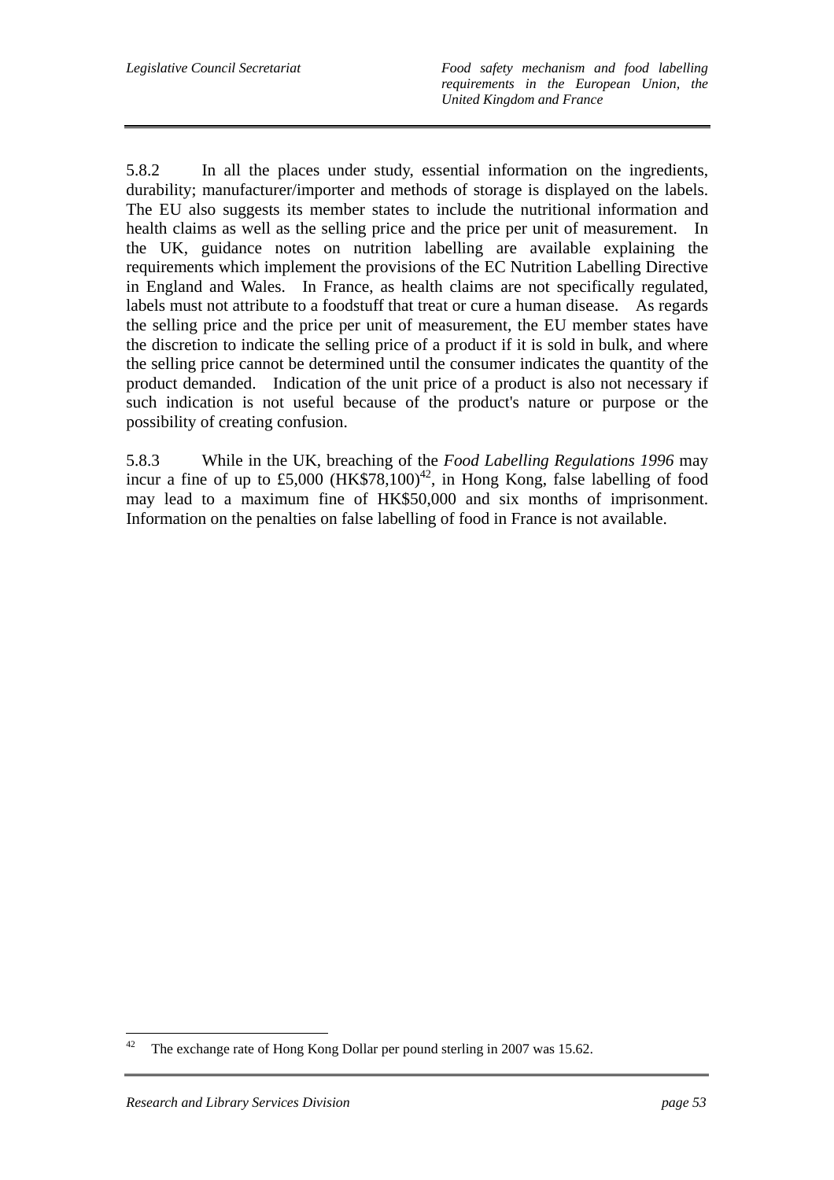5.8.2 In all the places under study, essential information on the ingredients, durability; manufacturer/importer and methods of storage is displayed on the labels. The EU also suggests its member states to include the nutritional information and health claims as well as the selling price and the price per unit of measurement. In the UK, guidance notes on nutrition labelling are available explaining the requirements which implement the provisions of the EC Nutrition Labelling Directive in England and Wales. In France, as health claims are not specifically regulated, labels must not attribute to a foodstuff that treat or cure a human disease. As regards the selling price and the price per unit of measurement, the EU member states have the discretion to indicate the selling price of a product if it is sold in bulk, and where the selling price cannot be determined until the consumer indicates the quantity of the product demanded. Indication of the unit price of a product is also not necessary if such indication is not useful because of the product's nature or purpose or the possibility of creating confusion.

5.8.3 While in the UK, breaching of the *Food Labelling Regulations 1996* may incur a fine of up to £5,000 (HK$78,100)[42], in Hong Kong, false labelling of food may lead to a maximum fine of HK$50,000 and six months of imprisonment. Information on the penalties on false labelling of food in France is not available.

---

[42] The exchange rate of Hong Kong Dollar per pound sterling in 2007 was 15.62.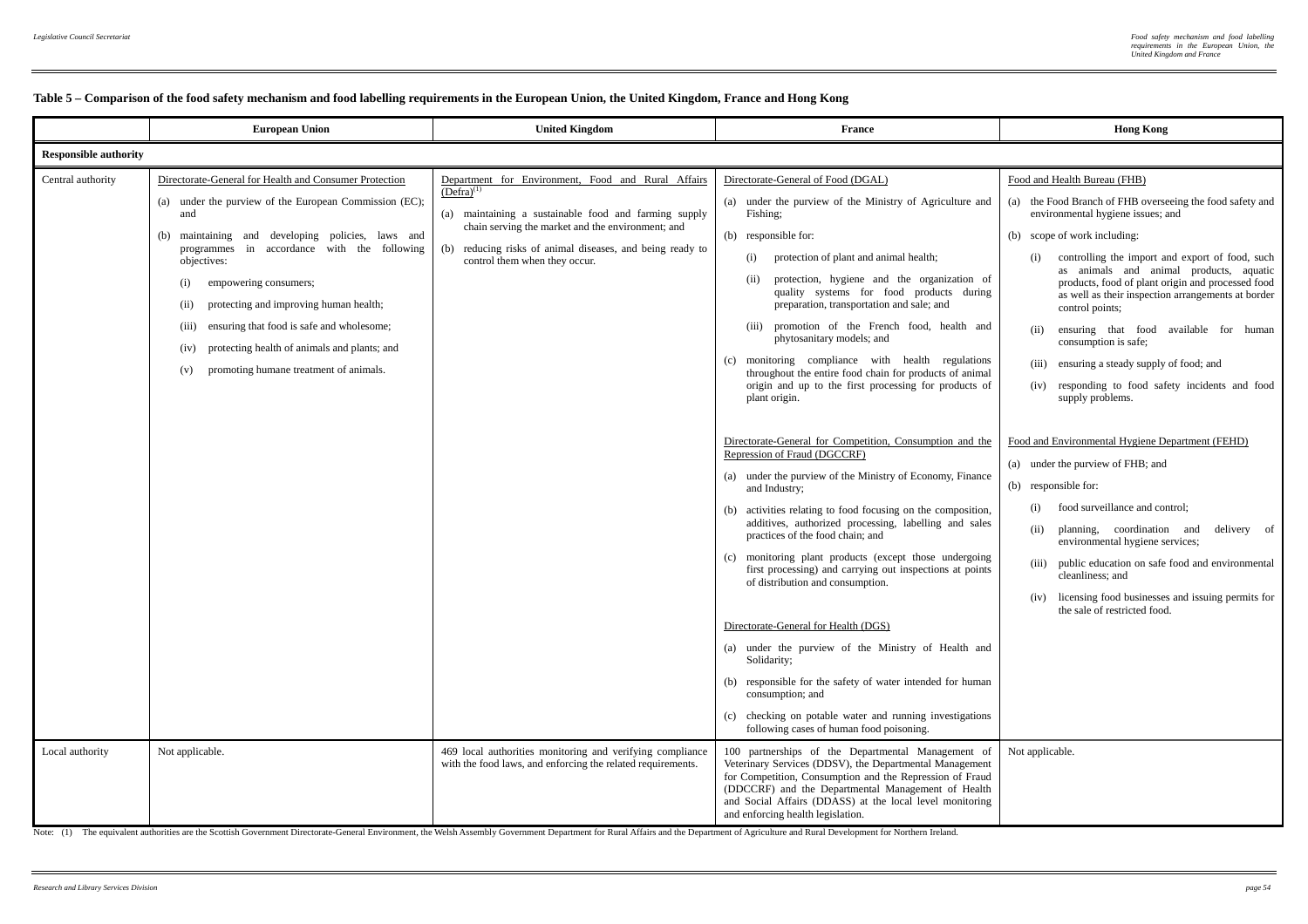**Table 5 – Comparison of the food safety mechanism and food labelling requirements in the European Union, the United Kingdom, France and Hong Kong**

| | European Union | United Kingdom | France | Hong Kong |
|---|---|---|---|---|
| **Responsible authority** | | | | |
| Central authority | Directorate-General for Health and Consumer Protection<br><br>(a) under the purview of the European Commission (EC); and<br><br>(b) maintaining and developing policies, laws and programmes in accordance with the following objectives:<br>(i) empowering consumers;<br>(ii) protecting and improving human health;<br>(iii) ensuring that food is safe and wholesome;<br>(iv) protecting health of animals and plants; and<br>(v) promoting humane treatment of animals. | Department for Environment, Food and Rural Affairs (Defra)[1]<br><br>(a) maintaining a sustainable food and farming supply chain serving the market and the environment; and<br><br>(b) reducing risks of animal diseases, and being ready to control them when they occur. | Directorate-General of Food (DGAL)<br><br>(a) under the purview of the Ministry of Agriculture and Fishing;<br><br>(b) responsible for:<br>(i) protection of plant and animal health;<br>(ii) protection, hygiene and the organization of quality systems for food products during preparation, transportation and sale; and<br>(iii) promotion of the French food, health and phytosanitary models; and<br><br>(c) monitoring compliance with health regulations throughout the entire food chain for products of animal origin and up to the first processing for products of plant origin.<br><br>Directorate-General for Competition, Consumption and the Repression of Fraud (DGCCRF)<br><br>(a) under the purview of the Ministry of Economy, Finance and Industry;<br><br>(b) activities relating to food focusing on the composition, additives, authorized processing, labelling and sales practices of the food chain; and<br><br>(c) monitoring plant products (except those undergoing first processing) and carrying out inspections at points of distribution and consumption.<br><br>Directorate-General for Health (DGS)<br><br>(a) under the purview of the Ministry of Health and Solidarity;<br><br>(b) responsible for the safety of water intended for human consumption; and<br><br>(c) checking on potable water and running investigations following cases of human food poisoning. | Food and Health Bureau (FHB)<br><br>(a) the Food Branch of FHB overseeing the food safety and environmental hygiene issues; and<br><br>(b) scope of work including:<br>(i) controlling the import and export of food, such as animals and animal products, aquatic products, food of plant origin and processed food as well as their inspection arrangements at border control points;<br>(ii) ensuring that food available for human consumption is safe;<br>(iii) ensuring a steady supply of food; and<br>(iv) responding to food safety incidents and food supply problems.<br><br>Food and Environmental Hygiene Department (FEHD)<br><br>(a) under the purview of FHB; and<br><br>(b) responsible for:<br>(i) food surveillance and control;<br>(ii) planning, coordination and delivery of environmental hygiene services;<br>(iii) public education on safe food and environmental cleanliness; and<br>(iv) licensing food businesses and issuing permits for the sale of restricted food. |
| Local authority | Not applicable. | 469 local authorities monitoring and verifying compliance with the food laws, and enforcing the related requirements. | 100 partnerships of the Departmental Management of Veterinary Services (DDSV), the Departmental Management for Competition, Consumption and the Repression of Fraud (DDCCRF) and the Departmental Management of Health and Social Affairs (DDASS) at the local level monitoring and enforcing health legislation. | Not applicable. |

Note: (1) The equivalent authorities are the Scottish Government Directorate-General Environment, the Welsh Assembly Government Department for Rural Affairs and the Department of Agriculture and Rural Development for Northern Ireland.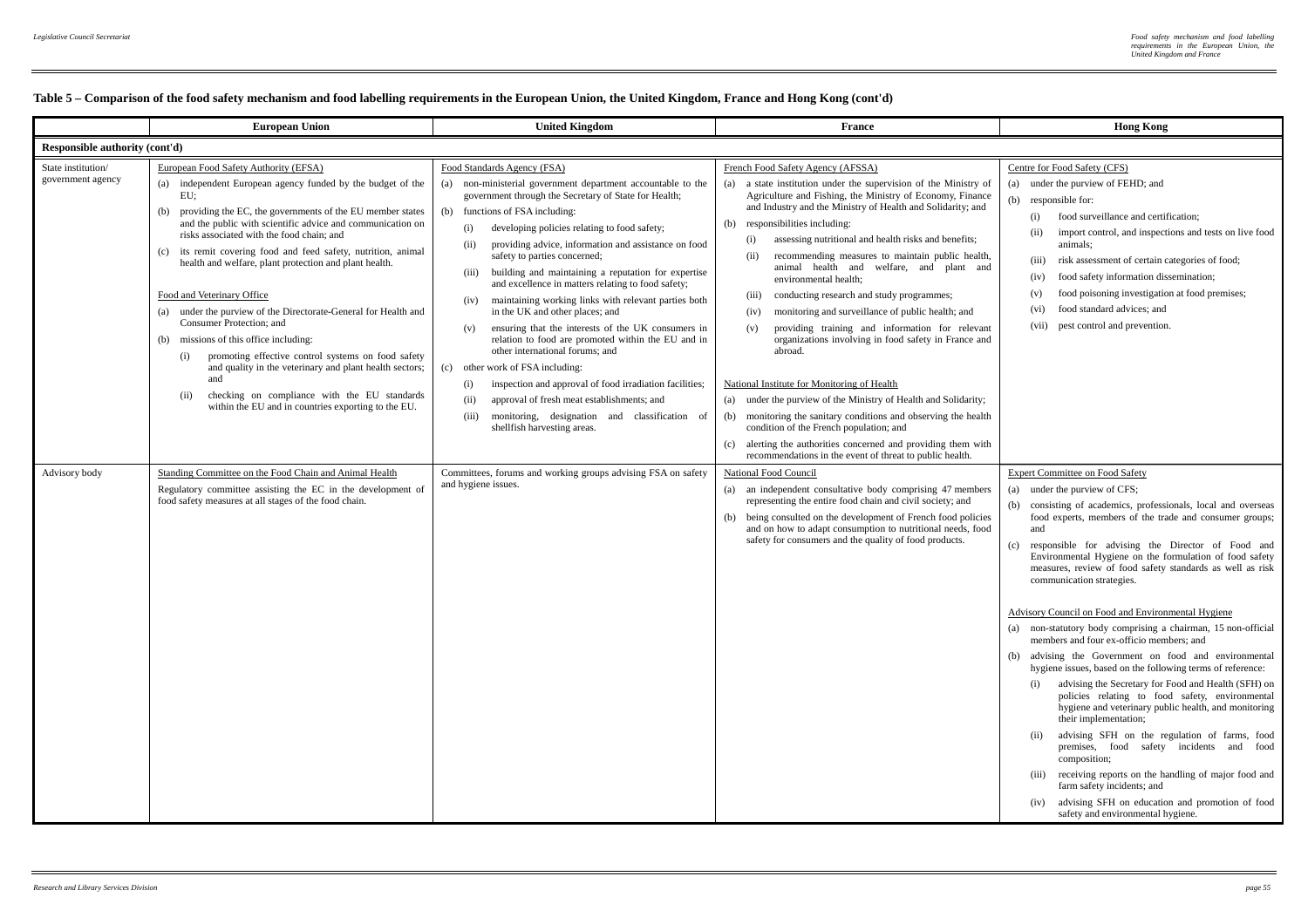## Table 5 – Comparison of the food safety mechanism and food labelling requirements in the European Union, the United Kingdom, France and Hong Kong (cont'd)

| | European Union | United Kingdom | France | Hong Kong |
|---|---|---|---|---|
| **Responsible authority (cont'd)** | | | | |
| State institution/ government agency | European Food Safety Authority (EFSA)<br>(a) independent European agency funded by the budget of the EU;<br>(b) providing the EC, the governments of the EU member states and the public with scientific advice and communication on risks associated with the food chain; and<br>(c) its remit covering food and feed safety, nutrition, animal health and welfare, plant protection and plant health.<br><br>Food and Veterinary Office<br>(a) under the purview of the Directorate-General for Health and Consumer Protection; and<br>(b) missions of this office including:<br>(i) promoting effective control systems on food safety and quality in the veterinary and plant health sectors; and<br>(ii) checking on compliance with the EU standards within the EU and in countries exporting to the EU. | Food Standards Agency (FSA)<br>(a) non-ministerial government department accountable to the government through the Secretary of State for Health;<br>(b) functions of FSA including:<br>(i) developing policies relating to food safety;<br>(ii) providing advice, information and assistance on food safety to parties concerned;<br>(iii) building and maintaining a reputation for expertise and excellence in matters relating to food safety;<br>(iv) maintaining working links with relevant parties both in the UK and other places; and<br>(v) ensuring that the interests of the UK consumers in relation to food are promoted within the EU and in other international forums; and<br>(c) other work of FSA including:<br>(i) inspection and approval of food irradiation facilities;<br>(ii) approval of fresh meat establishments; and<br>(iii) monitoring, designation and classification of shellfish harvesting areas. | French Food Safety Agency (AFSSA)<br>(a) a state institution under the supervision of the Ministry of Agriculture and Fishing, the Ministry of Economy, Finance and Industry and the Ministry of Health and Solidarity; and<br>(b) responsibilities including:<br>(i) assessing nutritional and health risks and benefits;<br>(ii) recommending measures to maintain public health, animal health and welfare, and plant and environmental health;<br>(iii) conducting research and study programmes;<br>(iv) monitoring and surveillance of public health; and<br>(v) providing training and information for relevant organizations involving in food safety in France and abroad.<br><br>National Institute for Monitoring of Health<br>(a) under the purview of the Ministry of Health and Solidarity;<br>(b) monitoring the sanitary conditions and observing the health condition of the French population; and<br>(c) alerting the authorities concerned and providing them with recommendations in the event of threat to public health. | Centre for Food Safety (CFS)<br>(a) under the purview of FEHD; and<br>(b) responsible for:<br>(i) food surveillance and certification;<br>(ii) import control, and inspections and tests on live food animals;<br>(iii) risk assessment of certain categories of food;<br>(iv) food safety information dissemination;<br>(v) food poisoning investigation at food premises;<br>(vi) food standard advices; and<br>(vii) pest control and prevention. |
| Advisory body | Standing Committee on the Food Chain and Animal Health<br>Regulatory committee assisting the EC in the development of food safety measures at all stages of the food chain. | Committees, forums and working groups advising FSA on safety and hygiene issues. | National Food Council<br>(a) an independent consultative body comprising 47 members representing the entire food chain and civil society; and<br>(b) being consulted on the development of French food policies and on how to adapt consumption to nutritional needs, food safety for consumers and the quality of food products. | Expert Committee on Food Safety<br>(a) under the purview of CFS;<br>(b) consisting of academics, professionals, local and overseas food experts, members of the trade and consumer groups; and<br>(c) responsible for advising the Director of Food and Environmental Hygiene on the formulation of food safety measures, review of food safety standards as well as risk communication strategies.<br><br>Advisory Council on Food and Environmental Hygiene<br>(a) non-statutory body comprising a chairman, 15 non-official members and four ex-officio members; and<br>(b) advising the Government on food and environmental hygiene issues, based on the following terms of reference:<br>(i) advising the Secretary for Food and Health (SFH) on policies relating to food safety, environmental hygiene and veterinary public health, and monitoring their implementation;<br>(ii) advising SFH on the regulation of farms, food premises, food safety incidents and food composition;<br>(iii) receiving reports on the handling of major food and farm safety incidents; and<br>(iv) advising SFH on education and promotion of food safety and environmental hygiene. |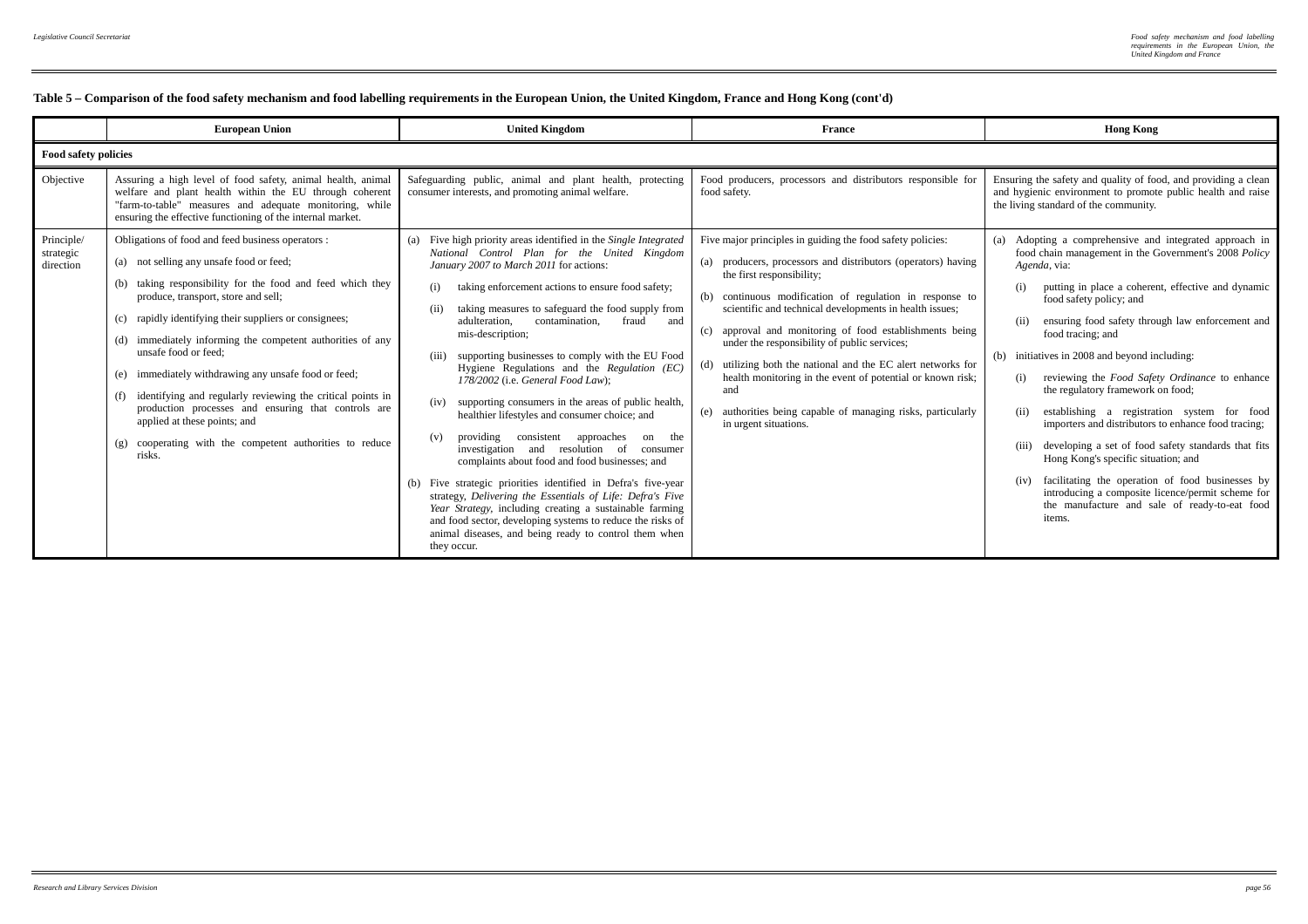**Table 5 – Comparison of the food safety mechanism and food labelling requirements in the European Union, the United Kingdom, France and Hong Kong (cont'd)**

| | European Union | United Kingdom | France | Hong Kong |
|---|---|---|---|---|
| **Food safety policies** | | | | |
| Objective | Assuring a high level of food safety, animal health, animal welfare and plant health within the EU through coherent "farm-to-table" measures and adequate monitoring, while ensuring the effective functioning of the internal market. | Safeguarding public, animal and plant health, protecting consumer interests, and promoting animal welfare. | Food producers, processors and distributors responsible for food safety. | Ensuring the safety and quality of food, and providing a clean and hygienic environment to promote public health and raise the living standard of the community. |
| Principle/ strategic direction | Obligations of food and feed business operators :<br>(a) not selling any unsafe food or feed;<br>(b) taking responsibility for the food and feed which they produce, transport, store and sell;<br>(c) rapidly identifying their suppliers or consignees;<br>(d) immediately informing the competent authorities of any unsafe food or feed;<br>(e) immediately withdrawing any unsafe food or feed;<br>(f) identifying and regularly reviewing the critical points in production processes and ensuring that controls are applied at these points; and<br>(g) cooperating with the competent authorities to reduce risks. | (a) Five high priority areas identified in the *Single Integrated National Control Plan for the United Kingdom January 2007 to March 2011* for actions:<br>(i) taking enforcement actions to ensure food safety;<br>(ii) taking measures to safeguard the food supply from adulteration, contamination, fraud and mis-description;<br>(iii) supporting businesses to comply with the EU Food Hygiene Regulations and the *Regulation (EC) 178/2002* (i.e. *General Food Law*);<br>(iv) supporting consumers in the areas of public health, healthier lifestyles and consumer choice; and<br>(v) providing consistent approaches on the investigation and resolution of consumer complaints about food and food businesses; and<br>(b) Five strategic priorities identified in Defra's five-year strategy, *Delivering the Essentials of Life: Defra's Five Year Strategy*, including creating a sustainable farming and food sector, developing systems to reduce the risks of animal diseases, and being ready to control them when they occur. | Five major principles in guiding the food safety policies:<br>(a) producers, processors and distributors (operators) having the first responsibility;<br>(b) continuous modification of regulation in response to scientific and technical developments in health issues;<br>(c) approval and monitoring of food establishments being under the responsibility of public services;<br>(d) utilizing both the national and the EC alert networks for health monitoring in the event of potential or known risk; and<br>(e) authorities being capable of managing risks, particularly in urgent situations. | (a) Adopting a comprehensive and integrated approach in food chain management in the Government's 2008 *Policy Agenda*, via:<br>(i) putting in place a coherent, effective and dynamic food safety policy; and<br>(ii) ensuring food safety through law enforcement and food tracing; and<br>(b) initiatives in 2008 and beyond including:<br>(i) reviewing the *Food Safety Ordinance* to enhance the regulatory framework on food;<br>(ii) establishing a registration system for food importers and distributors to enhance food tracing;<br>(iii) developing a set of food safety standards that fits Hong Kong's specific situation; and<br>(iv) facilitating the operation of food businesses by introducing a composite licence/permit scheme for the manufacture and sale of ready-to-eat food items. |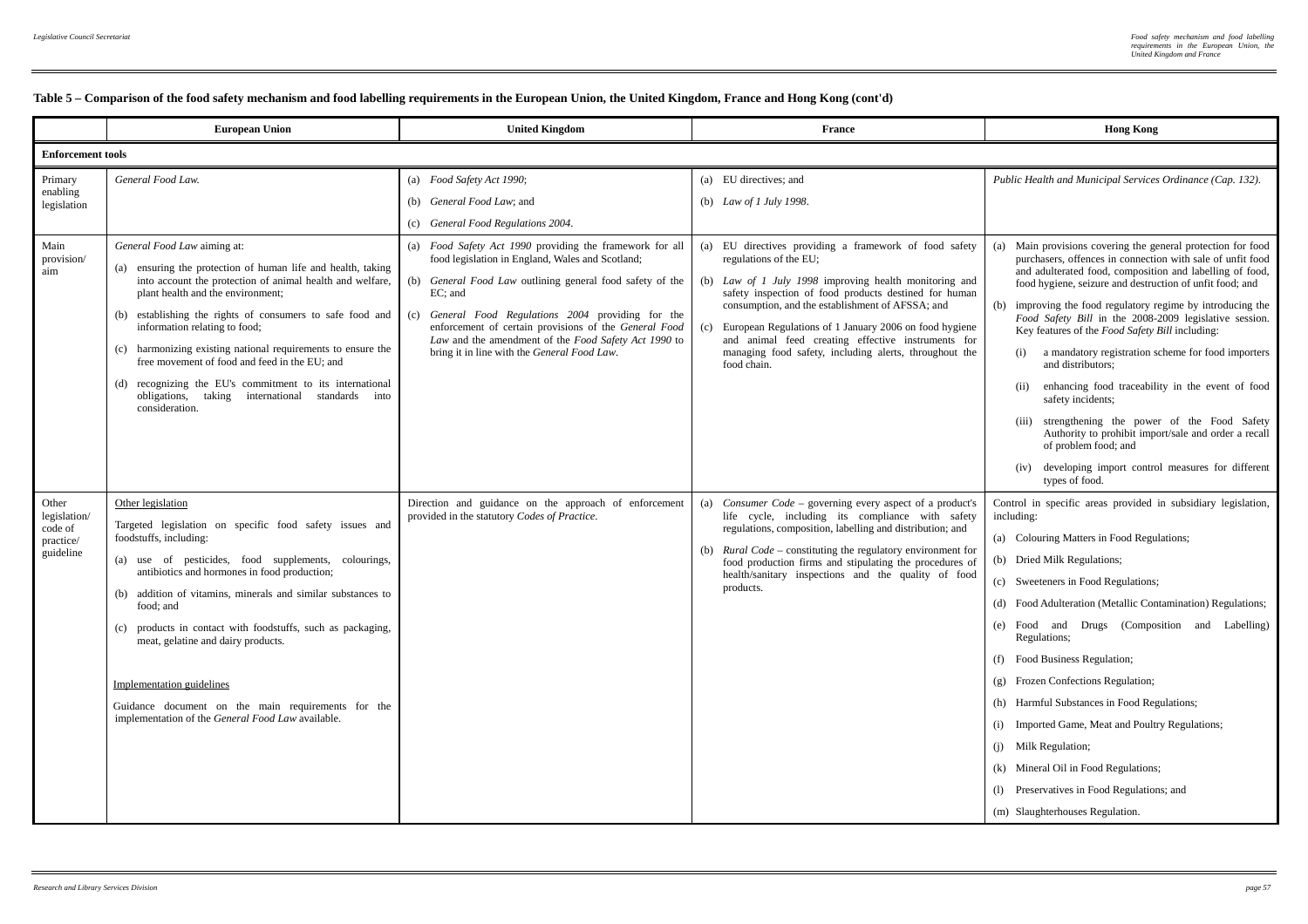**Table 5 – Comparison of the food safety mechanism and food labelling requirements in the European Union, the United Kingdom, France and Hong Kong (cont'd)**

| | European Union | United Kingdom | France | Hong Kong |
|---|---|---|---|---|
| **Enforcement tools** | | | | |
| Primary enabling legislation | *General Food Law.* | (a) *Food Safety Act 1990*;<br>(b) *General Food Law*; and<br>(c) *General Food Regulations 2004*. | (a) EU directives; and<br>(b) *Law of 1 July 1998*. | *Public Health and Municipal Services Ordinance (Cap. 132)*. |
| Main provision/ aim | *General Food Law* aiming at:<br>(a) ensuring the protection of human life and health, taking into account the protection of animal health and welfare, plant health and the environment;<br>(b) establishing the rights of consumers to safe food and information relating to food;<br>(c) harmonizing existing national requirements to ensure the free movement of food and feed in the EU; and<br>(d) recognizing the EU's commitment to its international obligations, taking international standards into consideration. | (a) *Food Safety Act 1990* providing the framework for all food legislation in England, Wales and Scotland;<br>(b) *General Food Law* outlining general food safety of the EC; and<br>(c) *General Food Regulations 2004* providing for the enforcement of certain provisions of the *General Food Law* and the amendment of the *Food Safety Act 1990* to bring it in line with the *General Food Law*. | (a) EU directives providing a framework of food safety regulations of the EU;<br>(b) *Law of 1 July 1998* improving health monitoring and safety inspection of food products destined for human consumption, and the establishment of AFSSA; and<br>(c) European Regulations of 1 January 2006 on food hygiene and animal feed creating effective instruments for managing food safety, including alerts, throughout the food chain. | (a) Main provisions covering the general protection for food purchasers, offences in connection with sale of unfit food and adulterated food, composition and labelling of food, food hygiene, seizure and destruction of unfit food; and<br>(b) improving the food regulatory regime by introducing the *Food Safety Bill* in the 2008-2009 legislative session. Key features of the *Food Safety Bill* including:<br>(i) a mandatory registration scheme for food importers and distributors;<br>(ii) enhancing food traceability in the event of food safety incidents;<br>(iii) strengthening the power of the Food Safety Authority to prohibit import/sale and order a recall of problem food; and<br>(iv) developing import control measures for different types of food. |
| Other legislation/ code of practice/ guideline | Other legislation<br>Targeted legislation on specific food safety issues and foodstuffs, including:<br>(a) use of pesticides, food supplements, colourings, antibiotics and hormones in food production;<br>(b) addition of vitamins, minerals and similar substances to food; and<br>(c) products in contact with foodstuffs, such as packaging, meat, gelatine and dairy products.<br><br>Implementation guidelines<br>Guidance document on the main requirements for the implementation of the *General Food Law* available. | Direction and guidance on the approach of enforcement provided in the statutory *Codes of Practice*. | (a) *Consumer Code* – governing every aspect of a product's life cycle, including its compliance with safety regulations, composition, labelling and distribution; and<br>(b) *Rural Code* – constituting the regulatory environment for food production firms and stipulating the procedures of health/sanitary inspections and the quality of food products. | Control in specific areas provided in subsidiary legislation, including:<br>(a) Colouring Matters in Food Regulations;<br>(b) Dried Milk Regulations;<br>(c) Sweeteners in Food Regulations;<br>(d) Food Adulteration (Metallic Contamination) Regulations;<br>(e) Food and Drugs (Composition and Labelling) Regulations;<br>(f) Food Business Regulation;<br>(g) Frozen Confections Regulation;<br>(h) Harmful Substances in Food Regulations;<br>(i) Imported Game, Meat and Poultry Regulations;<br>(j) Milk Regulation;<br>(k) Mineral Oil in Food Regulations;<br>(l) Preservatives in Food Regulations; and<br>(m) Slaughterhouses Regulation. |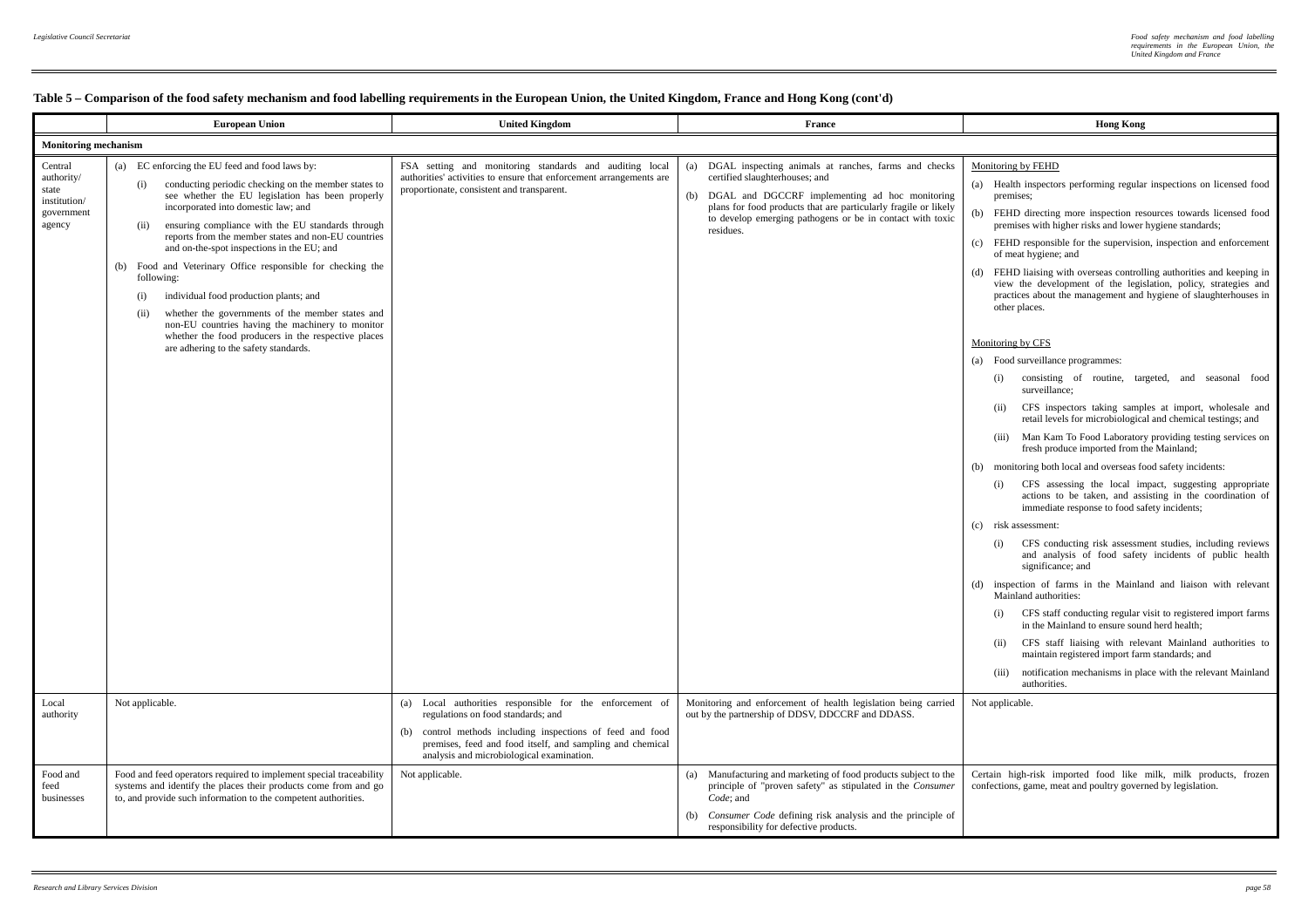## Table 5 – Comparison of the food safety mechanism and food labelling requirements in the European Union, the United Kingdom, France and Hong Kong (cont'd)

| | European Union | United Kingdom | France | Hong Kong |
|---|---|---|---|---|
| **Monitoring mechanism** | | | | |
| Central authority/ state institution/ government agency | (a) EC enforcing the EU feed and food laws by:<br>(i) conducting periodic checking on the member states to see whether the EU legislation has been properly incorporated into domestic law; and<br>(ii) ensuring compliance with the EU standards through reports from the member states and non-EU countries and on-the-spot inspections in the EU; and<br>(b) Food and Veterinary Office responsible for checking the following:<br>(i) individual food production plants; and<br>(ii) whether the governments of the member states and non-EU countries having the machinery to monitor whether the food producers in the respective places are adhering to the safety standards. | FSA setting and monitoring standards and auditing local authorities' activities to ensure that enforcement arrangements are proportionate, consistent and transparent. | (a) DGAL inspecting animals at ranches, farms and checks certified slaughterhouses; and<br>(b) DGAL and DGCCRF implementing ad hoc monitoring plans for food products that are particularly fragile or likely to develop emerging pathogens or be in contact with toxic residues. | Monitoring by FEHD<br>(a) Health inspectors performing regular inspections on licensed food premises;<br>(b) FEHD directing more inspection resources towards licensed food premises with higher risks and lower hygiene standards;<br>(c) FEHD responsible for the supervision, inspection and enforcement of meat hygiene; and<br>(d) FEHD liaising with overseas controlling authorities and keeping in view the development of the legislation, policy, strategies and practices about the management and hygiene of slaughterhouses in other places.<br><br>Monitoring by CFS<br>(a) Food surveillance programmes:<br>(i) consisting of routine, targeted, and seasonal food surveillance;<br>(ii) CFS inspectors taking samples at import, wholesale and retail levels for microbiological and chemical testings; and<br>(iii) Man Kam To Food Laboratory providing testing services on fresh produce imported from the Mainland;<br>(b) monitoring both local and overseas food safety incidents:<br>(i) CFS assessing the local impact, suggesting appropriate actions to be taken, and assisting in the coordination of immediate response to food safety incidents;<br>(c) risk assessment:<br>(i) CFS conducting risk assessment studies, including reviews and analysis of food safety incidents of public health significance; and<br>(d) inspection of farms in the Mainland and liaison with relevant Mainland authorities:<br>(i) CFS staff conducting regular visit to registered import farms in the Mainland to ensure sound herd health;<br>(ii) CFS staff liaising with relevant Mainland authorities to maintain registered import farm standards; and<br>(iii) notification mechanisms in place with the relevant Mainland authorities. |
| Local authority | Not applicable. | (a) Local authorities responsible for the enforcement of regulations on food standards; and<br>(b) control methods including inspections of feed and food premises, feed and food itself, and sampling and chemical analysis and microbiological examination. | Monitoring and enforcement of health legislation being carried out by the partnership of DDSV, DDCCRF and DDASS. | Not applicable. |
| Food and feed businesses | Food and feed operators required to implement special traceability systems and identify the places their products come from and go to, and provide such information to the competent authorities. | Not applicable. | (a) Manufacturing and marketing of food products subject to the principle of "proven safety" as stipulated in the *Consumer Code*; and<br>(b) *Consumer Code* defining risk analysis and the principle of responsibility for defective products. | Certain high-risk imported food like milk, milk products, frozen confections, game, meat and poultry governed by legislation. |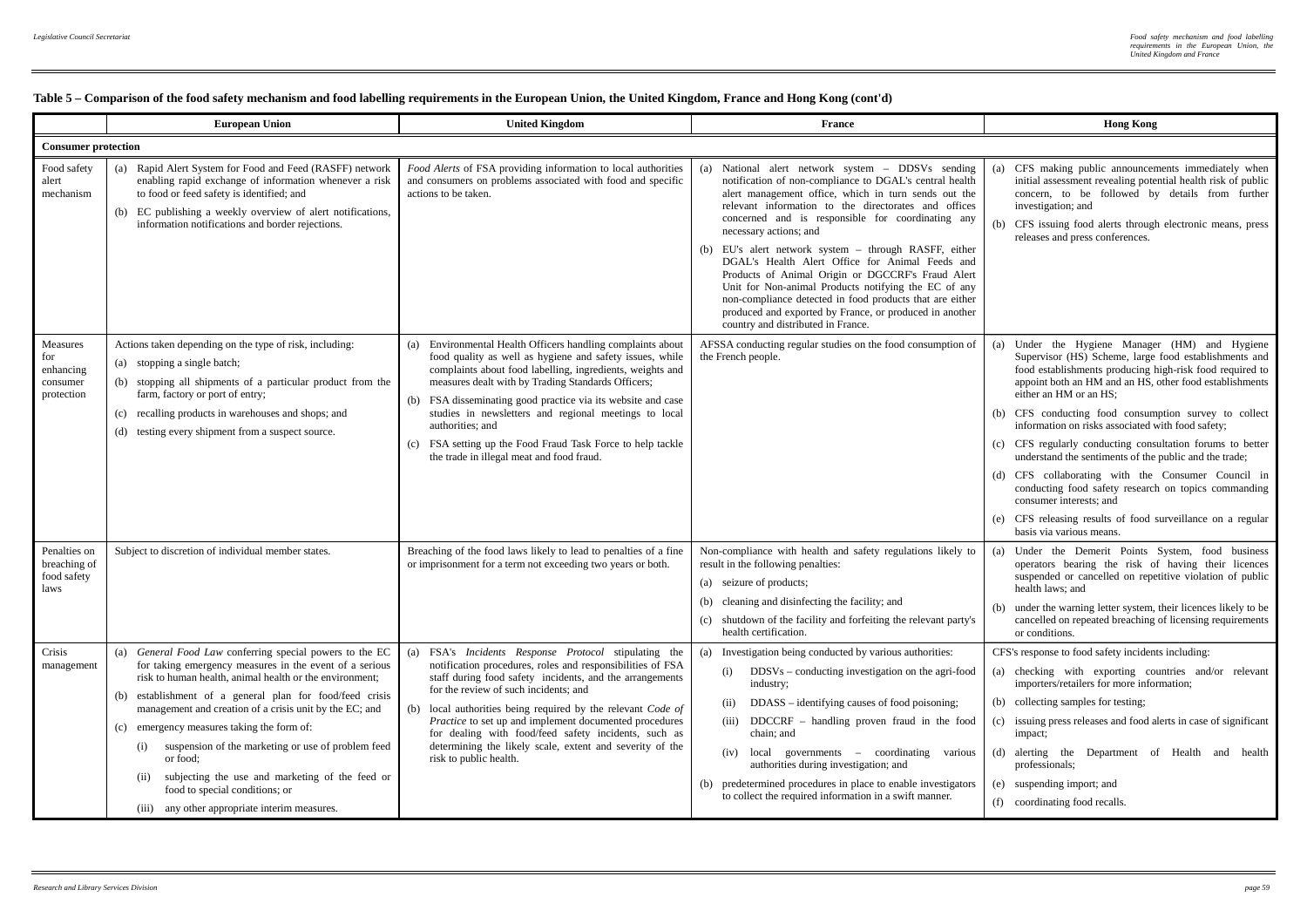## Table 5 – Comparison of the food safety mechanism and food labelling requirements in the European Union, the United Kingdom, France and Hong Kong (cont'd)

| | European Union | United Kingdom | France | Hong Kong |
|---|---|---|---|---|
| **Consumer protection** | | | | |
| Food safety alert mechanism | (a) Rapid Alert System for Food and Feed (RASFF) network enabling rapid exchange of information whenever a risk to food or feed safety is identified; and<br>(b) EC publishing a weekly overview of alert notifications, information notifications and border rejections. | *Food Alerts* of FSA providing information to local authorities and consumers on problems associated with food and specific actions to be taken. | (a) National alert network system – DDSVs sending notification of non-compliance to DGAL's central health alert management office, which in turn sends out the relevant information to the directorates and offices concerned and is responsible for coordinating any necessary actions; and<br>(b) EU's alert network system – through RASFF, either DGAL's Health Alert Office for Animal Feeds and Products of Animal Origin or DGCCRF's Fraud Alert Unit for Non-animal Products notifying the EC of any non-compliance detected in food products that are either produced and exported by France, or produced in another country and distributed in France. | (a) CFS making public announcements immediately when initial assessment revealing potential health risk of public concern, to be followed by details from further investigation; and<br>(b) CFS issuing food alerts through electronic means, press releases and press conferences. |
| Measures for enhancing consumer protection | Actions taken depending on the type of risk, including:<br>(a) stopping a single batch;<br>(b) stopping all shipments of a particular product from the farm, factory or port of entry;<br>(c) recalling products in warehouses and shops; and<br>(d) testing every shipment from a suspect source. | (a) Environmental Health Officers handling complaints about food quality as well as hygiene and safety issues, while complaints about food labelling, ingredients, weights and measures dealt with by Trading Standards Officers;<br>(b) FSA disseminating good practice via its website and case studies in newsletters and regional meetings to local authorities; and<br>(c) FSA setting up the Food Fraud Task Force to help tackle the trade in illegal meat and food fraud. | AFSSA conducting regular studies on the food consumption of the French people. | (a) Under the Hygiene Manager (HM) and Hygiene Supervisor (HS) Scheme, large food establishments and food establishments producing high-risk food required to appoint both an HM and an HS, other food establishments either an HM or an HS;<br>(b) CFS conducting food consumption survey to collect information on risks associated with food safety;<br>(c) CFS regularly conducting consultation forums to better understand the sentiments of the public and the trade;<br>(d) CFS collaborating with the Consumer Council in conducting food safety research on topics commanding consumer interests; and<br>(e) CFS releasing results of food surveillance on a regular basis via various means. |
| Penalties on breaching of food safety laws | Subject to discretion of individual member states. | Breaching of the food laws likely to lead to penalties of a fine or imprisonment for a term not exceeding two years or both. | Non-compliance with health and safety regulations likely to result in the following penalties:<br>(a) seizure of products;<br>(b) cleaning and disinfecting the facility; and<br>(c) shutdown of the facility and forfeiting the relevant party's health certification. | (a) Under the Demerit Points System, food business operators bearing the risk of having their licences suspended or cancelled on repetitive violation of public health laws; and<br>(b) under the warning letter system, their licences likely to be cancelled on repeated breaching of licensing requirements or conditions. |
| Crisis management | (a) *General Food Law* conferring special powers to the EC for taking emergency measures in the event of a serious risk to human health, animal health or the environment;<br>(b) establishment of a general plan for food/feed crisis management and creation of a crisis unit by the EC; and<br>(c) emergency measures taking the form of:<br>(i) suspension of the marketing or use of problem feed or food;<br>(ii) subjecting the use and marketing of the feed or food to special conditions; or<br>(iii) any other appropriate interim measures. | (a) FSA's *Incidents Response Protocol* stipulating the notification procedures, roles and responsibilities of FSA staff during food safety incidents, and the arrangements for the review of such incidents; and<br>(b) local authorities being required by the relevant *Code of Practice* to set up and implement documented procedures for dealing with food/feed safety incidents, such as determining the likely scale, extent and severity of the risk to public health. | (a) Investigation being conducted by various authorities:<br>(i) DDSVs – conducting investigation on the agri-food industry;<br>(ii) DDASS – identifying causes of food poisoning;<br>(iii) DDCCRF – handling proven fraud in the food chain; and<br>(iv) local governments – coordinating various authorities during investigation; and<br>(b) predetermined procedures in place to enable investigators to collect the required information in a swift manner. | CFS's response to food safety incidents including:<br>(a) checking with exporting countries and/or relevant importers/retailers for more information;<br>(b) collecting samples for testing;<br>(c) issuing press releases and food alerts in case of significant impact;<br>(d) alerting the Department of Health and health professionals;<br>(e) suspending import; and<br>(f) coordinating food recalls. |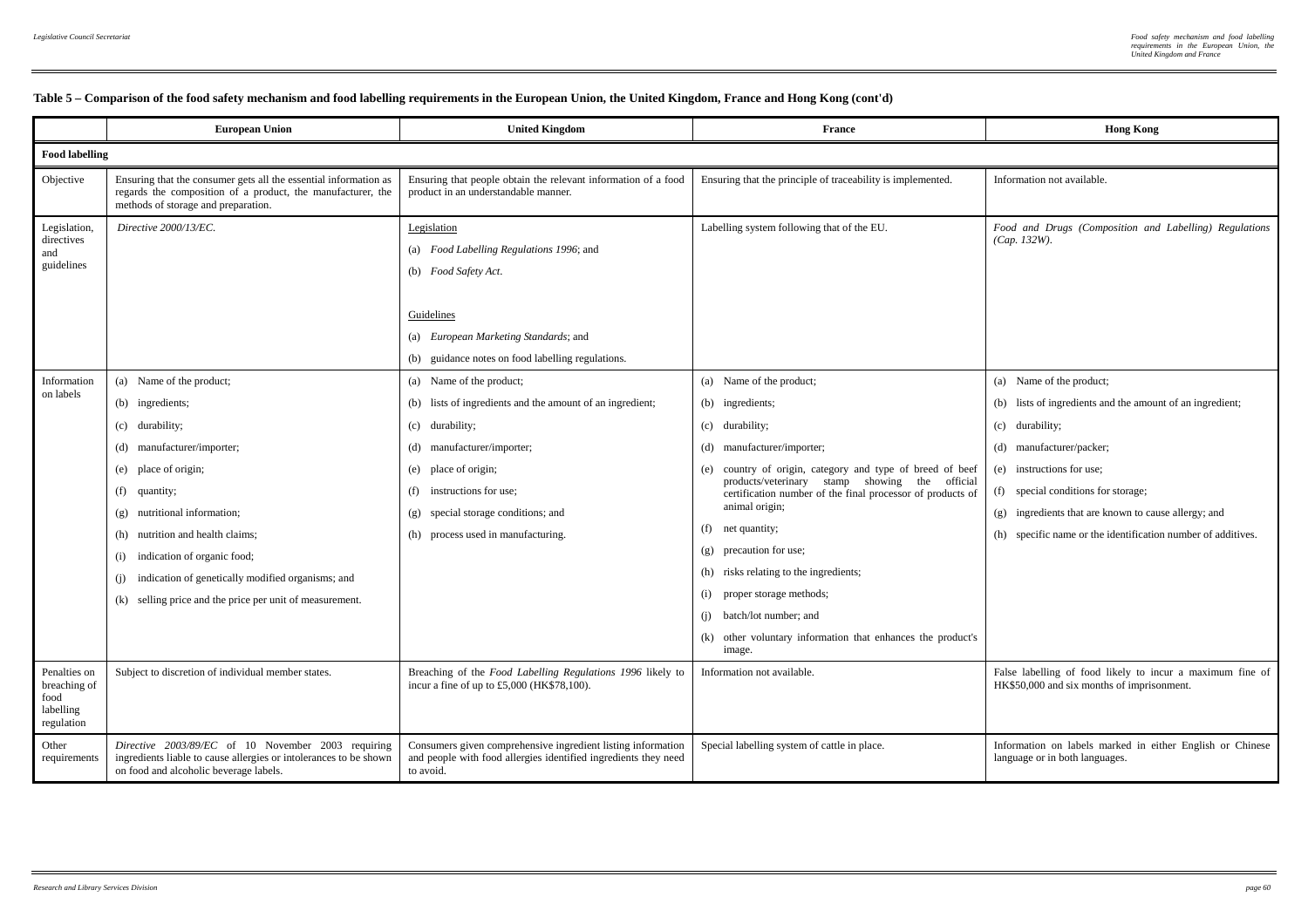## Table 5 – Comparison of the food safety mechanism and food labelling requirements in the European Union, the United Kingdom, France and Hong Kong (cont'd)

| | European Union | United Kingdom | France | Hong Kong |
|---|---|---|---|---|
| **Food labelling** | | | | |
| Objective | Ensuring that the consumer gets all the essential information as regards the composition of a product, the manufacturer, the methods of storage and preparation. | Ensuring that people obtain the relevant information of a food product in an understandable manner. | Ensuring that the principle of traceability is implemented. | Information not available. |
| Legislation, directives and guidelines | *Directive 2000/13/EC*. | Legislation<br>(a) *Food Labelling Regulations 1996*; and<br>(b) *Food Safety Act*.<br><br>Guidelines<br>(a) *European Marketing Standards*; and<br>(b) guidance notes on food labelling regulations. | Labelling system following that of the EU. | *Food and Drugs (Composition and Labelling) Regulations (Cap. 132W)*. |
| Information on labels | (a) Name of the product;<br>(b) ingredients;<br>(c) durability;<br>(d) manufacturer/importer;<br>(e) place of origin;<br>(f) quantity;<br>(g) nutritional information;<br>(h) nutrition and health claims;<br>(i) indication of organic food;<br>(j) indication of genetically modified organisms; and<br>(k) selling price and the price per unit of measurement. | (a) Name of the product;<br>(b) lists of ingredients and the amount of an ingredient;<br>(c) durability;<br>(d) manufacturer/importer;<br>(e) place of origin;<br>(f) instructions for use;<br>(g) special storage conditions; and<br>(h) process used in manufacturing. | (a) Name of the product;<br>(b) ingredients;<br>(c) durability;<br>(d) manufacturer/importer;<br>(e) country of origin, category and type of breed of beef products/veterinary stamp showing the official certification number of the final processor of products of animal origin;<br>(f) net quantity;<br>(g) precaution for use;<br>(h) risks relating to the ingredients;<br>(i) proper storage methods;<br>(j) batch/lot number; and<br>(k) other voluntary information that enhances the product's image. | (a) Name of the product;<br>(b) lists of ingredients and the amount of an ingredient;<br>(c) durability;<br>(d) manufacturer/packer;<br>(e) instructions for use;<br>(f) special conditions for storage;<br>(g) ingredients that are known to cause allergy; and<br>(h) specific name or the identification number of additives. |
| Penalties on breaching of food labelling regulation | Subject to discretion of individual member states. | Breaching of the *Food Labelling Regulations 1996* likely to incur a fine of up to £5,000 (HK$78,100). | Information not available. | False labelling of food likely to incur a maximum fine of HK$50,000 and six months of imprisonment. |
| Other requirements | *Directive 2003/89/EC* of 10 November 2003 requiring ingredients liable to cause allergies or intolerances to be shown on food and alcoholic beverage labels. | Consumers given comprehensive ingredient listing information and people with food allergies identified ingredients they need to avoid. | Special labelling system of cattle in place. | Information on labels marked in either English or Chinese language or in both languages. |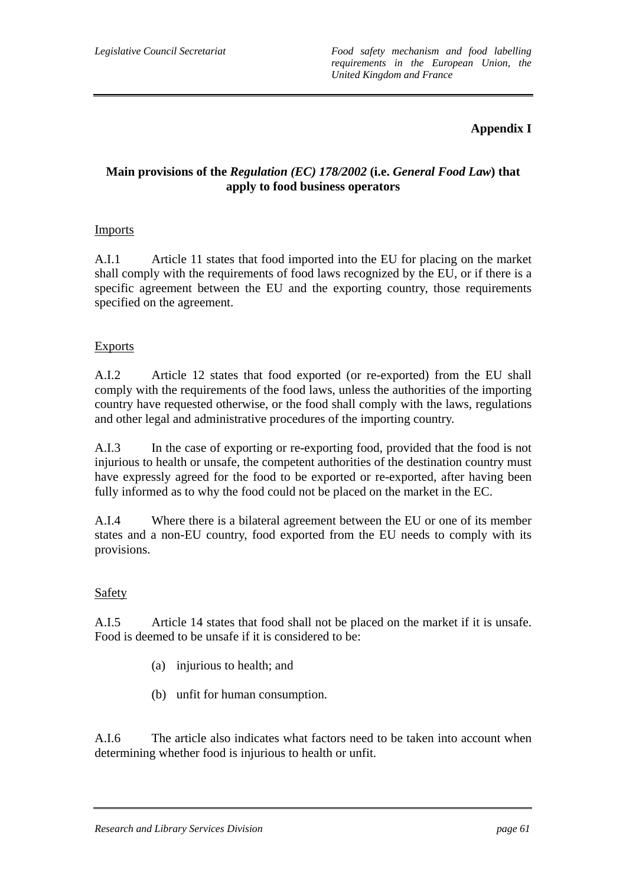## Appendix I

### Main provisions of the *Regulation (EC) 178/2002* (i.e. *General Food Law*) that apply to food business operators

Imports

A.I.1 Article 11 states that food imported into the EU for placing on the market shall comply with the requirements of food laws recognized by the EU, or if there is a specific agreement between the EU and the exporting country, those requirements specified on the agreement.

Exports

A.I.2 Article 12 states that food exported (or re-exported) from the EU shall comply with the requirements of the food laws, unless the authorities of the importing country have requested otherwise, or the food shall comply with the laws, regulations and other legal and administrative procedures of the importing country.

A.I.3 In the case of exporting or re-exporting food, provided that the food is not injurious to health or unsafe, the competent authorities of the destination country must have expressly agreed for the food to be exported or re-exported, after having been fully informed as to why the food could not be placed on the market in the EC.

A.I.4 Where there is a bilateral agreement between the EU or one of its member states and a non-EU country, food exported from the EU needs to comply with its provisions.

Safety

A.I.5 Article 14 states that food shall not be placed on the market if it is unsafe. Food is deemed to be unsafe if it is considered to be:

(a) injurious to health; and

(b) unfit for human consumption.

A.I.6 The article also indicates what factors need to be taken into account when determining whether food is injurious to health or unfit.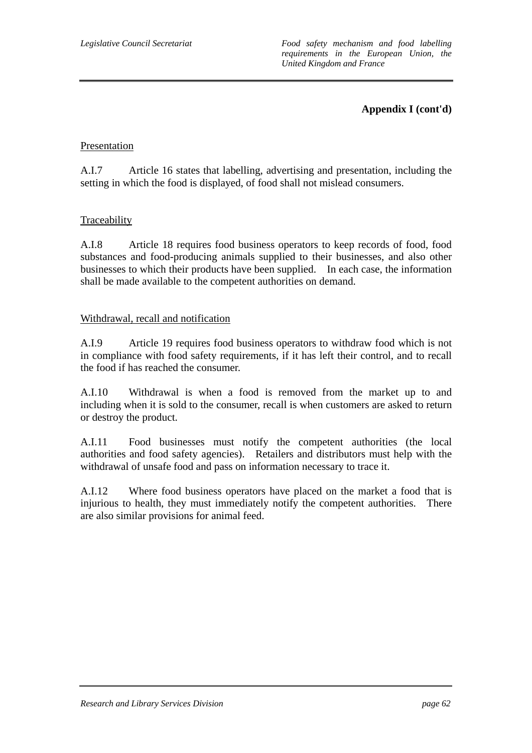**Appendix I (cont'd)**

Presentation

A.I.7 Article 16 states that labelling, advertising and presentation, including the setting in which the food is displayed, of food shall not mislead consumers.

Traceability

A.I.8 Article 18 requires food business operators to keep records of food, food substances and food-producing animals supplied to their businesses, and also other businesses to which their products have been supplied. In each case, the information shall be made available to the competent authorities on demand.

Withdrawal, recall and notification

A.I.9 Article 19 requires food business operators to withdraw food which is not in compliance with food safety requirements, if it has left their control, and to recall the food if has reached the consumer.

A.I.10 Withdrawal is when a food is removed from the market up to and including when it is sold to the consumer, recall is when customers are asked to return or destroy the product.

A.I.11 Food businesses must notify the competent authorities (the local authorities and food safety agencies). Retailers and distributors must help with the withdrawal of unsafe food and pass on information necessary to trace it.

A.I.12 Where food business operators have placed on the market a food that is injurious to health, they must immediately notify the competent authorities. There are also similar provisions for animal feed.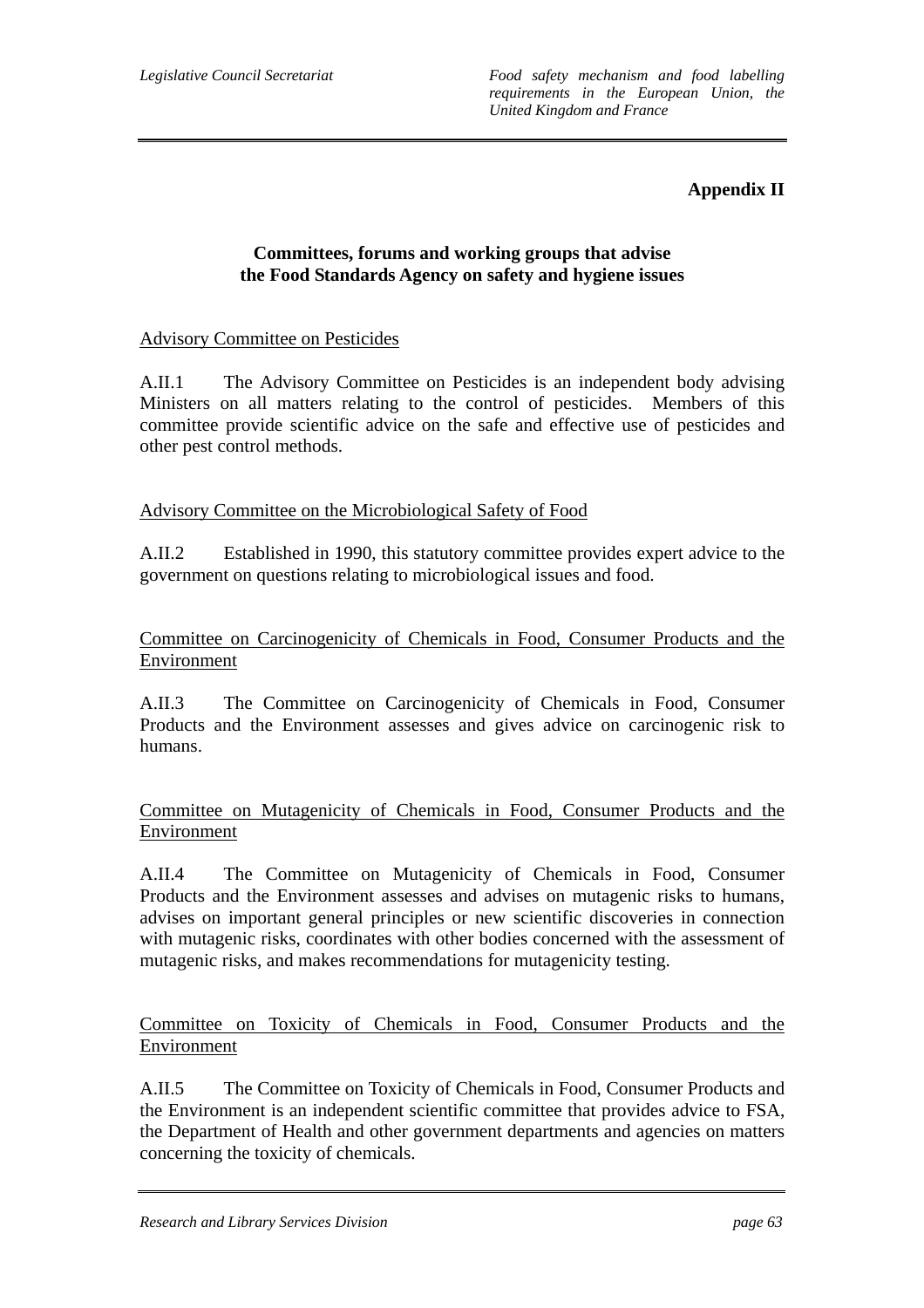**Appendix II**

## Committees, forums and working groups that advise the Food Standards Agency on safety and hygiene issues

Advisory Committee on Pesticides

A.II.1 The Advisory Committee on Pesticides is an independent body advising Ministers on all matters relating to the control of pesticides. Members of this committee provide scientific advice on the safe and effective use of pesticides and other pest control methods.

Advisory Committee on the Microbiological Safety of Food

A.II.2 Established in 1990, this statutory committee provides expert advice to the government on questions relating to microbiological issues and food.

Committee on Carcinogenicity of Chemicals in Food, Consumer Products and the Environment

A.II.3 The Committee on Carcinogenicity of Chemicals in Food, Consumer Products and the Environment assesses and gives advice on carcinogenic risk to humans.

Committee on Mutagenicity of Chemicals in Food, Consumer Products and the Environment

A.II.4 The Committee on Mutagenicity of Chemicals in Food, Consumer Products and the Environment assesses and advises on mutagenic risks to humans, advises on important general principles or new scientific discoveries in connection with mutagenic risks, coordinates with other bodies concerned with the assessment of mutagenic risks, and makes recommendations for mutagenicity testing.

Committee on Toxicity of Chemicals in Food, Consumer Products and the Environment

A.II.5 The Committee on Toxicity of Chemicals in Food, Consumer Products and the Environment is an independent scientific committee that provides advice to FSA, the Department of Health and other government departments and agencies on matters concerning the toxicity of chemicals.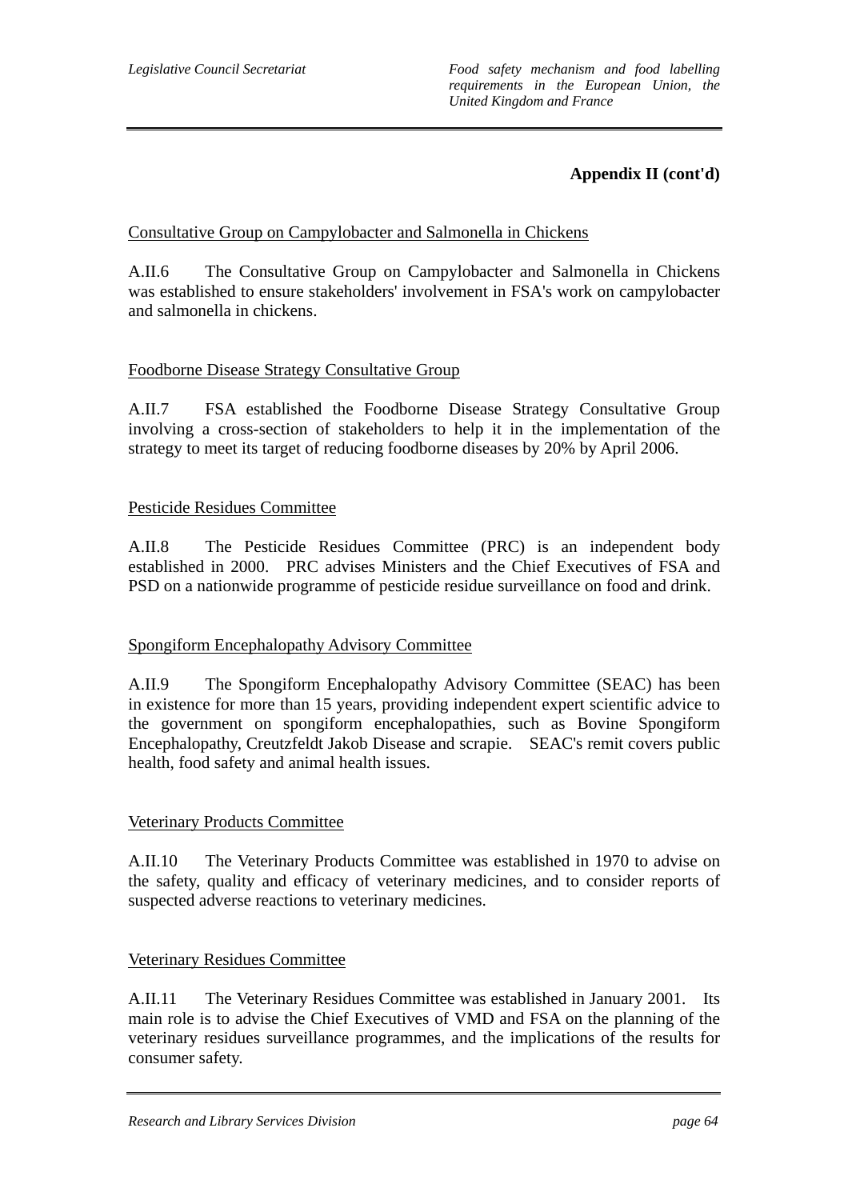**Appendix II (cont'd)**

Consultative Group on Campylobacter and Salmonella in Chickens

A.II.6 The Consultative Group on Campylobacter and Salmonella in Chickens was established to ensure stakeholders' involvement in FSA's work on campylobacter and salmonella in chickens.

Foodborne Disease Strategy Consultative Group

A.II.7 FSA established the Foodborne Disease Strategy Consultative Group involving a cross-section of stakeholders to help it in the implementation of the strategy to meet its target of reducing foodborne diseases by 20% by April 2006.

Pesticide Residues Committee

A.II.8 The Pesticide Residues Committee (PRC) is an independent body established in 2000. PRC advises Ministers and the Chief Executives of FSA and PSD on a nationwide programme of pesticide residue surveillance on food and drink.

Spongiform Encephalopathy Advisory Committee

A.II.9 The Spongiform Encephalopathy Advisory Committee (SEAC) has been in existence for more than 15 years, providing independent expert scientific advice to the government on spongiform encephalopathies, such as Bovine Spongiform Encephalopathy, Creutzfeldt Jakob Disease and scrapie. SEAC's remit covers public health, food safety and animal health issues.

Veterinary Products Committee

A.II.10 The Veterinary Products Committee was established in 1970 to advise on the safety, quality and efficacy of veterinary medicines, and to consider reports of suspected adverse reactions to veterinary medicines.

Veterinary Residues Committee

A.II.11 The Veterinary Residues Committee was established in January 2001. Its main role is to advise the Chief Executives of VMD and FSA on the planning of the veterinary residues surveillance programmes, and the implications of the results for consumer safety.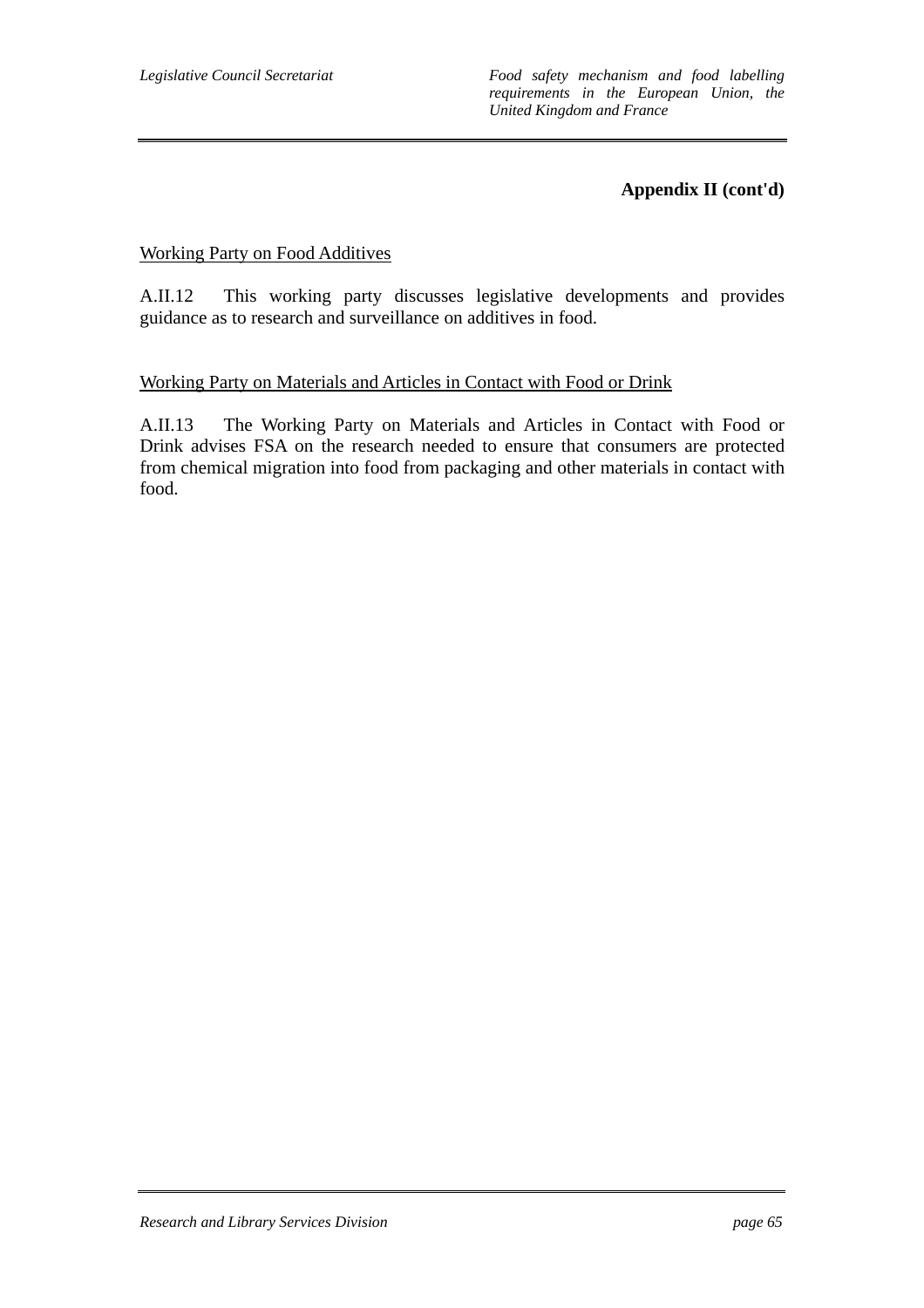**Appendix II (cont'd)**

Working Party on Food Additives

A.II.12 This working party discusses legislative developments and provides guidance as to research and surveillance on additives in food.

Working Party on Materials and Articles in Contact with Food or Drink

A.II.13 The Working Party on Materials and Articles in Contact with Food or Drink advises FSA on the research needed to ensure that consumers are protected from chemical migration into food from packaging and other materials in contact with food.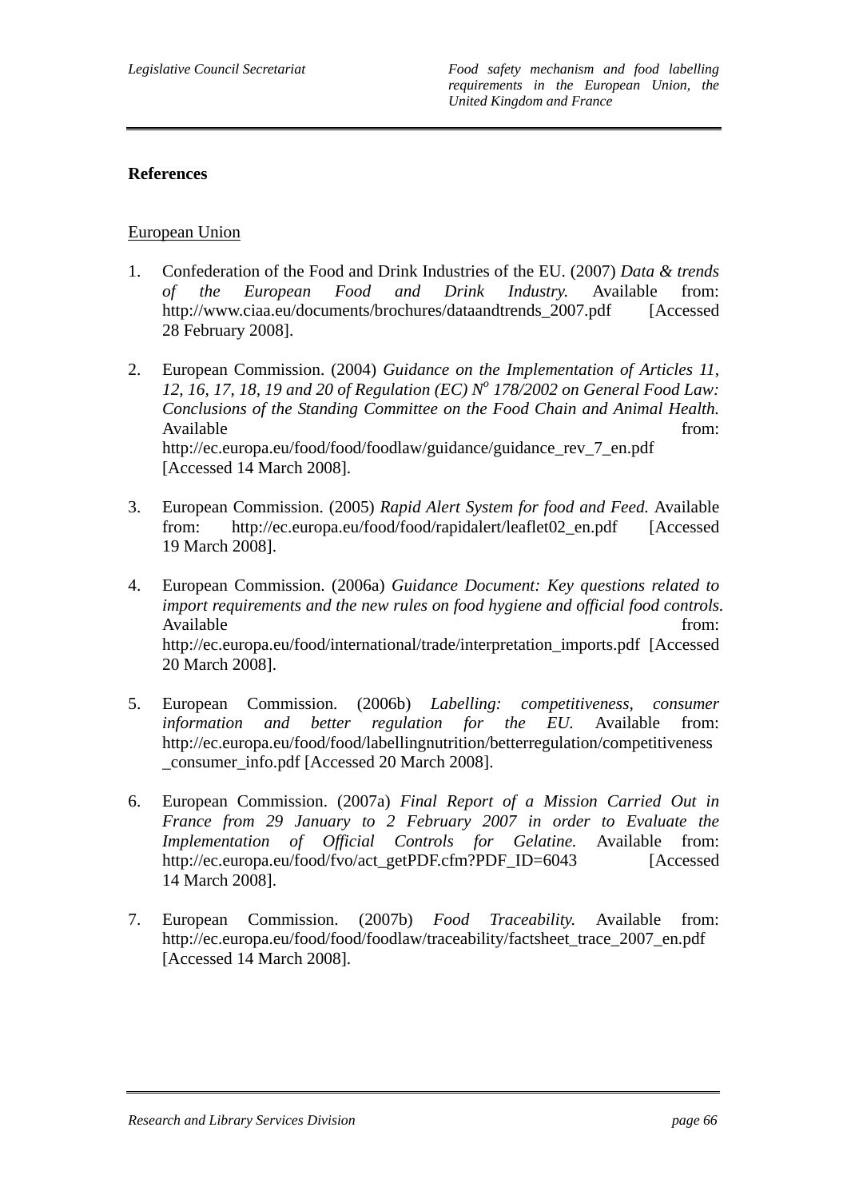**References**

European Union

1. Confederation of the Food and Drink Industries of the EU. (2007) *Data & trends of the European Food and Drink Industry.* Available from: http://www.ciaa.eu/documents/brochures/dataandtrends_2007.pdf [Accessed 28 February 2008].

2. European Commission. (2004) *Guidance on the Implementation of Articles 11, 12, 16, 17, 18, 19 and 20 of Regulation (EC) N$^o$ 178/2002 on General Food Law: Conclusions of the Standing Committee on the Food Chain and Animal Health.* Available from: http://ec.europa.eu/food/food/foodlaw/guidance/guidance_rev_7_en.pdf [Accessed 14 March 2008].

3. European Commission. (2005) *Rapid Alert System for food and Feed.* Available from: http://ec.europa.eu/food/food/rapidalert/leaflet02_en.pdf [Accessed 19 March 2008].

4. European Commission. (2006a) *Guidance Document: Key questions related to import requirements and the new rules on food hygiene and official food controls.* Available from: http://ec.europa.eu/food/international/trade/interpretation_imports.pdf [Accessed 20 March 2008].

5. European Commission. (2006b) *Labelling: competitiveness, consumer information and better regulation for the EU.* Available from: http://ec.europa.eu/food/food/labellingnutrition/betterregulation/competitiveness_consumer_info.pdf [Accessed 20 March 2008].

6. European Commission. (2007a) *Final Report of a Mission Carried Out in France from 29 January to 2 February 2007 in order to Evaluate the Implementation of Official Controls for Gelatine.* Available from: http://ec.europa.eu/food/fvo/act_getPDF.cfm?PDF_ID=6043 [Accessed 14 March 2008].

7. European Commission. (2007b) *Food Traceability.* Available from: http://ec.europa.eu/food/food/foodlaw/traceability/factsheet_trace_2007_en.pdf [Accessed 14 March 2008].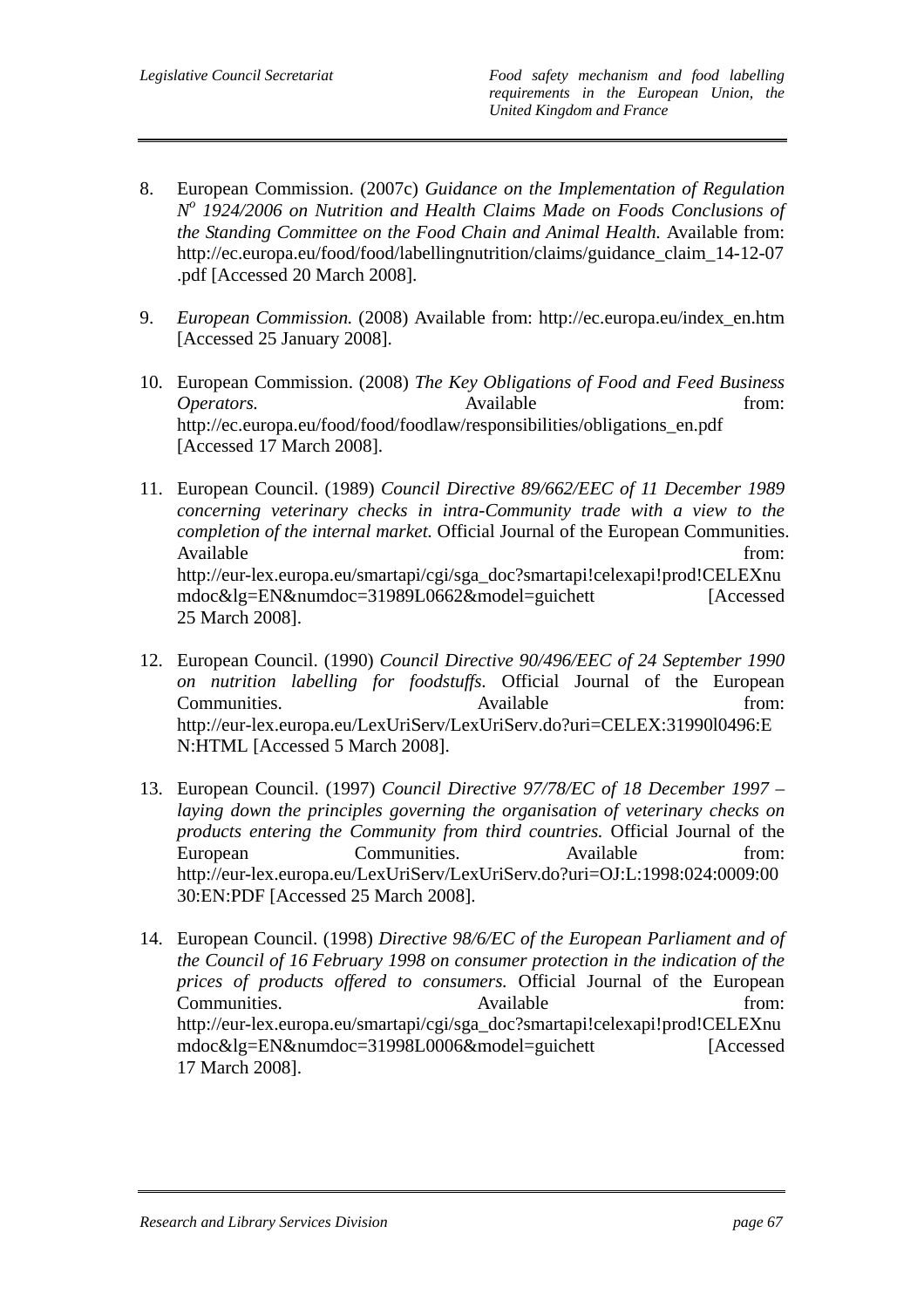8. European Commission. (2007c) *Guidance on the Implementation of Regulation N^o^ 1924/2006 on Nutrition and Health Claims Made on Foods Conclusions of the Standing Committee on the Food Chain and Animal Health.* Available from: http://ec.europa.eu/food/food/labellingnutrition/claims/guidance_claim_14-12-07.pdf [Accessed 20 March 2008].

9. *European Commission.* (2008) Available from: http://ec.europa.eu/index_en.htm [Accessed 25 January 2008].

10. European Commission. (2008) *The Key Obligations of Food and Feed Business Operators.* Available from: http://ec.europa.eu/food/food/foodlaw/responsibilities/obligations_en.pdf [Accessed 17 March 2008].

11. European Council. (1989) *Council Directive 89/662/EEC of 11 December 1989 concerning veterinary checks in intra-Community trade with a view to the completion of the internal market.* Official Journal of the European Communities. Available from: http://eur-lex.europa.eu/smartapi/cgi/sga_doc?smartapi!celexapi!prod!CELEXnumdoc&lg=EN&numdoc=31989L0662&model=guichett [Accessed 25 March 2008].

12. European Council. (1990) *Council Directive 90/496/EEC of 24 September 1990 on nutrition labelling for foodstuffs.* Official Journal of the European Communities. Available from: http://eur-lex.europa.eu/LexUriServ/LexUriServ.do?uri=CELEX:31990l0496:EN:HTML [Accessed 5 March 2008].

13. European Council. (1997) *Council Directive 97/78/EC of 18 December 1997 – laying down the principles governing the organisation of veterinary checks on products entering the Community from third countries.* Official Journal of the European Communities. Available from: http://eur-lex.europa.eu/LexUriServ/LexUriServ.do?uri=OJ:L:1998:024:0009:0030:EN:PDF [Accessed 25 March 2008].

14. European Council. (1998) *Directive 98/6/EC of the European Parliament and of the Council of 16 February 1998 on consumer protection in the indication of the prices of products offered to consumers.* Official Journal of the European Communities. Available from: http://eur-lex.europa.eu/smartapi/cgi/sga_doc?smartapi!celexapi!prod!CELEXnumdoc&lg=EN&numdoc=31998L0006&model=guichett [Accessed 17 March 2008].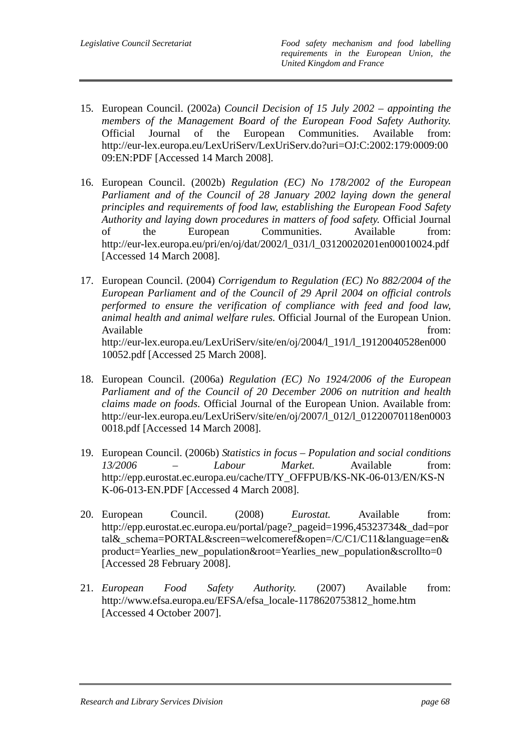15. European Council. (2002a) *Council Decision of 15 July 2002 – appointing the members of the Management Board of the European Food Safety Authority.* Official Journal of the European Communities. Available from: http://eur-lex.europa.eu/LexUriServ/LexUriServ.do?uri=OJ:C:2002:179:0009:0009:EN:PDF [Accessed 14 March 2008].

16. European Council. (2002b) *Regulation (EC) No 178/2002 of the European Parliament and of the Council of 28 January 2002 laying down the general principles and requirements of food law, establishing the European Food Safety Authority and laying down procedures in matters of food safety.* Official Journal of the European Communities. Available from: http://eur-lex.europa.eu/pri/en/oj/dat/2002/l_031/l_03120020201en00010024.pdf [Accessed 14 March 2008].

17. European Council. (2004) *Corrigendum to Regulation (EC) No 882/2004 of the European Parliament and of the Council of 29 April 2004 on official controls performed to ensure the verification of compliance with feed and food law, animal health and animal welfare rules.* Official Journal of the European Union. Available from: http://eur-lex.europa.eu/LexUriServ/site/en/oj/2004/l_191/l_19120040528en00010052.pdf [Accessed 25 March 2008].

18. European Council. (2006a) *Regulation (EC) No 1924/2006 of the European Parliament and of the Council of 20 December 2006 on nutrition and health claims made on foods.* Official Journal of the European Union. Available from: http://eur-lex.europa.eu/LexUriServ/site/en/oj/2007/l_012/l_01220070118en00030018.pdf [Accessed 14 March 2008].

19. European Council. (2006b) *Statistics in focus – Population and social conditions 13/2006 – Labour Market.* Available from: http://epp.eurostat.ec.europa.eu/cache/ITY_OFFPUB/KS-NK-06-013/EN/KS-NK-06-013-EN.PDF [Accessed 4 March 2008].

20. European Council. (2008) *Eurostat.* Available from: http://epp.eurostat.ec.europa.eu/portal/page?_pageid=1996,45323734&_dad=portal&_schema=PORTAL&screen=welcomeref&open=/C/C1/C11&language=en&product=Yearlies_new_population&root=Yearlies_new_population&scrollto=0 [Accessed 28 February 2008].

21. *European Food Safety Authority.* (2007) Available from: http://www.efsa.europa.eu/EFSA/efsa_locale-1178620753812_home.htm [Accessed 4 October 2007].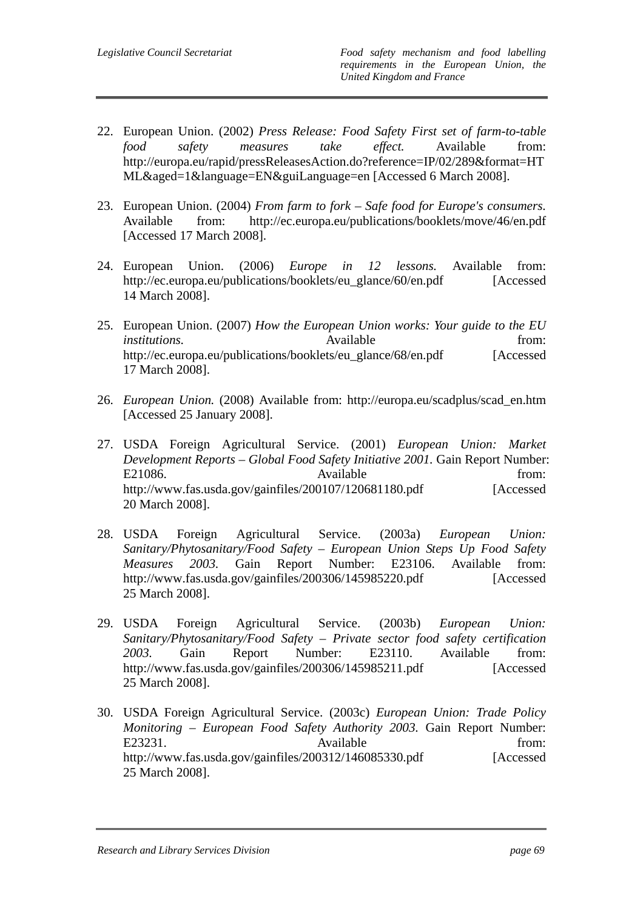22. European Union. (2002) *Press Release: Food Safety First set of farm-to-table food safety measures take effect.* Available from: http://europa.eu/rapid/pressReleasesAction.do?reference=IP/02/289&format=HTML&aged=1&language=EN&guiLanguage=en [Accessed 6 March 2008].

23. European Union. (2004) *From farm to fork – Safe food for Europe's consumers.* Available from: http://ec.europa.eu/publications/booklets/move/46/en.pdf [Accessed 17 March 2008].

24. European Union. (2006) *Europe in 12 lessons.* Available from: http://ec.europa.eu/publications/booklets/eu_glance/60/en.pdf [Accessed 14 March 2008].

25. European Union. (2007) *How the European Union works: Your guide to the EU institutions.* Available from: http://ec.europa.eu/publications/booklets/eu_glance/68/en.pdf [Accessed 17 March 2008].

26. *European Union.* (2008) Available from: http://europa.eu/scadplus/scad_en.htm [Accessed 25 January 2008].

27. USDA Foreign Agricultural Service. (2001) *European Union: Market Development Reports – Global Food Safety Initiative 2001.* Gain Report Number: E21086. Available from: http://www.fas.usda.gov/gainfiles/200107/120681180.pdf [Accessed 20 March 2008].

28. USDA Foreign Agricultural Service. (2003a) *European Union: Sanitary/Phytosanitary/Food Safety – European Union Steps Up Food Safety Measures 2003.* Gain Report Number: E23106. Available from: http://www.fas.usda.gov/gainfiles/200306/145985220.pdf [Accessed 25 March 2008].

29. USDA Foreign Agricultural Service. (2003b) *European Union: Sanitary/Phytosanitary/Food Safety – Private sector food safety certification 2003.* Gain Report Number: E23110. Available from: http://www.fas.usda.gov/gainfiles/200306/145985211.pdf [Accessed 25 March 2008].

30. USDA Foreign Agricultural Service. (2003c) *European Union: Trade Policy Monitoring – European Food Safety Authority 2003.* Gain Report Number: E23231. Available from: http://www.fas.usda.gov/gainfiles/200312/146085330.pdf [Accessed 25 March 2008].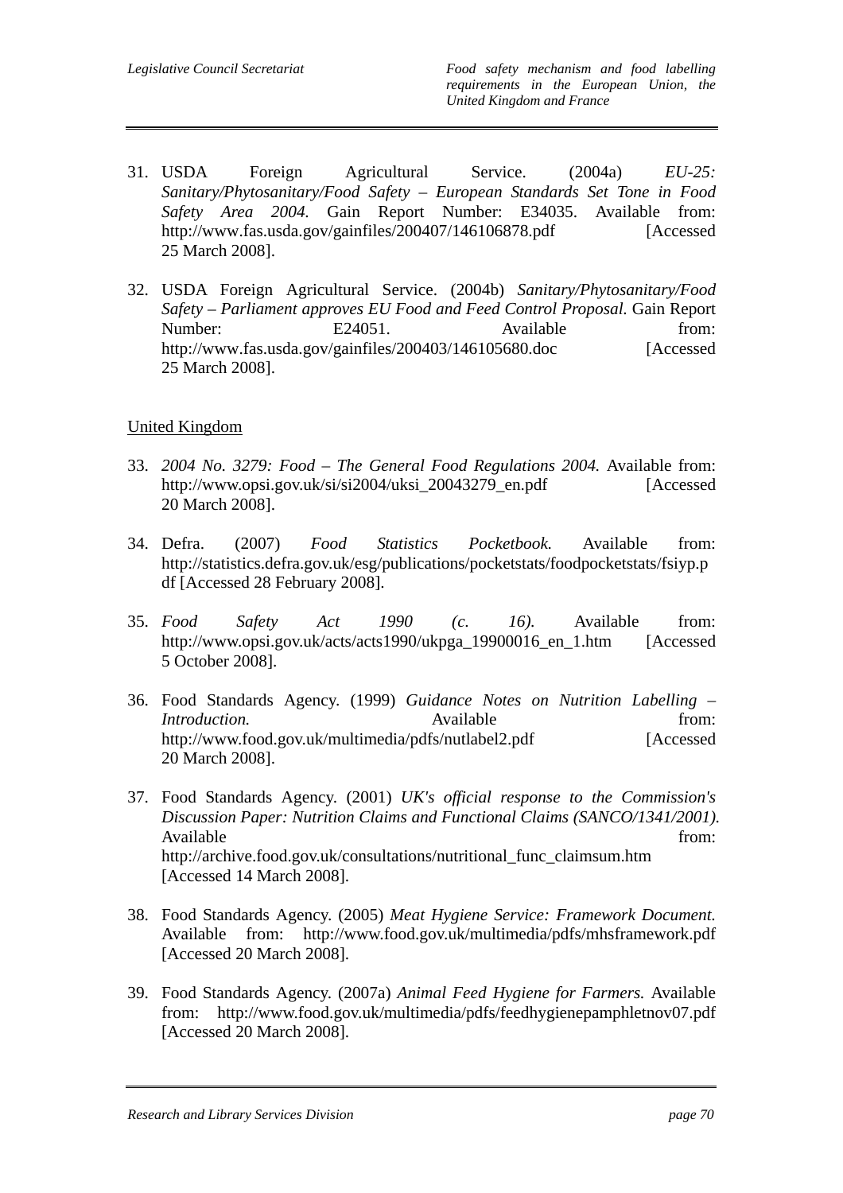31. USDA Foreign Agricultural Service. (2004a) *EU-25: Sanitary/Phytosanitary/Food Safety – European Standards Set Tone in Food Safety Area 2004.* Gain Report Number: E34035. Available from: http://www.fas.usda.gov/gainfiles/200407/146106878.pdf [Accessed 25 March 2008].

32. USDA Foreign Agricultural Service. (2004b) *Sanitary/Phytosanitary/Food Safety – Parliament approves EU Food and Feed Control Proposal.* Gain Report Number: E24051. Available from: http://www.fas.usda.gov/gainfiles/200403/146105680.doc [Accessed 25 March 2008].

<u>United Kingdom</u>

33. *2004 No. 3279: Food – The General Food Regulations 2004.* Available from: http://www.opsi.gov.uk/si/si2004/uksi_20043279_en.pdf [Accessed 20 March 2008].

34. Defra. (2007) *Food Statistics Pocketbook.* Available from: http://statistics.defra.gov.uk/esg/publications/pocketstats/foodpocketstats/fsiyp.pdf [Accessed 28 February 2008].

35. *Food Safety Act 1990 (c. 16).* Available from: http://www.opsi.gov.uk/acts/acts1990/ukpga_19900016_en_1.htm [Accessed 5 October 2008].

36. Food Standards Agency. (1999) *Guidance Notes on Nutrition Labelling – Introduction.* Available from: http://www.food.gov.uk/multimedia/pdfs/nutlabel2.pdf [Accessed 20 March 2008].

37. Food Standards Agency. (2001) *UK's official response to the Commission's Discussion Paper: Nutrition Claims and Functional Claims (SANCO/1341/2001).* Available from: http://archive.food.gov.uk/consultations/nutritional_func_claimsum.htm [Accessed 14 March 2008].

38. Food Standards Agency. (2005) *Meat Hygiene Service: Framework Document.* Available from: http://www.food.gov.uk/multimedia/pdfs/mhsframework.pdf [Accessed 20 March 2008].

39. Food Standards Agency. (2007a) *Animal Feed Hygiene for Farmers.* Available from: http://www.food.gov.uk/multimedia/pdfs/feedhygienepamphletnov07.pdf [Accessed 20 March 2008].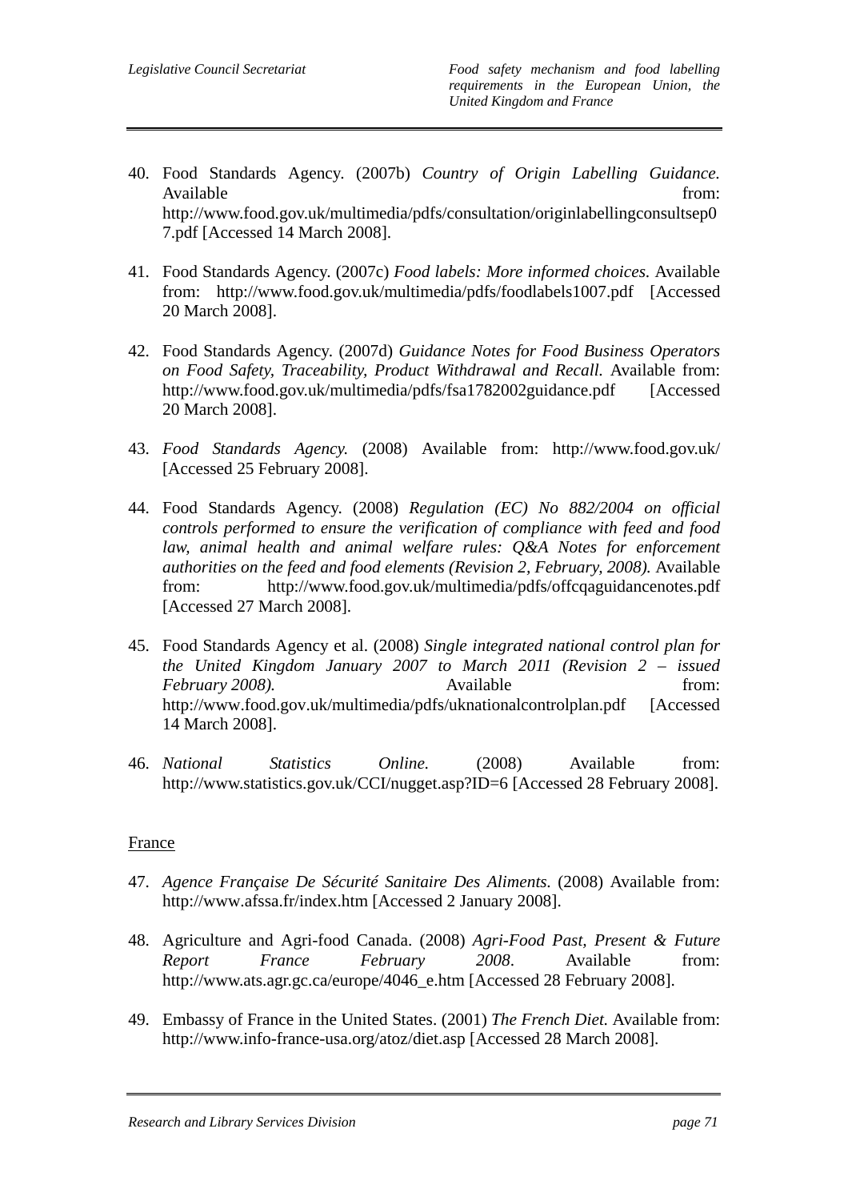40. Food Standards Agency. (2007b) *Country of Origin Labelling Guidance.* Available from: http://www.food.gov.uk/multimedia/pdfs/consultation/originlabellingconsultsep07.pdf [Accessed 14 March 2008].

41. Food Standards Agency. (2007c) *Food labels: More informed choices.* Available from: http://www.food.gov.uk/multimedia/pdfs/foodlabels1007.pdf [Accessed 20 March 2008].

42. Food Standards Agency. (2007d) *Guidance Notes for Food Business Operators on Food Safety, Traceability, Product Withdrawal and Recall.* Available from: http://www.food.gov.uk/multimedia/pdfs/fsa1782002guidance.pdf [Accessed 20 March 2008].

43. *Food Standards Agency.* (2008) Available from: http://www.food.gov.uk/ [Accessed 25 February 2008].

44. Food Standards Agency. (2008) *Regulation (EC) No 882/2004 on official controls performed to ensure the verification of compliance with feed and food law, animal health and animal welfare rules: Q&A Notes for enforcement authorities on the feed and food elements (Revision 2, February, 2008).* Available from: http://www.food.gov.uk/multimedia/pdfs/offcqaguidancenotes.pdf [Accessed 27 March 2008].

45. Food Standards Agency et al. (2008) *Single integrated national control plan for the United Kingdom January 2007 to March 2011 (Revision 2 – issued February 2008).* Available from: http://www.food.gov.uk/multimedia/pdfs/uknationalcontrolplan.pdf [Accessed 14 March 2008].

46. *National Statistics Online.* (2008) Available from: http://www.statistics.gov.uk/CCI/nugget.asp?ID=6 [Accessed 28 February 2008].

France

47. *Agence Française De Sécurité Sanitaire Des Aliments.* (2008) Available from: http://www.afssa.fr/index.htm [Accessed 2 January 2008].

48. Agriculture and Agri-food Canada. (2008) *Agri-Food Past, Present & Future Report France February 2008*. Available from: http://www.ats.agr.gc.ca/europe/4046_e.htm [Accessed 28 February 2008].

49. Embassy of France in the United States. (2001) *The French Diet.* Available from: http://www.info-france-usa.org/atoz/diet.asp [Accessed 28 March 2008].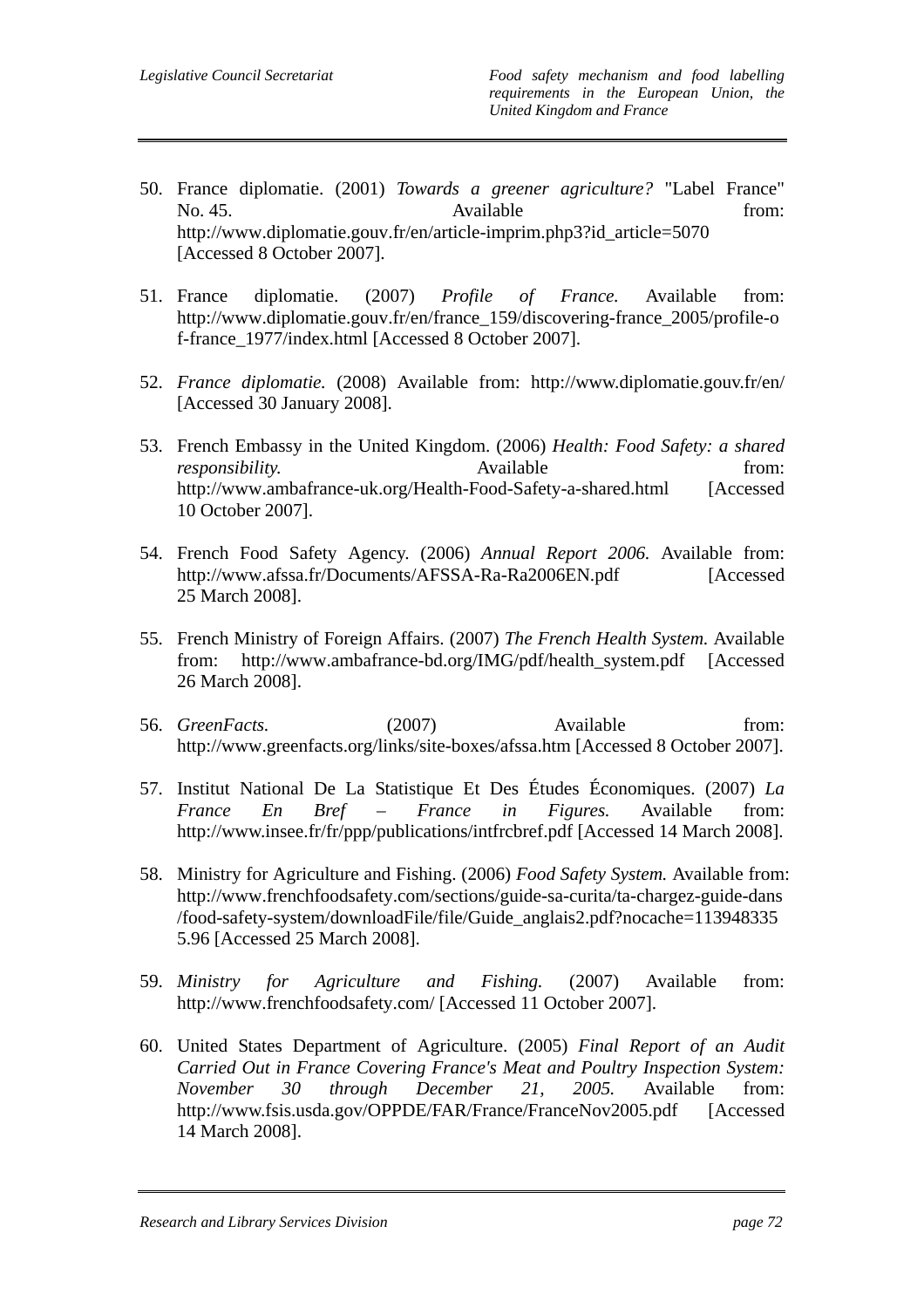50. France diplomatie. (2001) *Towards a greener agriculture?* "Label France" No. 45. Available from: http://www.diplomatie.gouv.fr/en/article-imprim.php3?id_article=5070 [Accessed 8 October 2007].

51. France diplomatie. (2007) *Profile of France.* Available from: http://www.diplomatie.gouv.fr/en/france_159/discovering-france_2005/profile-of-france_1977/index.html [Accessed 8 October 2007].

52. *France diplomatie.* (2008) Available from: http://www.diplomatie.gouv.fr/en/ [Accessed 30 January 2008].

53. French Embassy in the United Kingdom. (2006) *Health: Food Safety: a shared responsibility.* Available from: http://www.ambafrance-uk.org/Health-Food-Safety-a-shared.html [Accessed 10 October 2007].

54. French Food Safety Agency. (2006) *Annual Report 2006.* Available from: http://www.afssa.fr/Documents/AFSSA-Ra-Ra2006EN.pdf [Accessed 25 March 2008].

55. French Ministry of Foreign Affairs. (2007) *The French Health System.* Available from: http://www.ambafrance-bd.org/IMG/pdf/health_system.pdf [Accessed 26 March 2008].

56. *GreenFacts.* (2007) Available from: http://www.greenfacts.org/links/site-boxes/afssa.htm [Accessed 8 October 2007].

57. Institut National De La Statistique Et Des Études Économiques. (2007) *La France En Bref – France in Figures.* Available from: http://www.insee.fr/fr/ppp/publications/intfrcbref.pdf [Accessed 14 March 2008].

58. Ministry for Agriculture and Fishing. (2006) *Food Safety System.* Available from: http://www.frenchfoodsafety.com/sections/guide-sa-curita/ta-chargez-guide-dans/food-safety-system/downloadFile/file/Guide_anglais2.pdf?nocache=1139483355.96 [Accessed 25 March 2008].

59. *Ministry for Agriculture and Fishing.* (2007) Available from: http://www.frenchfoodsafety.com/ [Accessed 11 October 2007].

60. United States Department of Agriculture. (2005) *Final Report of an Audit Carried Out in France Covering France's Meat and Poultry Inspection System: November 30 through December 21, 2005.* Available from: http://www.fsis.usda.gov/OPPDE/FAR/France/FranceNov2005.pdf [Accessed 14 March 2008].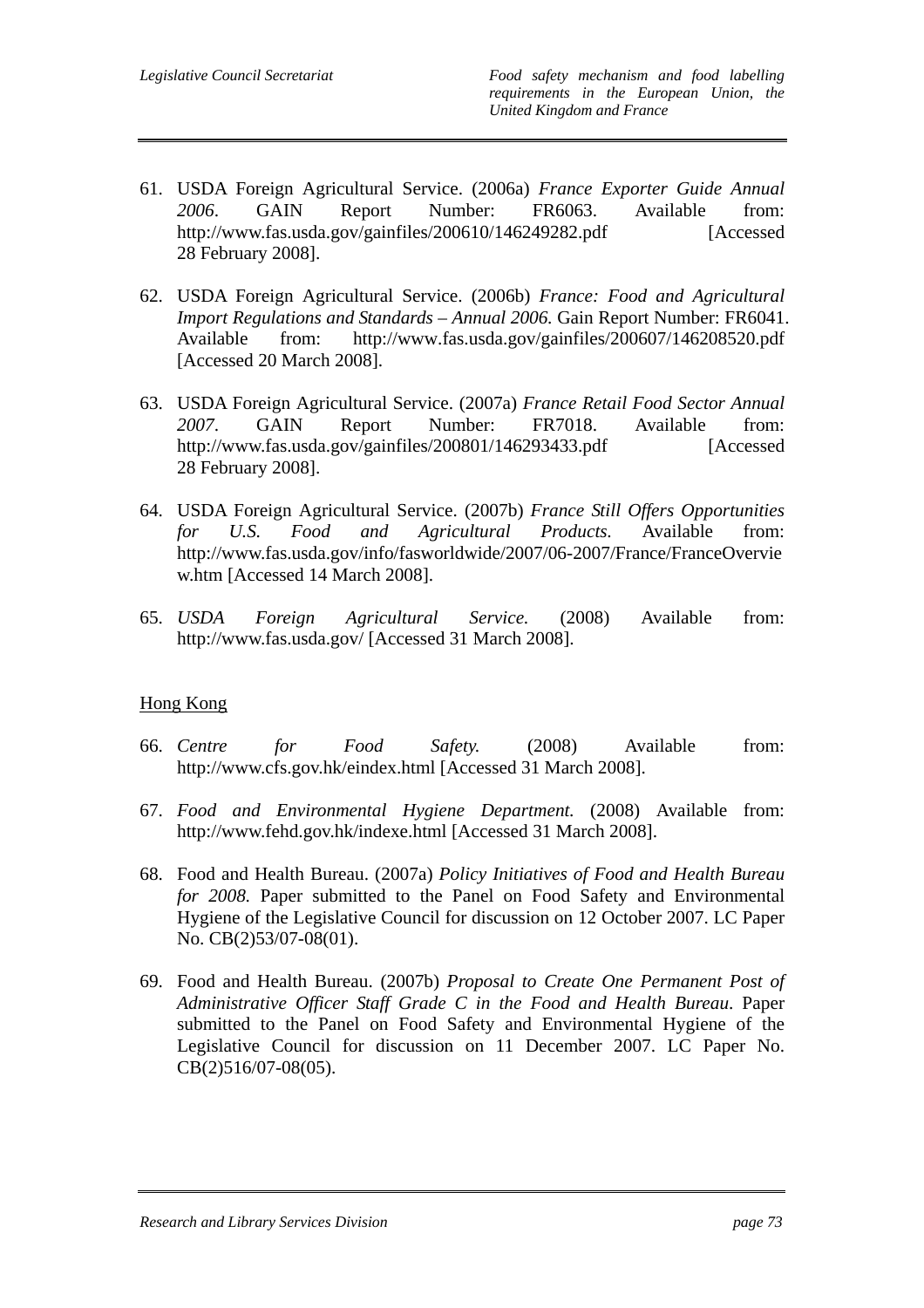61. USDA Foreign Agricultural Service. (2006a) *France Exporter Guide Annual 2006*. GAIN Report Number: FR6063. Available from: http://www.fas.usda.gov/gainfiles/200610/146249282.pdf [Accessed 28 February 2008].

62. USDA Foreign Agricultural Service. (2006b) *France: Food and Agricultural Import Regulations and Standards – Annual 2006.* Gain Report Number: FR6041. Available from: http://www.fas.usda.gov/gainfiles/200607/146208520.pdf [Accessed 20 March 2008].

63. USDA Foreign Agricultural Service. (2007a) *France Retail Food Sector Annual 2007*. GAIN Report Number: FR7018. Available from: http://www.fas.usda.gov/gainfiles/200801/146293433.pdf [Accessed 28 February 2008].

64. USDA Foreign Agricultural Service. (2007b) *France Still Offers Opportunities for U.S. Food and Agricultural Products.* Available from: http://www.fas.usda.gov/info/fasworldwide/2007/06-2007/France/FranceOverview.htm [Accessed 14 March 2008].

65. *USDA Foreign Agricultural Service.* (2008) Available from: http://www.fas.usda.gov/ [Accessed 31 March 2008].

<u>Hong Kong</u>

66. *Centre for Food Safety.* (2008) Available from: http://www.cfs.gov.hk/eindex.html [Accessed 31 March 2008].

67. *Food and Environmental Hygiene Department.* (2008) Available from: http://www.fehd.gov.hk/indexe.html [Accessed 31 March 2008].

68. Food and Health Bureau. (2007a) *Policy Initiatives of Food and Health Bureau for 2008.* Paper submitted to the Panel on Food Safety and Environmental Hygiene of the Legislative Council for discussion on 12 October 2007. LC Paper No. CB(2)53/07-08(01).

69. Food and Health Bureau. (2007b) *Proposal to Create One Permanent Post of Administrative Officer Staff Grade C in the Food and Health Bureau.* Paper submitted to the Panel on Food Safety and Environmental Hygiene of the Legislative Council for discussion on 11 December 2007. LC Paper No. CB(2)516/07-08(05).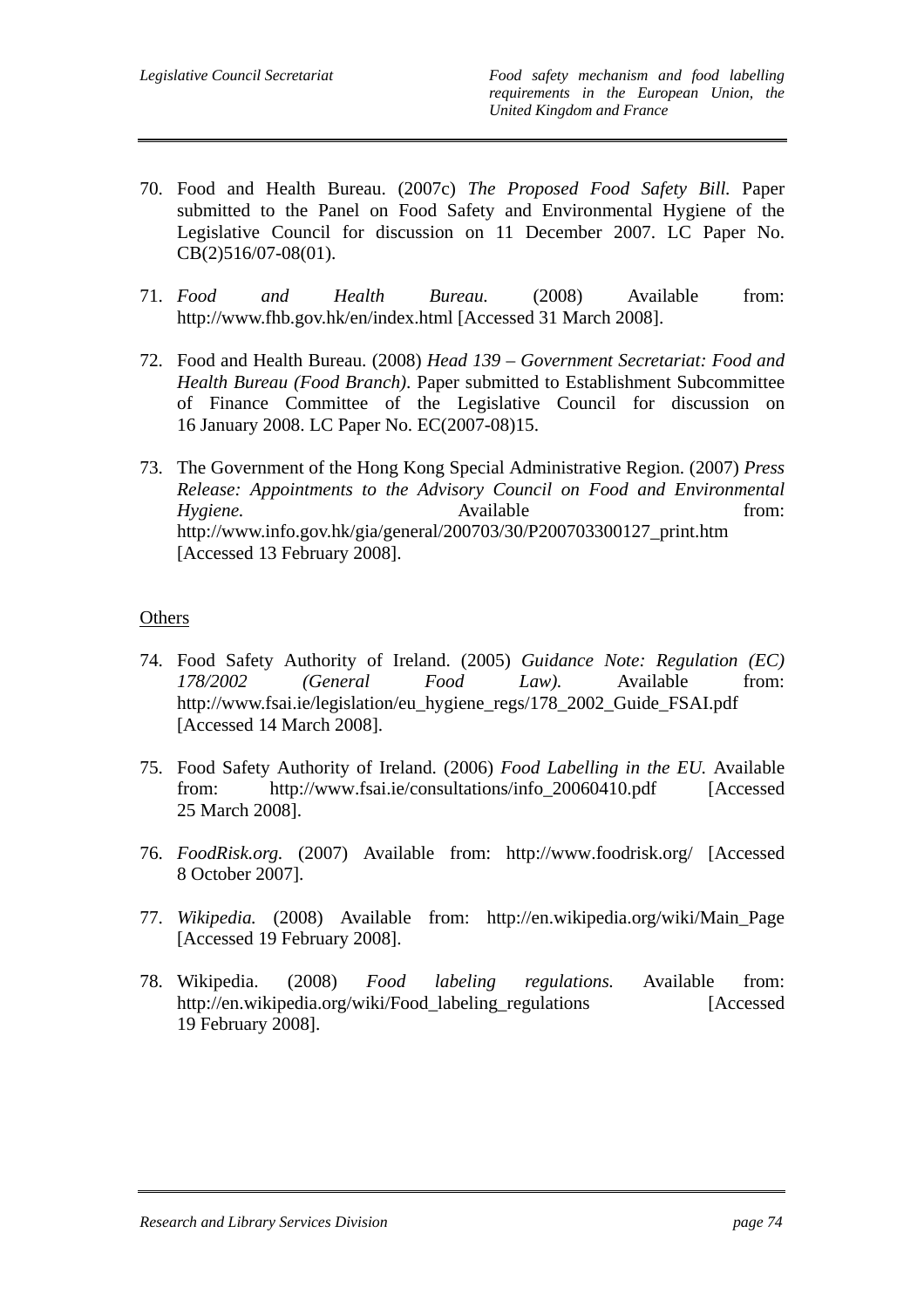70. Food and Health Bureau. (2007c) *The Proposed Food Safety Bill.* Paper submitted to the Panel on Food Safety and Environmental Hygiene of the Legislative Council for discussion on 11 December 2007. LC Paper No. CB(2)516/07-08(01).

71. *Food and Health Bureau.* (2008) Available from: http://www.fhb.gov.hk/en/index.html [Accessed 31 March 2008].

72. Food and Health Bureau. (2008) *Head 139 – Government Secretariat: Food and Health Bureau (Food Branch)*. Paper submitted to Establishment Subcommittee of Finance Committee of the Legislative Council for discussion on 16 January 2008. LC Paper No. EC(2007-08)15.

73. The Government of the Hong Kong Special Administrative Region. (2007) *Press Release: Appointments to the Advisory Council on Food and Environmental Hygiene.* Available from: http://www.info.gov.hk/gia/general/200703/30/P200703300127_print.htm [Accessed 13 February 2008].

<u>Others</u>

74. Food Safety Authority of Ireland. (2005) *Guidance Note: Regulation (EC) 178/2002 (General Food Law).* Available from: http://www.fsai.ie/legislation/eu_hygiene_regs/178_2002_Guide_FSAI.pdf [Accessed 14 March 2008].

75. Food Safety Authority of Ireland. (2006) *Food Labelling in the EU.* Available from: http://www.fsai.ie/consultations/info_20060410.pdf [Accessed 25 March 2008].

76. *FoodRisk.org.* (2007) Available from: http://www.foodrisk.org/ [Accessed 8 October 2007].

77. *Wikipedia.* (2008) Available from: http://en.wikipedia.org/wiki/Main_Page [Accessed 19 February 2008].

78. Wikipedia. (2008) *Food labeling regulations.* Available from: http://en.wikipedia.org/wiki/Food_labeling_regulations [Accessed 19 February 2008].